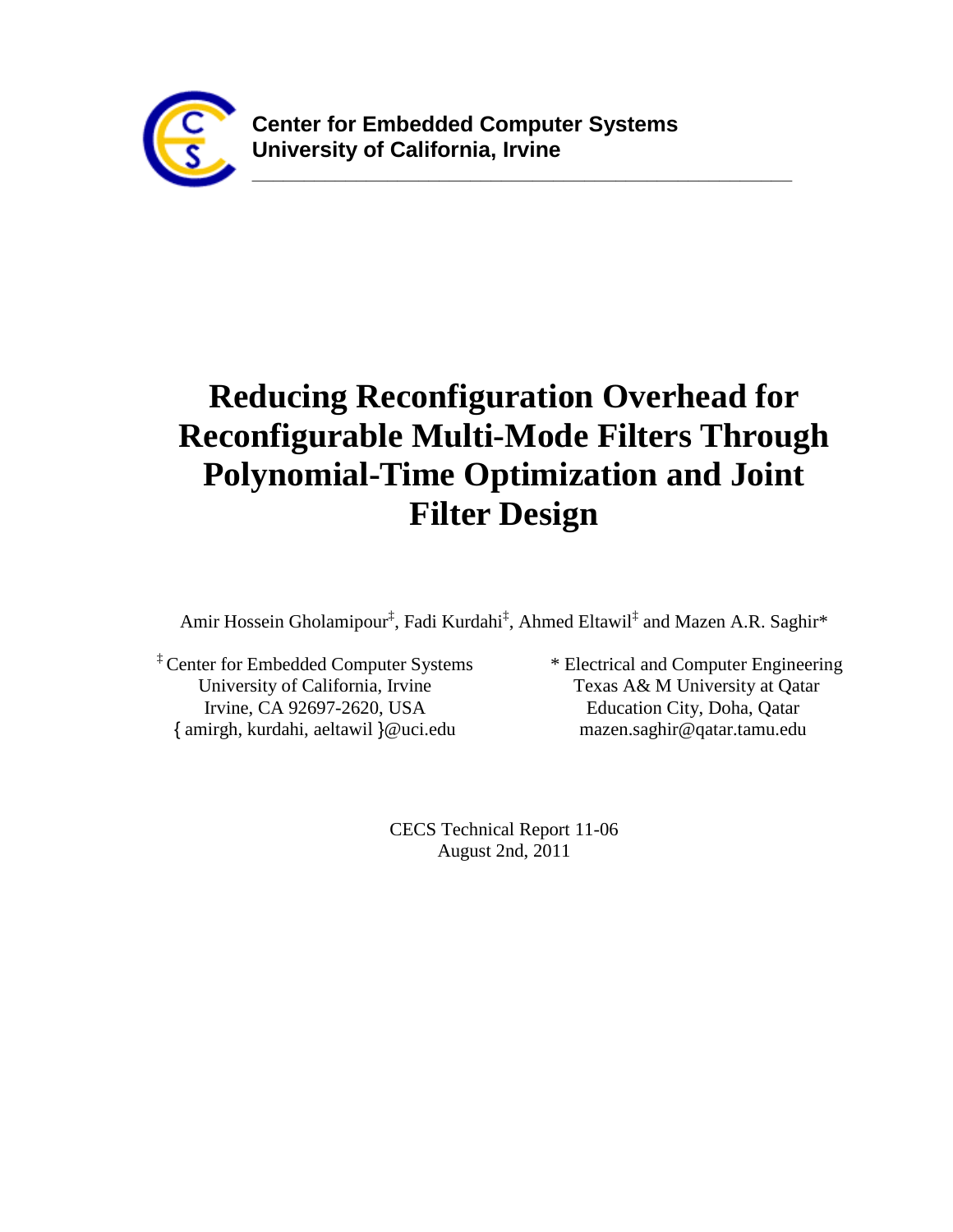**Center for Embedded Computer Systems**
**University of California, Irvine**

# Reducing Reconfiguration Overhead for Reconfigurable Multi-Mode Filters Through Polynomial-Time Optimization and Joint Filter Design

Amir Hossein Gholamipour[‡], Fadi Kurdahi[‡], Ahmed Eltawil[‡] and Mazen A.R. Saghir[*]

[‡] Center for Embedded Computer Systems
University of California, Irvine
Irvine, CA 92697-2620, USA
{ amirgh, kurdahi, aeltawil }@uci.edu

[*] Electrical and Computer Engineering
Texas A& M University at Qatar
Education City, Doha, Qatar
mazen.saghir@qatar.tamu.edu

CECS Technical Report 11-06
August 2nd, 2011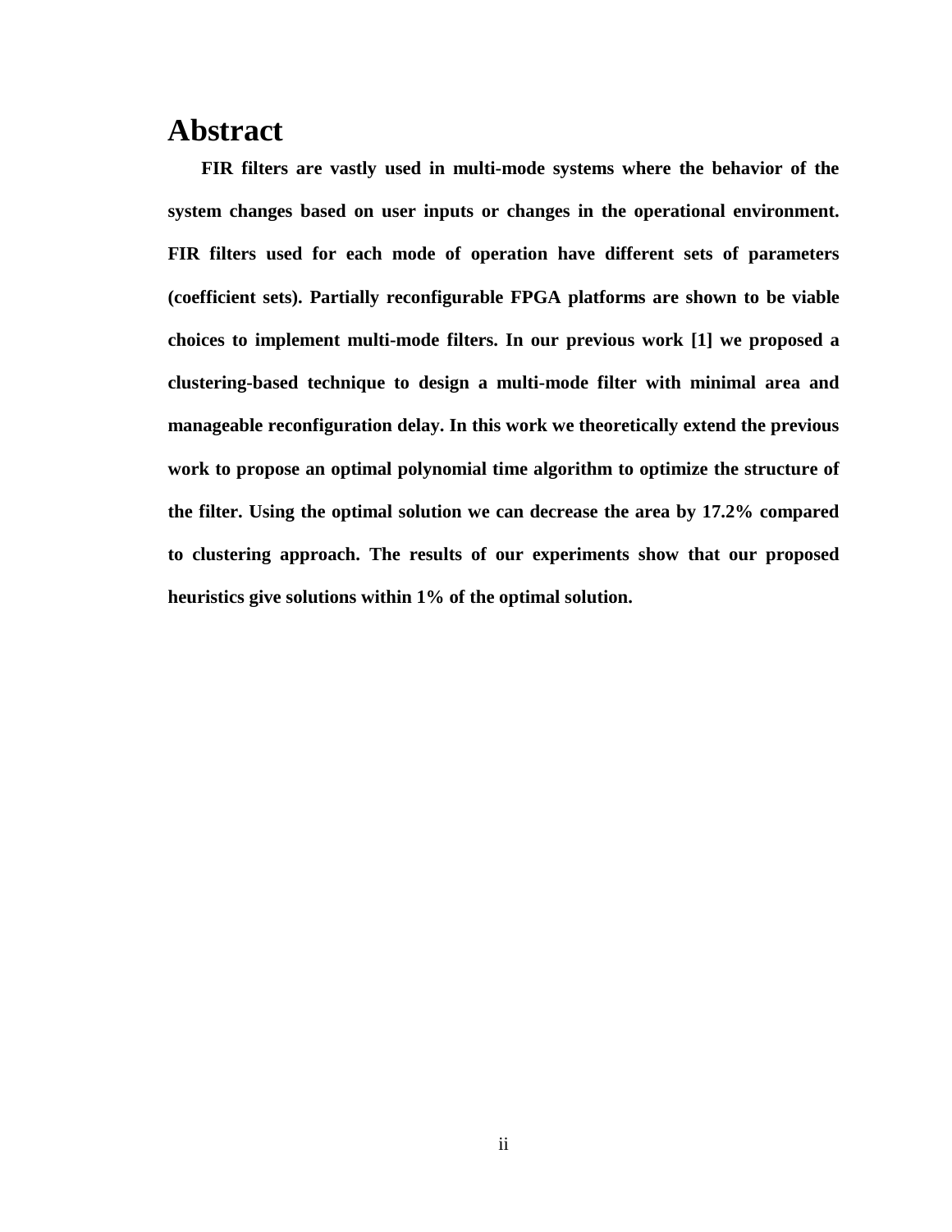# Abstract

**FIR filters are vastly used in multi-mode systems where the behavior of the system changes based on user inputs or changes in the operational environment. FIR filters used for each mode of operation have different sets of parameters (coefficient sets). Partially reconfigurable FPGA platforms are shown to be viable choices to implement multi-mode filters. In our previous work [1] we proposed a clustering-based technique to design a multi-mode filter with minimal area and manageable reconfiguration delay. In this work we theoretically extend the previous work to propose an optimal polynomial time algorithm to optimize the structure of the filter. Using the optimal solution we can decrease the area by 17.2% compared to clustering approach. The results of our experiments show that our proposed heuristics give solutions within 1% of the optimal solution.**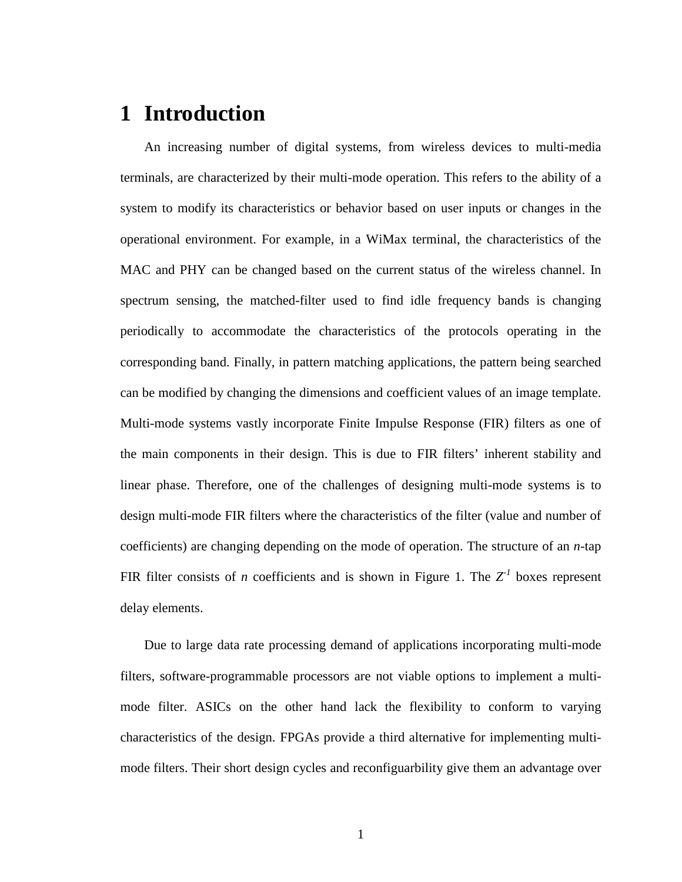# 1 Introduction

An increasing number of digital systems, from wireless devices to multi-media terminals, are characterized by their multi-mode operation. This refers to the ability of a system to modify its characteristics or behavior based on user inputs or changes in the operational environment. For example, in a WiMax terminal, the characteristics of the MAC and PHY can be changed based on the current status of the wireless channel. In spectrum sensing, the matched-filter used to find idle frequency bands is changing periodically to accommodate the characteristics of the protocols operating in the corresponding band. Finally, in pattern matching applications, the pattern being searched can be modified by changing the dimensions and coefficient values of an image template. Multi-mode systems vastly incorporate Finite Impulse Response (FIR) filters as one of the main components in their design. This is due to FIR filters' inherent stability and linear phase. Therefore, one of the challenges of designing multi-mode systems is to design multi-mode FIR filters where the characteristics of the filter (value and number of coefficients) are changing depending on the mode of operation. The structure of an *n*-tap FIR filter consists of *n* coefficients and is shown in Figure 1. The $Z^{-1}$ boxes represent delay elements.

Due to large data rate processing demand of applications incorporating multi-mode filters, software-programmable processors are not viable options to implement a multi-mode filter. ASICs on the other hand lack the flexibility to conform to varying characteristics of the design. FPGAs provide a third alternative for implementing multi-mode filters. Their short design cycles and reconfiguarbility give them an advantage over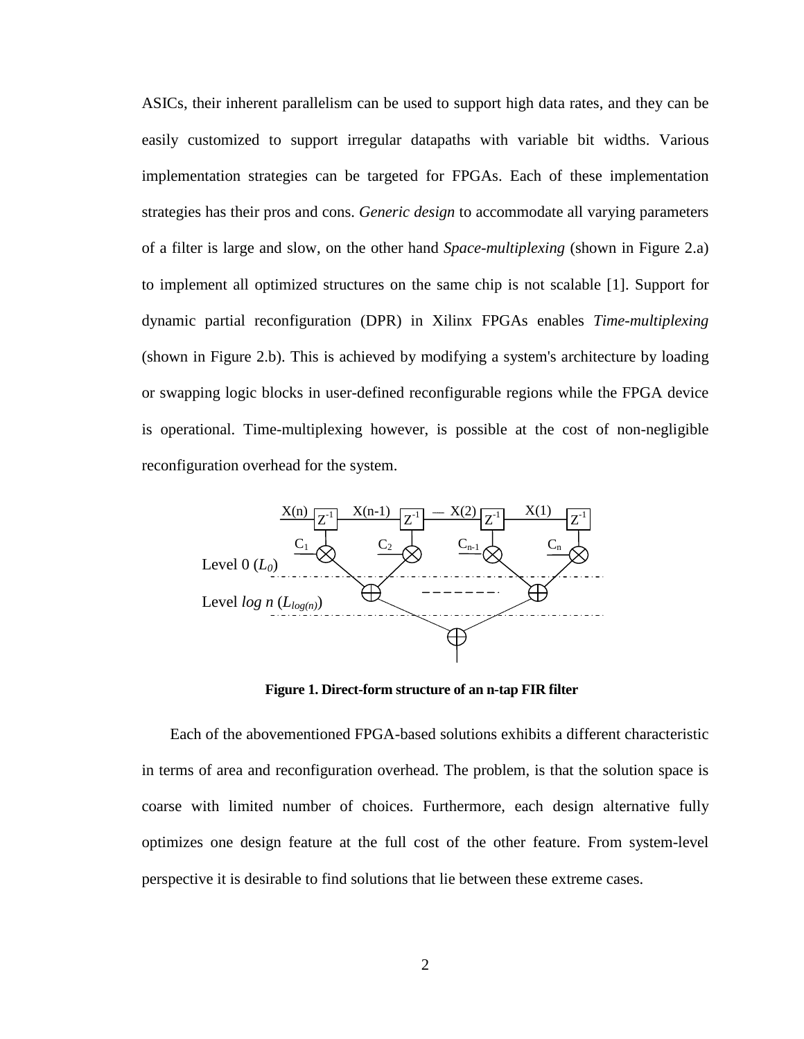ASICs, their inherent parallelism can be used to support high data rates, and they can be easily customized to support irregular datapaths with variable bit widths. Various implementation strategies can be targeted for FPGAs. Each of these implementation strategies has their pros and cons. *Generic design* to accommodate all varying parameters of a filter is large and slow, on the other hand *Space-multiplexing* (shown in Figure 2.a) to implement all optimized structures on the same chip is not scalable [1]. Support for dynamic partial reconfiguration (DPR) in Xilinx FPGAs enables *Time-multiplexing* (shown in Figure 2.b). This is achieved by modifying a system's architecture by loading or swapping logic blocks in user-defined reconfigurable regions while the FPGA device is operational. Time-multiplexing however, is possible at the cost of non-negligible reconfiguration overhead for the system.

**Figure 1. Direct-form structure of an n-tap FIR filter**

Each of the abovementioned FPGA-based solutions exhibits a different characteristic in terms of area and reconfiguration overhead. The problem, is that the solution space is coarse with limited number of choices. Furthermore, each design alternative fully optimizes one design feature at the full cost of the other feature. From system-level perspective it is desirable to find solutions that lie between these extreme cases.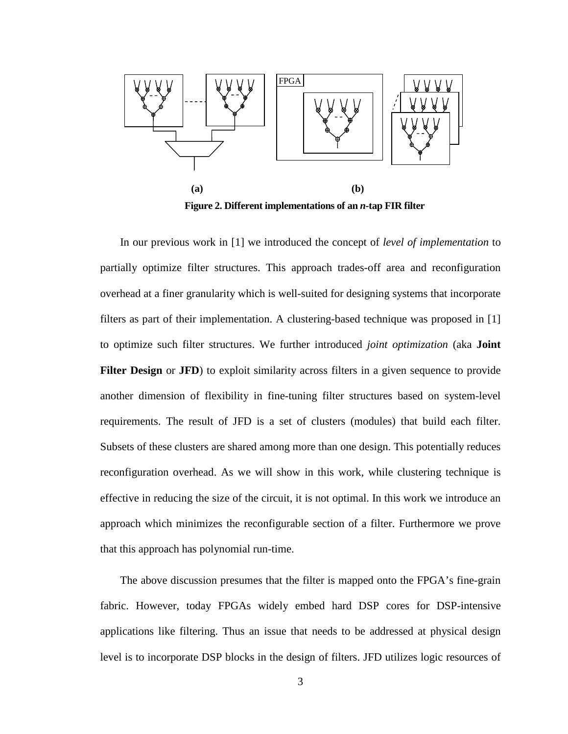**(a)** **(b)**

**Figure 2. Different implementations of an *n*-tap FIR filter**

In our previous work in [1] we introduced the concept of *level of implementation* to partially optimize filter structures. This approach trades-off area and reconfiguration overhead at a finer granularity which is well-suited for designing systems that incorporate filters as part of their implementation. A clustering-based technique was proposed in [1] to optimize such filter structures. We further introduced *joint optimization* (aka **Joint Filter Design** or **JFD**) to exploit similarity across filters in a given sequence to provide another dimension of flexibility in fine-tuning filter structures based on system-level requirements. The result of JFD is a set of clusters (modules) that build each filter. Subsets of these clusters are shared among more than one design. This potentially reduces reconfiguration overhead. As we will show in this work, while clustering technique is effective in reducing the size of the circuit, it is not optimal. In this work we introduce an approach which minimizes the reconfigurable section of a filter. Furthermore we prove that this approach has polynomial run-time.

The above discussion presumes that the filter is mapped onto the FPGA's fine-grain fabric. However, today FPGAs widely embed hard DSP cores for DSP-intensive applications like filtering. Thus an issue that needs to be addressed at physical design level is to incorporate DSP blocks in the design of filters. JFD utilizes logic resources of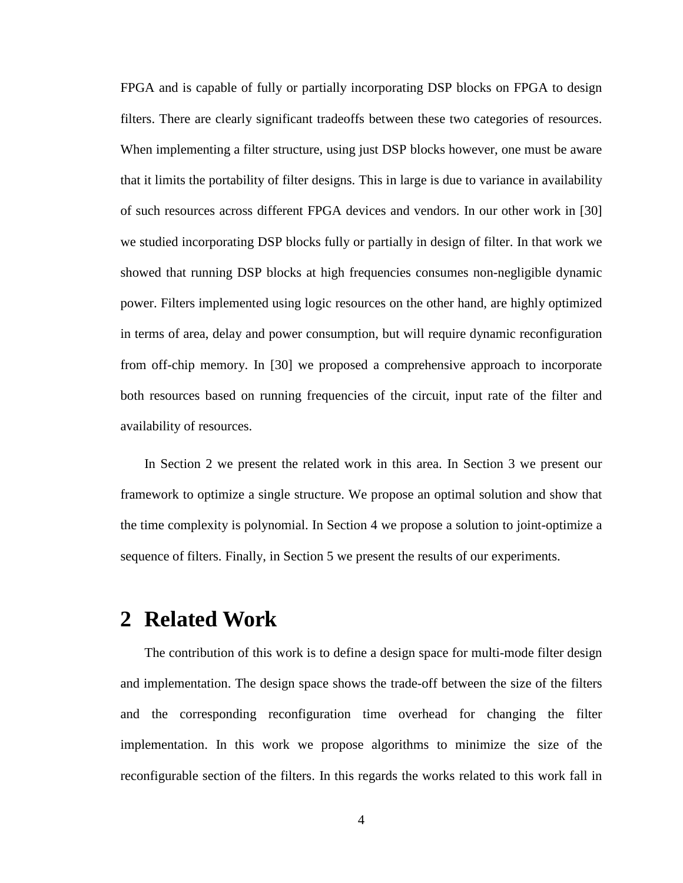FPGA and is capable of fully or partially incorporating DSP blocks on FPGA to design filters. There are clearly significant tradeoffs between these two categories of resources. When implementing a filter structure, using just DSP blocks however, one must be aware that it limits the portability of filter designs. This in large is due to variance in availability of such resources across different FPGA devices and vendors. In our other work in [30] we studied incorporating DSP blocks fully or partially in design of filter. In that work we showed that running DSP blocks at high frequencies consumes non-negligible dynamic power. Filters implemented using logic resources on the other hand, are highly optimized in terms of area, delay and power consumption, but will require dynamic reconfiguration from off-chip memory. In [30] we proposed a comprehensive approach to incorporate both resources based on running frequencies of the circuit, input rate of the filter and availability of resources.

In Section 2 we present the related work in this area. In Section 3 we present our framework to optimize a single structure. We propose an optimal solution and show that the time complexity is polynomial. In Section 4 we propose a solution to joint-optimize a sequence of filters. Finally, in Section 5 we present the results of our experiments.

# 2 Related Work

The contribution of this work is to define a design space for multi-mode filter design and implementation. The design space shows the trade-off between the size of the filters and the corresponding reconfiguration time overhead for changing the filter implementation. In this work we propose algorithms to minimize the size of the reconfigurable section of the filters. In this regards the works related to this work fall in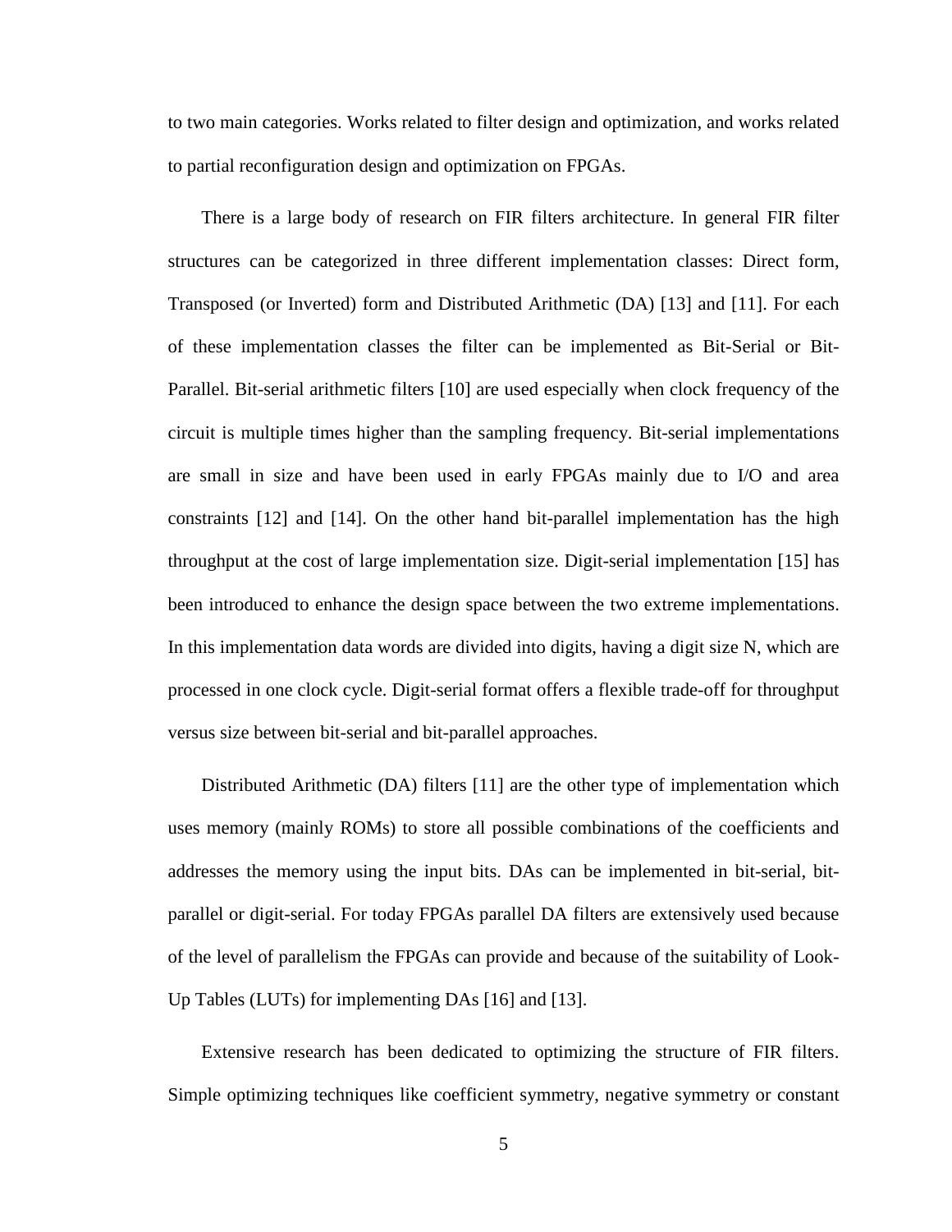to two main categories. Works related to filter design and optimization, and works related to partial reconfiguration design and optimization on FPGAs.

There is a large body of research on FIR filters architecture. In general FIR filter structures can be categorized in three different implementation classes: Direct form, Transposed (or Inverted) form and Distributed Arithmetic (DA) [13] and [11]. For each of these implementation classes the filter can be implemented as Bit-Serial or Bit-Parallel. Bit-serial arithmetic filters [10] are used especially when clock frequency of the circuit is multiple times higher than the sampling frequency. Bit-serial implementations are small in size and have been used in early FPGAs mainly due to I/O and area constraints [12] and [14]. On the other hand bit-parallel implementation has the high throughput at the cost of large implementation size. Digit-serial implementation [15] has been introduced to enhance the design space between the two extreme implementations. In this implementation data words are divided into digits, having a digit size N, which are processed in one clock cycle. Digit-serial format offers a flexible trade-off for throughput versus size between bit-serial and bit-parallel approaches.

Distributed Arithmetic (DA) filters [11] are the other type of implementation which uses memory (mainly ROMs) to store all possible combinations of the coefficients and addresses the memory using the input bits. DAs can be implemented in bit-serial, bit-parallel or digit-serial. For today FPGAs parallel DA filters are extensively used because of the level of parallelism the FPGAs can provide and because of the suitability of Look-Up Tables (LUTs) for implementing DAs [16] and [13].

Extensive research has been dedicated to optimizing the structure of FIR filters. Simple optimizing techniques like coefficient symmetry, negative symmetry or constant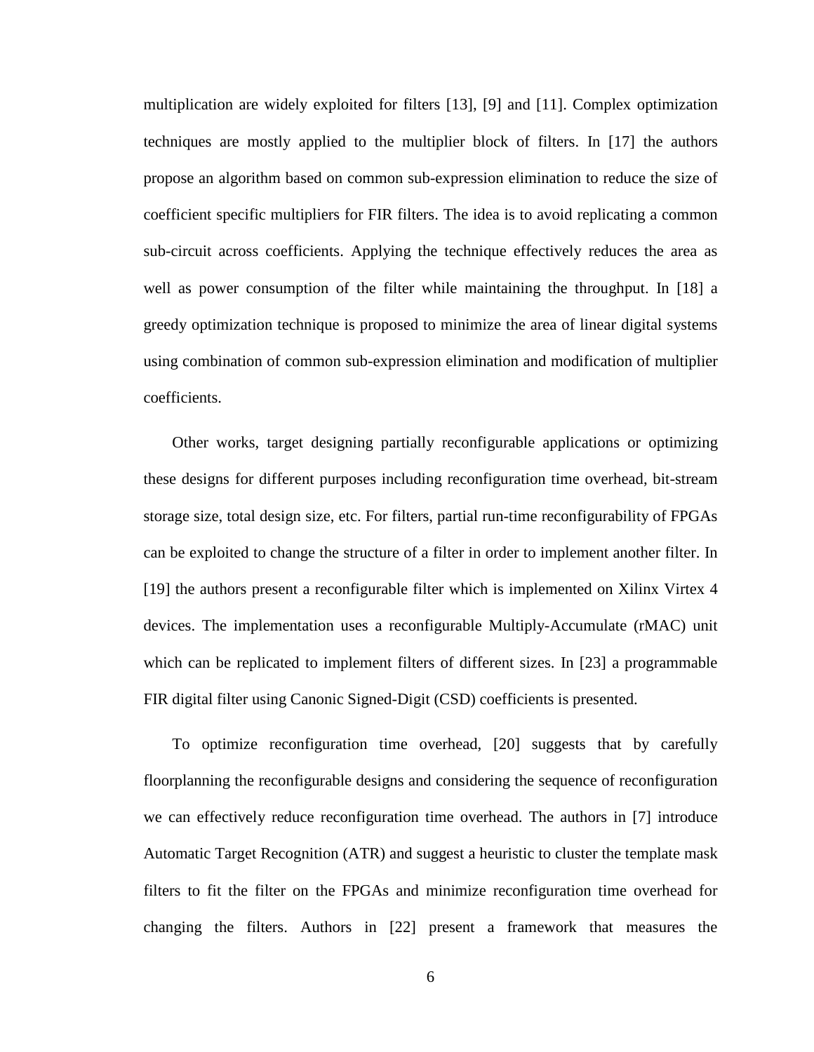multiplication are widely exploited for filters [13], [9] and [11]. Complex optimization techniques are mostly applied to the multiplier block of filters. In [17] the authors propose an algorithm based on common sub-expression elimination to reduce the size of coefficient specific multipliers for FIR filters. The idea is to avoid replicating a common sub-circuit across coefficients. Applying the technique effectively reduces the area as well as power consumption of the filter while maintaining the throughput. In [18] a greedy optimization technique is proposed to minimize the area of linear digital systems using combination of common sub-expression elimination and modification of multiplier coefficients.

Other works, target designing partially reconfigurable applications or optimizing these designs for different purposes including reconfiguration time overhead, bit-stream storage size, total design size, etc. For filters, partial run-time reconfigurability of FPGAs can be exploited to change the structure of a filter in order to implement another filter. In [19] the authors present a reconfigurable filter which is implemented on Xilinx Virtex 4 devices. The implementation uses a reconfigurable Multiply-Accumulate (rMAC) unit which can be replicated to implement filters of different sizes. In [23] a programmable FIR digital filter using Canonic Signed-Digit (CSD) coefficients is presented.

To optimize reconfiguration time overhead, [20] suggests that by carefully floorplanning the reconfigurable designs and considering the sequence of reconfiguration we can effectively reduce reconfiguration time overhead. The authors in [7] introduce Automatic Target Recognition (ATR) and suggest a heuristic to cluster the template mask filters to fit the filter on the FPGAs and minimize reconfiguration time overhead for changing the filters. Authors in [22] present a framework that measures the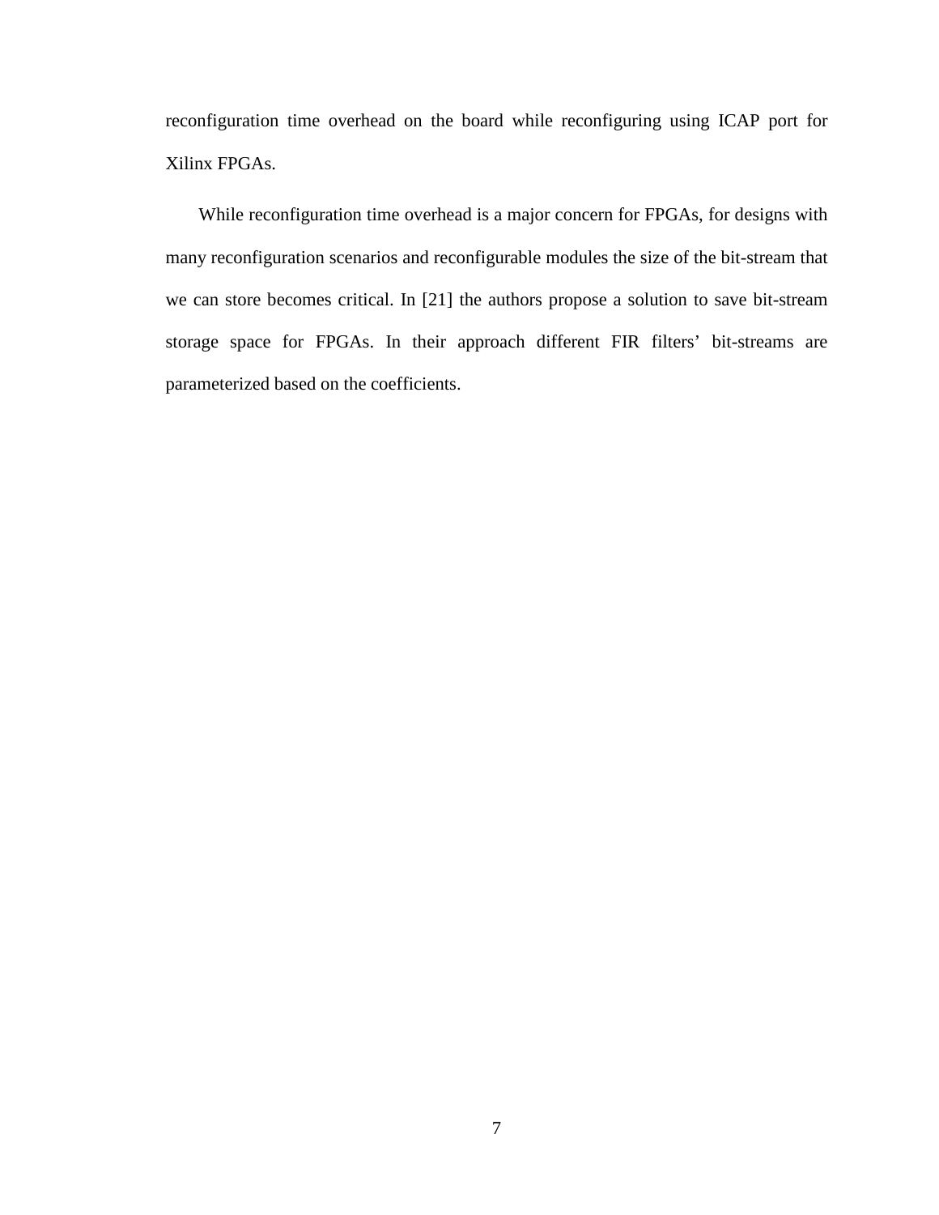reconfiguration time overhead on the board while reconfiguring using ICAP port for Xilinx FPGAs.

While reconfiguration time overhead is a major concern for FPGAs, for designs with many reconfiguration scenarios and reconfigurable modules the size of the bit-stream that we can store becomes critical. In [21] the authors propose a solution to save bit-stream storage space for FPGAs. In their approach different FIR filters' bit-streams are parameterized based on the coefficients.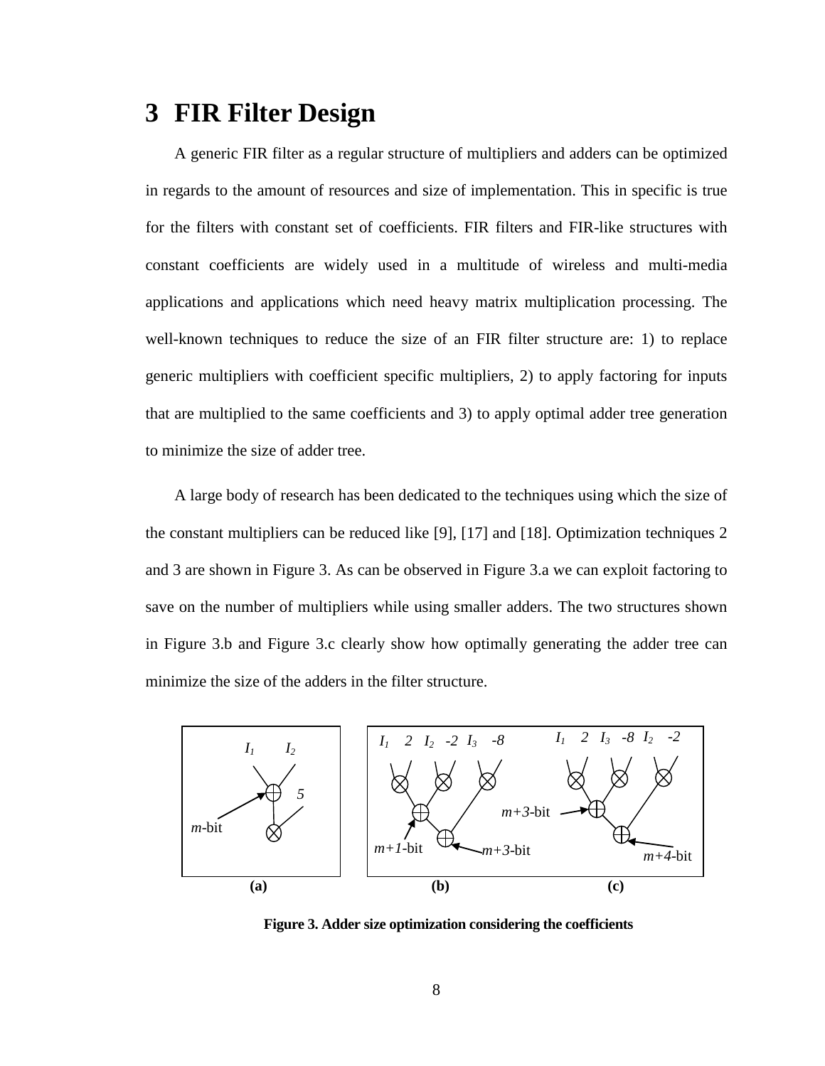# 3 FIR Filter Design

A generic FIR filter as a regular structure of multipliers and adders can be optimized in regards to the amount of resources and size of implementation. This in specific is true for the filters with constant set of coefficients. FIR filters and FIR-like structures with constant coefficients are widely used in a multitude of wireless and multi-media applications and applications which need heavy matrix multiplication processing. The well-known techniques to reduce the size of an FIR filter structure are: 1) to replace generic multipliers with coefficient specific multipliers, 2) to apply factoring for inputs that are multiplied to the same coefficients and 3) to apply optimal adder tree generation to minimize the size of adder tree.

A large body of research has been dedicated to the techniques using which the size of the constant multipliers can be reduced like [9], [17] and [18]. Optimization techniques 2 and 3 are shown in Figure 3. As can be observed in Figure 3.a we can exploit factoring to save on the number of multipliers while using smaller adders. The two structures shown in Figure 3.b and Figure 3.c clearly show how optimally generating the adder tree can minimize the size of the adders in the filter structure.

**Figure 3. Adder size optimization considering the coefficients**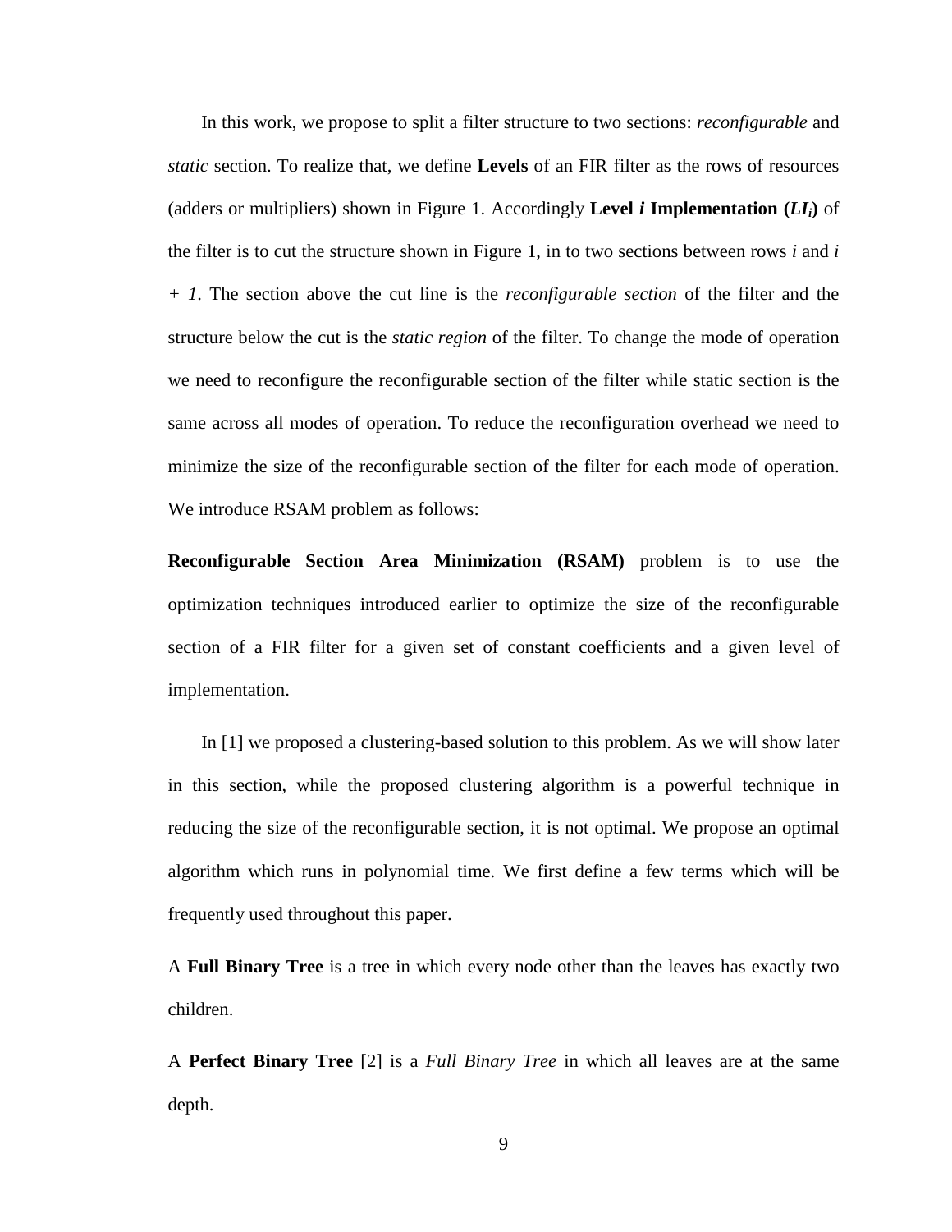In this work, we propose to split a filter structure to two sections: *reconfigurable* and *static* section. To realize that, we define **Levels** of an FIR filter as the rows of resources (adders or multipliers) shown in Figure 1. Accordingly **Level *i* Implementation (*LI$_i$*)** of the filter is to cut the structure shown in Figure 1, in to two sections between rows $i$ and $i + 1$. The section above the cut line is the *reconfigurable section* of the filter and the structure below the cut is the *static region* of the filter. To change the mode of operation we need to reconfigure the reconfigurable section of the filter while static section is the same across all modes of operation. To reduce the reconfiguration overhead we need to minimize the size of the reconfigurable section of the filter for each mode of operation. We introduce RSAM problem as follows:

**Reconfigurable Section Area Minimization (RSAM)** problem is to use the optimization techniques introduced earlier to optimize the size of the reconfigurable section of a FIR filter for a given set of constant coefficients and a given level of implementation.

In [1] we proposed a clustering-based solution to this problem. As we will show later in this section, while the proposed clustering algorithm is a powerful technique in reducing the size of the reconfigurable section, it is not optimal. We propose an optimal algorithm which runs in polynomial time. We first define a few terms which will be frequently used throughout this paper.

A **Full Binary Tree** is a tree in which every node other than the leaves has exactly two children.

A **Perfect Binary Tree** [2] is a *Full Binary Tree* in which all leaves are at the same depth.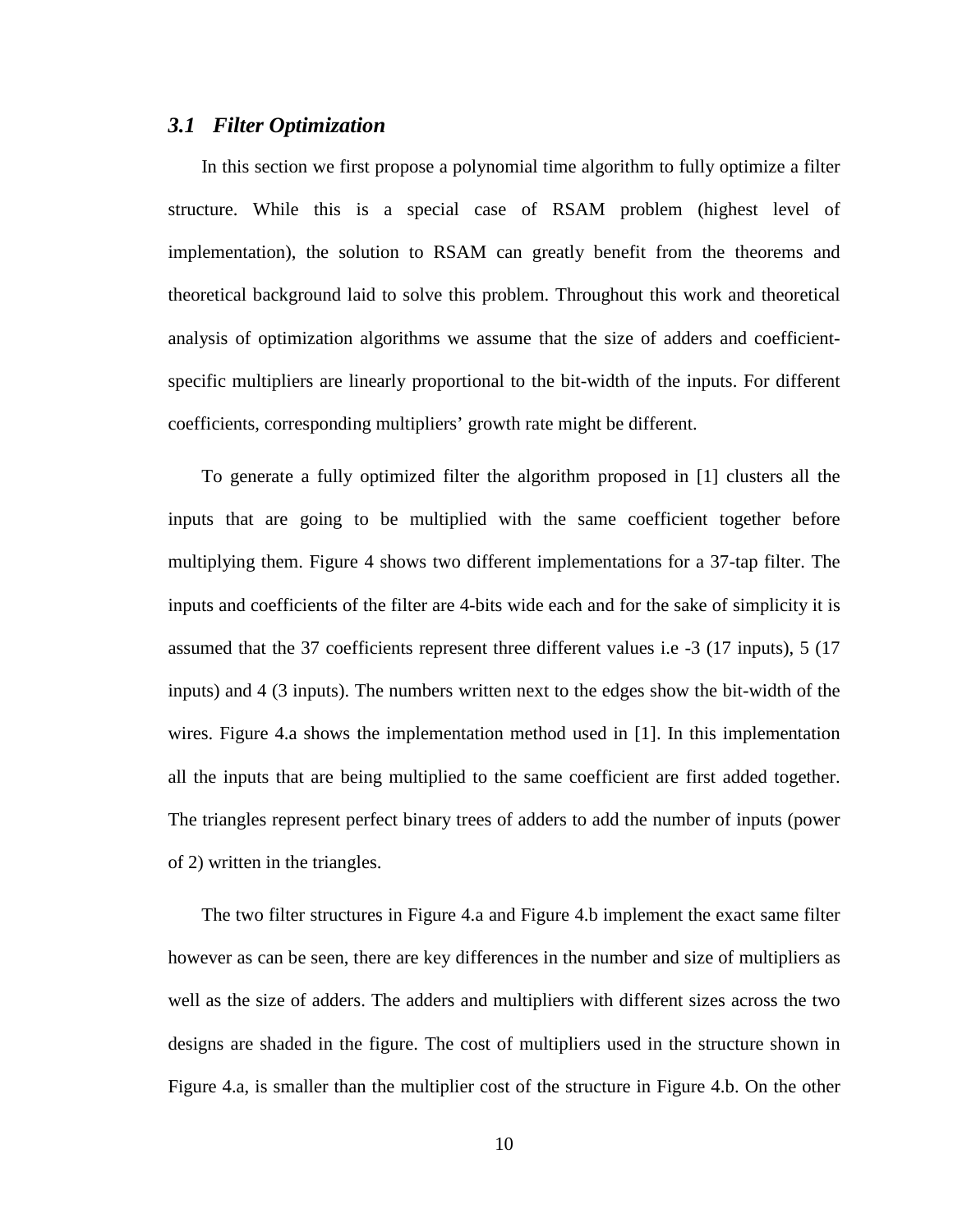### *3.1 Filter Optimization*

In this section we first propose a polynomial time algorithm to fully optimize a filter structure. While this is a special case of RSAM problem (highest level of implementation), the solution to RSAM can greatly benefit from the theorems and theoretical background laid to solve this problem. Throughout this work and theoretical analysis of optimization algorithms we assume that the size of adders and coefficient-specific multipliers are linearly proportional to the bit-width of the inputs. For different coefficients, corresponding multipliers' growth rate might be different.

To generate a fully optimized filter the algorithm proposed in [1] clusters all the inputs that are going to be multiplied with the same coefficient together before multiplying them. Figure 4 shows two different implementations for a 37-tap filter. The inputs and coefficients of the filter are 4-bits wide each and for the sake of simplicity it is assumed that the 37 coefficients represent three different values i.e -3 (17 inputs), 5 (17 inputs) and 4 (3 inputs). The numbers written next to the edges show the bit-width of the wires. Figure 4.a shows the implementation method used in [1]. In this implementation all the inputs that are being multiplied to the same coefficient are first added together. The triangles represent perfect binary trees of adders to add the number of inputs (power of 2) written in the triangles.

The two filter structures in Figure 4.a and Figure 4.b implement the exact same filter however as can be seen, there are key differences in the number and size of multipliers as well as the size of adders. The adders and multipliers with different sizes across the two designs are shaded in the figure. The cost of multipliers used in the structure shown in Figure 4.a, is smaller than the multiplier cost of the structure in Figure 4.b. On the other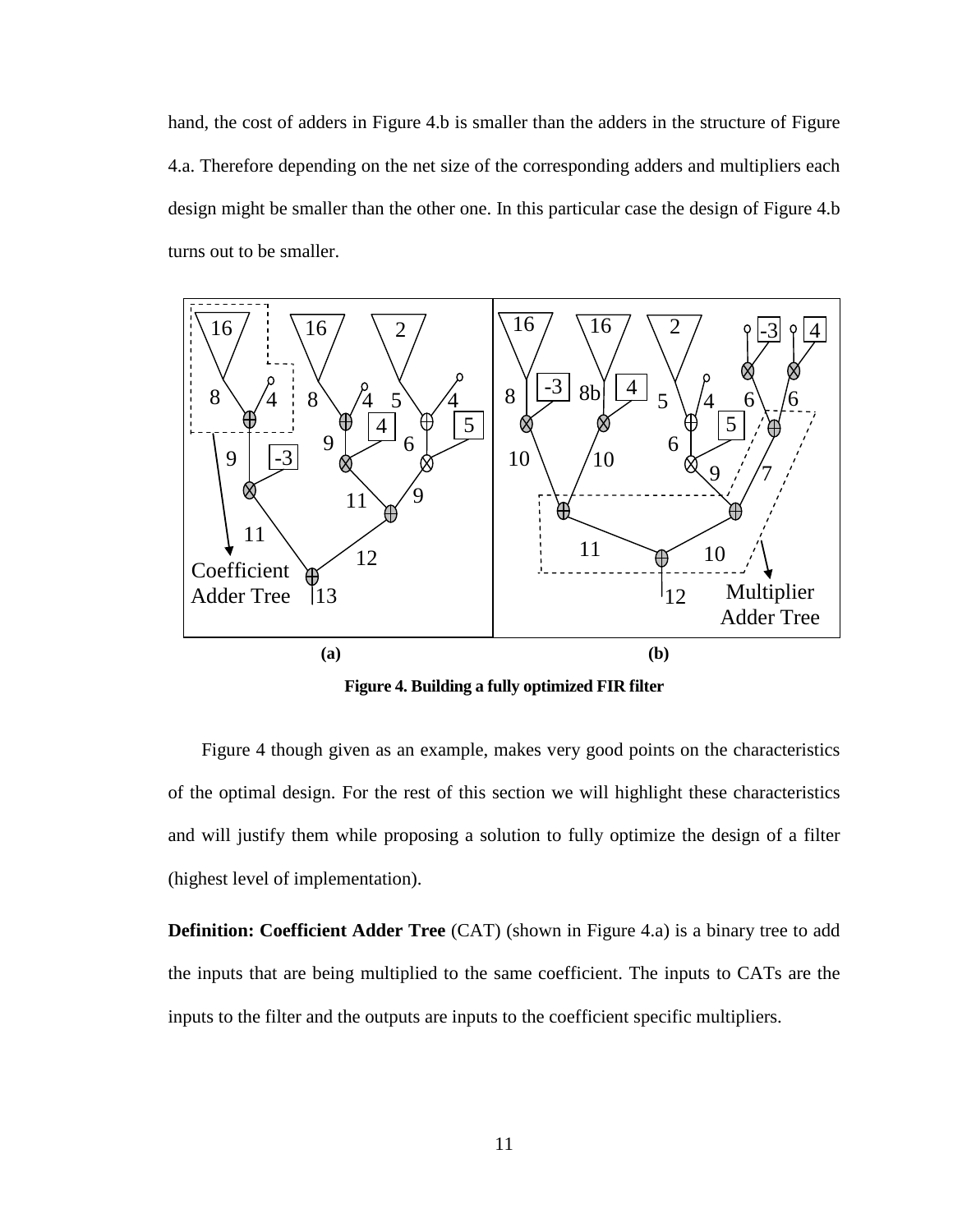hand, the cost of adders in Figure 4.b is smaller than the adders in the structure of Figure 4.a. Therefore depending on the net size of the corresponding adders and multipliers each design might be smaller than the other one. In this particular case the design of Figure 4.b turns out to be smaller.

**Figure 4. Building a fully optimized FIR filter**

Figure 4 though given as an example, makes very good points on the characteristics of the optimal design. For the rest of this section we will highlight these characteristics and will justify them while proposing a solution to fully optimize the design of a filter (highest level of implementation).

**Definition: Coefficient Adder Tree** (CAT) (shown in Figure 4.a) is a binary tree to add the inputs that are being multiplied to the same coefficient. The inputs to CATs are the inputs to the filter and the outputs are inputs to the coefficient specific multipliers.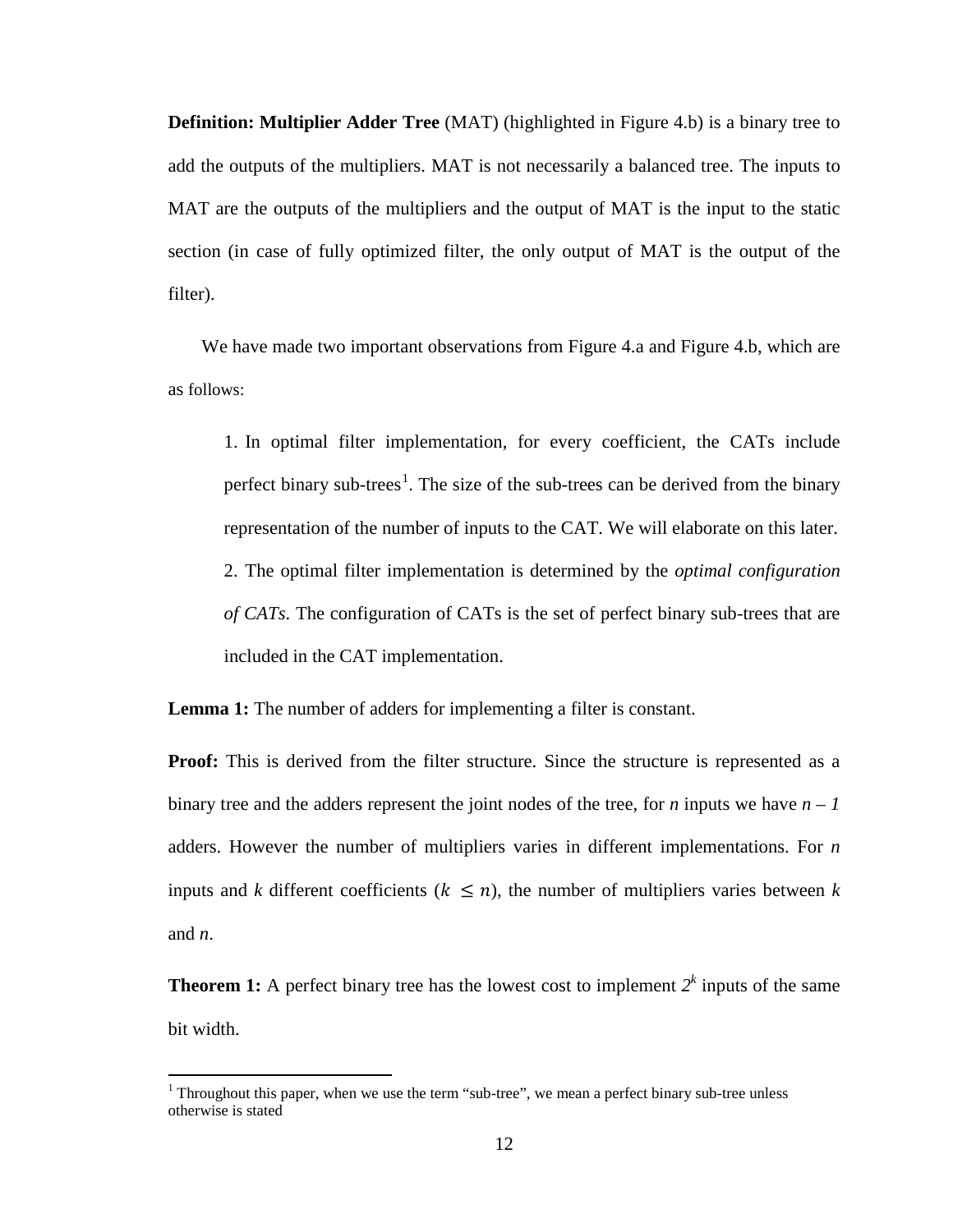**Definition: Multiplier Adder Tree** (MAT) (highlighted in Figure 4.b) is a binary tree to add the outputs of the multipliers. MAT is not necessarily a balanced tree. The inputs to MAT are the outputs of the multipliers and the output of MAT is the input to the static section (in case of fully optimized filter, the only output of MAT is the output of the filter).

We have made two important observations from Figure 4.a and Figure 4.b, which are as follows:

1. In optimal filter implementation, for every coefficient, the CATs include perfect binary sub-trees[1]. The size of the sub-trees can be derived from the binary representation of the number of inputs to the CAT. We will elaborate on this later.
2. The optimal filter implementation is determined by the *optimal configuration of CATs*. The configuration of CATs is the set of perfect binary sub-trees that are included in the CAT implementation.

**Lemma 1:** The number of adders for implementing a filter is constant.

**Proof:** This is derived from the filter structure. Since the structure is represented as a binary tree and the adders represent the joint nodes of the tree, for $n$ inputs we have $n - 1$ adders. However the number of multipliers varies in different implementations. For $n$ inputs and $k$ different coefficients ($k \leq n$), the number of multipliers varies between $k$ and $n$.

**Theorem 1:** A perfect binary tree has the lowest cost to implement $2^k$ inputs of the same bit width.

[1] Throughout this paper, when we use the term "sub-tree", we mean a perfect binary sub-tree unless otherwise is stated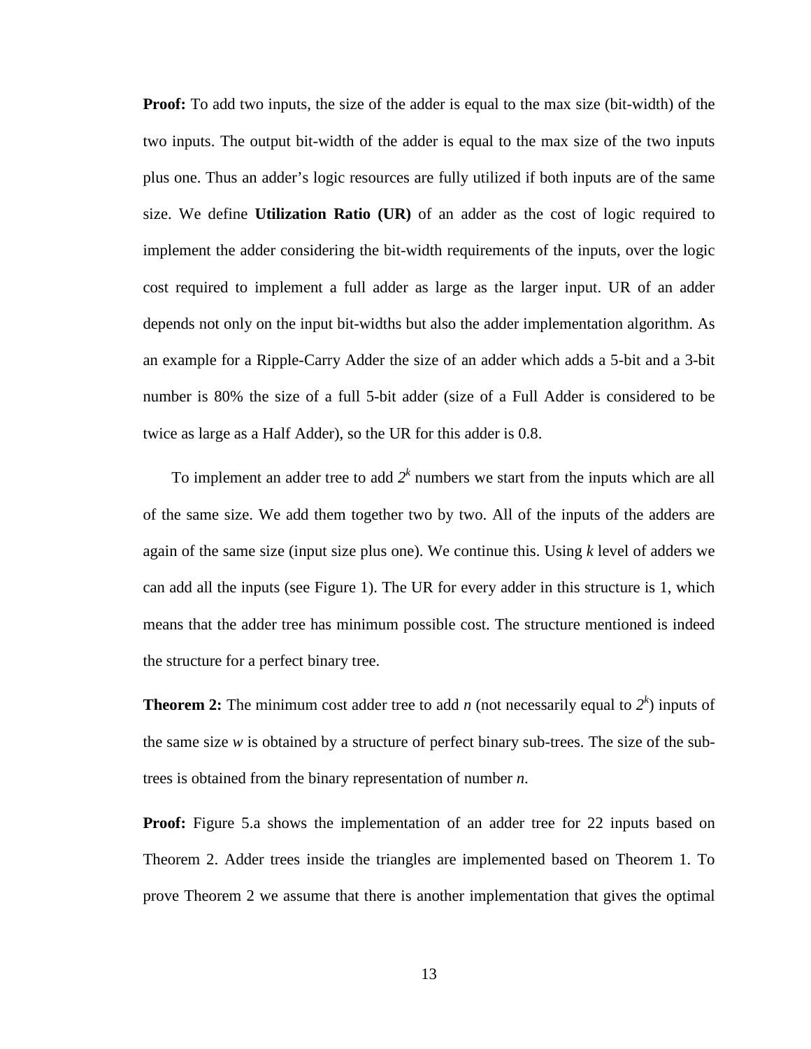**Proof:** To add two inputs, the size of the adder is equal to the max size (bit-width) of the two inputs. The output bit-width of the adder is equal to the max size of the two inputs plus one. Thus an adder's logic resources are fully utilized if both inputs are of the same size. We define **Utilization Ratio (UR)** of an adder as the cost of logic required to implement the adder considering the bit-width requirements of the inputs, over the logic cost required to implement a full adder as large as the larger input. UR of an adder depends not only on the input bit-widths but also the adder implementation algorithm. As an example for a Ripple-Carry Adder the size of an adder which adds a 5-bit and a 3-bit number is 80% the size of a full 5-bit adder (size of a Full Adder is considered to be twice as large as a Half Adder), so the UR for this adder is 0.8.

To implement an adder tree to add $2^k$ numbers we start from the inputs which are all of the same size. We add them together two by two. All of the inputs of the adders are again of the same size (input size plus one). We continue this. Using $k$ level of adders we can add all the inputs (see Figure 1). The UR for every adder in this structure is 1, which means that the adder tree has minimum possible cost. The structure mentioned is indeed the structure for a perfect binary tree.

**Theorem 2:** The minimum cost adder tree to add $n$ (not necessarily equal to $2^k$) inputs of the same size $w$ is obtained by a structure of perfect binary sub-trees. The size of the sub-trees is obtained from the binary representation of number $n$.

**Proof:** Figure 5.a shows the implementation of an adder tree for 22 inputs based on Theorem 2. Adder trees inside the triangles are implemented based on Theorem 1. To prove Theorem 2 we assume that there is another implementation that gives the optimal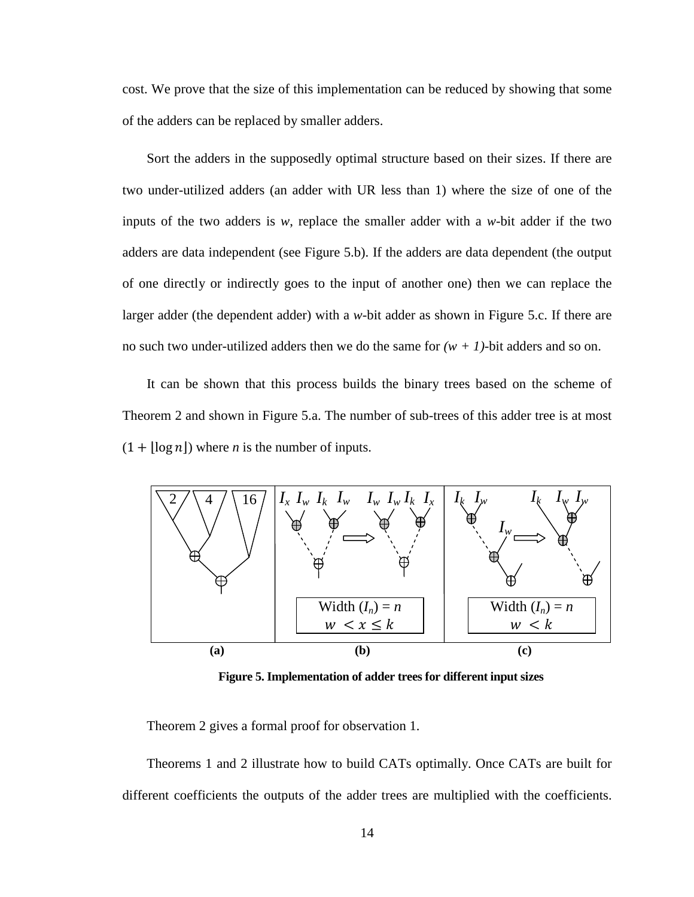cost. We prove that the size of this implementation can be reduced by showing that some of the adders can be replaced by smaller adders.

Sort the adders in the supposedly optimal structure based on their sizes. If there are two under-utilized adders (an adder with UR less than 1) where the size of one of the inputs of the two adders is *w*, replace the smaller adder with a *w*-bit adder if the two adders are data independent (see Figure 5.b). If the adders are data dependent (the output of one directly or indirectly goes to the input of another one) then we can replace the larger adder (the dependent adder) with a *w*-bit adder as shown in Figure 5.c. If there are no such two under-utilized adders then we do the same for *(w + 1)*-bit adders and so on.

It can be shown that this process builds the binary trees based on the scheme of Theorem 2 and shown in Figure 5.a. The number of sub-trees of this adder tree is at most $(1 + \lfloor \log n \rfloor)$ where *n* is the number of inputs.

**Figure 5. Implementation of adder trees for different input sizes**

Theorem 2 gives a formal proof for observation 1.

Theorems 1 and 2 illustrate how to build CATs optimally. Once CATs are built for different coefficients the outputs of the adder trees are multiplied with the coefficients.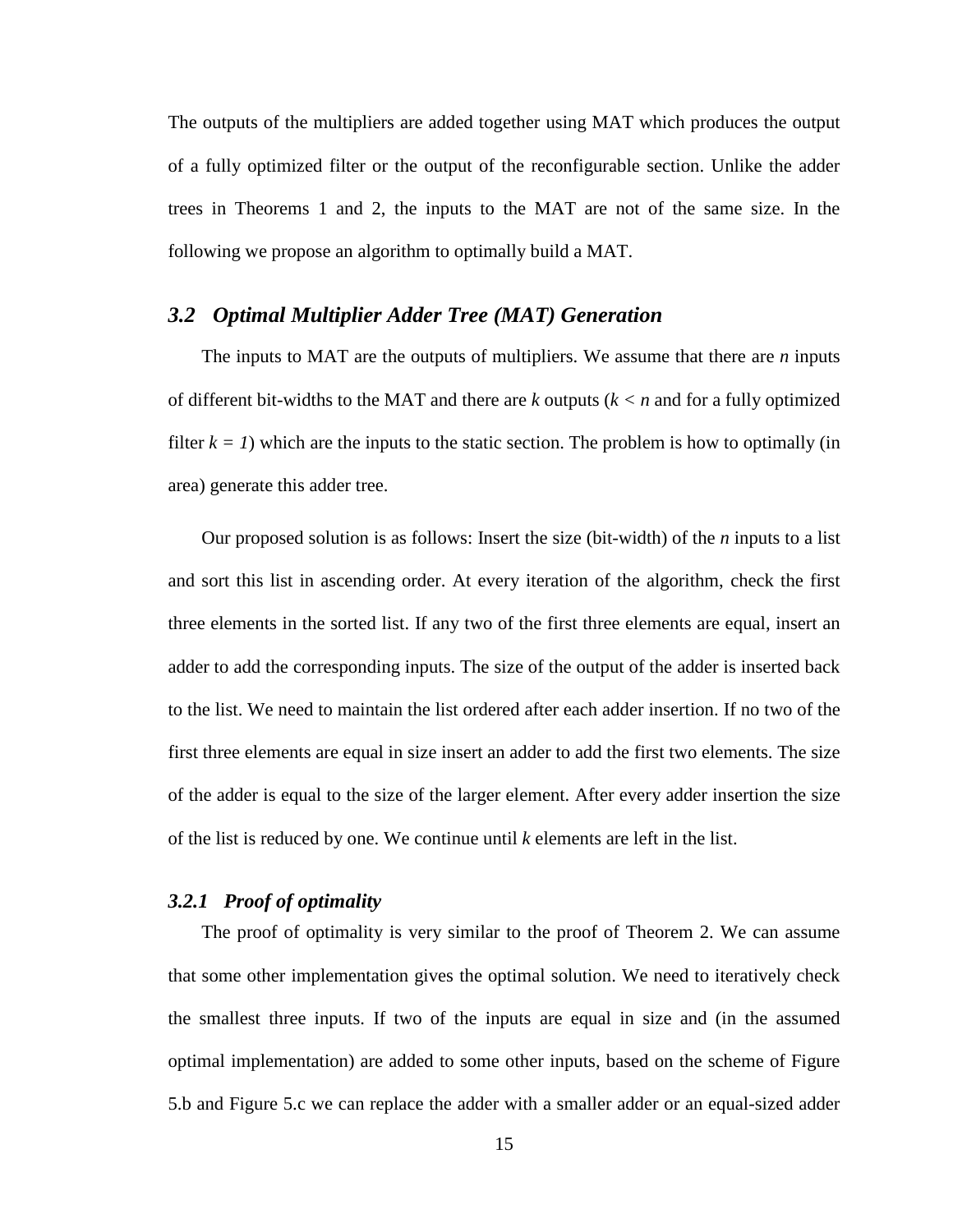The outputs of the multipliers are added together using MAT which produces the output of a fully optimized filter or the output of the reconfigurable section. Unlike the adder trees in Theorems 1 and 2, the inputs to the MAT are not of the same size. In the following we propose an algorithm to optimally build a MAT.

## *3.2 Optimal Multiplier Adder Tree (MAT) Generation*

The inputs to MAT are the outputs of multipliers. We assume that there are $n$ inputs of different bit-widths to the MAT and there are $k$ outputs ($k < n$ and for a fully optimized filter $k = 1$) which are the inputs to the static section. The problem is how to optimally (in area) generate this adder tree.

Our proposed solution is as follows: Insert the size (bit-width) of the $n$ inputs to a list and sort this list in ascending order. At every iteration of the algorithm, check the first three elements in the sorted list. If any two of the first three elements are equal, insert an adder to add the corresponding inputs. The size of the output of the adder is inserted back to the list. We need to maintain the list ordered after each adder insertion. If no two of the first three elements are equal in size insert an adder to add the first two elements. The size of the adder is equal to the size of the larger element. After every adder insertion the size of the list is reduced by one. We continue until $k$ elements are left in the list.

### *3.2.1 Proof of optimality*

The proof of optimality is very similar to the proof of Theorem 2. We can assume that some other implementation gives the optimal solution. We need to iteratively check the smallest three inputs. If two of the inputs are equal in size and (in the assumed optimal implementation) are added to some other inputs, based on the scheme of Figure 5.b and Figure 5.c we can replace the adder with a smaller adder or an equal-sized adder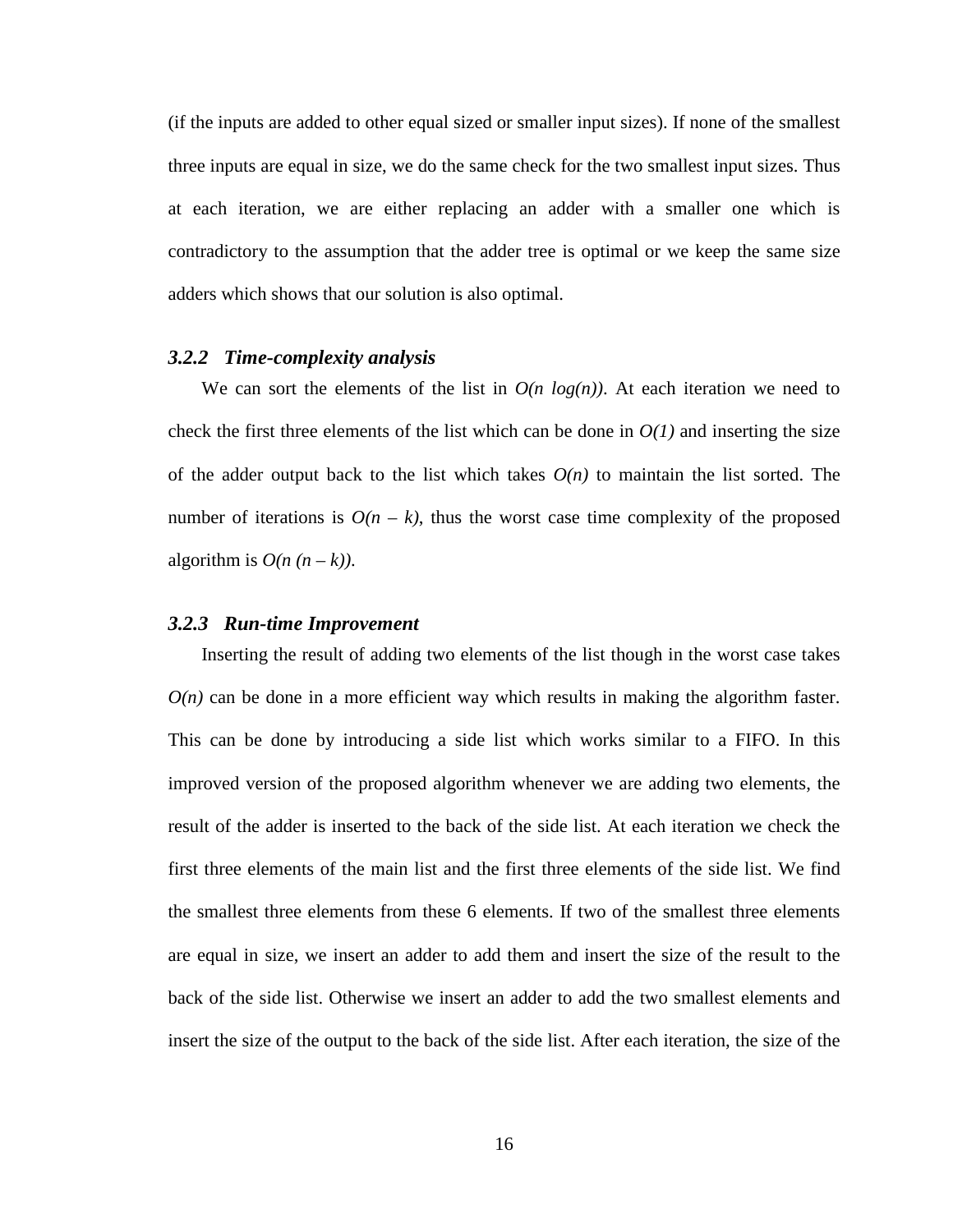(if the inputs are added to other equal sized or smaller input sizes). If none of the smallest three inputs are equal in size, we do the same check for the two smallest input sizes. Thus at each iteration, we are either replacing an adder with a smaller one which is contradictory to the assumption that the adder tree is optimal or we keep the same size adders which shows that our solution is also optimal.

### *3.2.2 Time-complexity analysis*

We can sort the elements of the list in $O(n \log(n))$. At each iteration we need to check the first three elements of the list which can be done in $O(1)$ and inserting the size of the adder output back to the list which takes $O(n)$ to maintain the list sorted. The number of iterations is $O(n - k)$, thus the worst case time complexity of the proposed algorithm is $O(n (n - k))$.

### *3.2.3 Run-time Improvement*

Inserting the result of adding two elements of the list though in the worst case takes $O(n)$ can be done in a more efficient way which results in making the algorithm faster. This can be done by introducing a side list which works similar to a FIFO. In this improved version of the proposed algorithm whenever we are adding two elements, the result of the adder is inserted to the back of the side list. At each iteration we check the first three elements of the main list and the first three elements of the side list. We find the smallest three elements from these 6 elements. If two of the smallest three elements are equal in size, we insert an adder to add them and insert the size of the result to the back of the side list. Otherwise we insert an adder to add the two smallest elements and insert the size of the output to the back of the side list. After each iteration, the size of the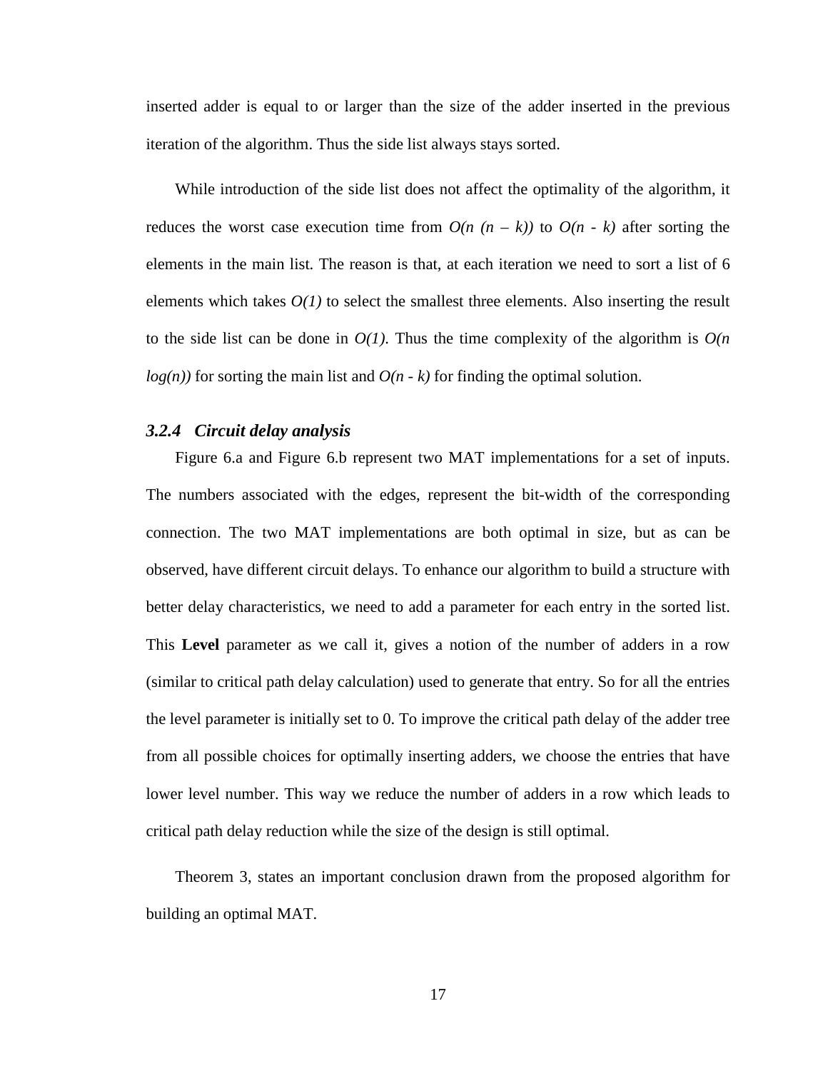inserted adder is equal to or larger than the size of the adder inserted in the previous iteration of the algorithm. Thus the side list always stays sorted.

While introduction of the side list does not affect the optimality of the algorithm, it reduces the worst case execution time from $O(n\ (n - k))$ to $O(n - k)$ after sorting the elements in the main list. The reason is that, at each iteration we need to sort a list of 6 elements which takes $O(1)$ to select the smallest three elements. Also inserting the result to the side list can be done in $O(1)$. Thus the time complexity of the algorithm is $O(n\ log(n))$ for sorting the main list and $O(n - k)$ for finding the optimal solution.

### *3.2.4 Circuit delay analysis*

Figure 6.a and Figure 6.b represent two MAT implementations for a set of inputs. The numbers associated with the edges, represent the bit-width of the corresponding connection. The two MAT implementations are both optimal in size, but as can be observed, have different circuit delays. To enhance our algorithm to build a structure with better delay characteristics, we need to add a parameter for each entry in the sorted list. This **Level** parameter as we call it, gives a notion of the number of adders in a row (similar to critical path delay calculation) used to generate that entry. So for all the entries the level parameter is initially set to 0. To improve the critical path delay of the adder tree from all possible choices for optimally inserting adders, we choose the entries that have lower level number. This way we reduce the number of adders in a row which leads to critical path delay reduction while the size of the design is still optimal.

Theorem 3, states an important conclusion drawn from the proposed algorithm for building an optimal MAT.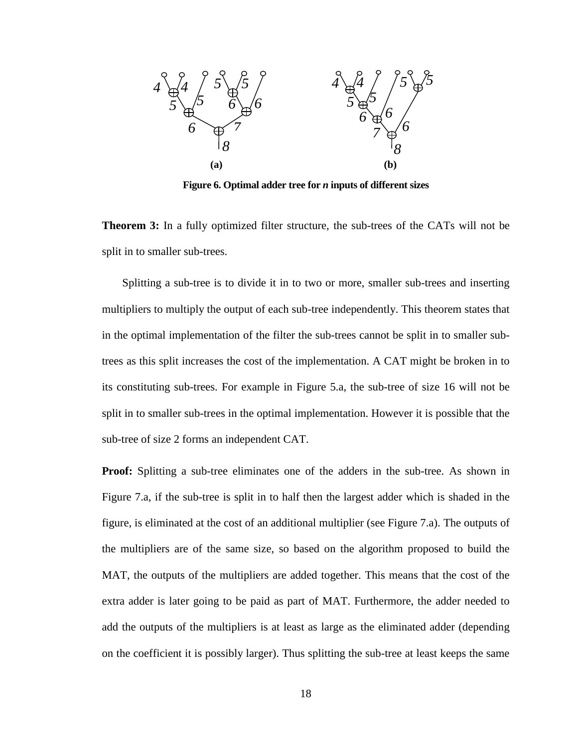**Figure 6. Optimal adder tree for *n* inputs of different sizes**

**Theorem 3:** In a fully optimized filter structure, the sub-trees of the CATs will not be split in to smaller sub-trees.

Splitting a sub-tree is to divide it in to two or more, smaller sub-trees and inserting multipliers to multiply the output of each sub-tree independently. This theorem states that in the optimal implementation of the filter the sub-trees cannot be split in to smaller sub-trees as this split increases the cost of the implementation. A CAT might be broken in to its constituting sub-trees. For example in Figure 5.a, the sub-tree of size 16 will not be split in to smaller sub-trees in the optimal implementation. However it is possible that the sub-tree of size 2 forms an independent CAT.

**Proof:** Splitting a sub-tree eliminates one of the adders in the sub-tree. As shown in Figure 7.a, if the sub-tree is split in to half then the largest adder which is shaded in the figure, is eliminated at the cost of an additional multiplier (see Figure 7.a). The outputs of the multipliers are of the same size, so based on the algorithm proposed to build the MAT, the outputs of the multipliers are added together. This means that the cost of the extra adder is later going to be paid as part of MAT. Furthermore, the adder needed to add the outputs of the multipliers is at least as large as the eliminated adder (depending on the coefficient it is possibly larger). Thus splitting the sub-tree at least keeps the same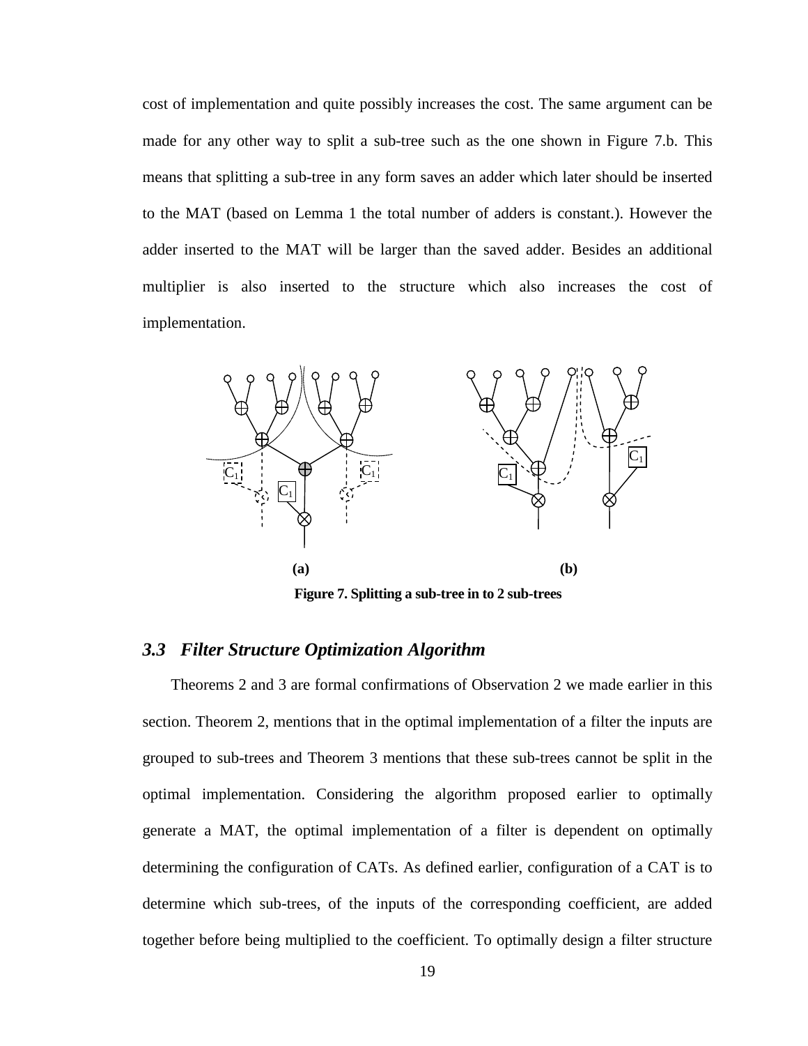cost of implementation and quite possibly increases the cost. The same argument can be made for any other way to split a sub-tree such as the one shown in Figure 7.b. This means that splitting a sub-tree in any form saves an adder which later should be inserted to the MAT (based on Lemma 1 the total number of adders is constant.). However the adder inserted to the MAT will be larger than the saved adder. Besides an additional multiplier is also inserted to the structure which also increases the cost of implementation.

**Figure 7. Splitting a sub-tree in to 2 sub-trees**

## *3.3 Filter Structure Optimization Algorithm*

Theorems 2 and 3 are formal confirmations of Observation 2 we made earlier in this section. Theorem 2, mentions that in the optimal implementation of a filter the inputs are grouped to sub-trees and Theorem 3 mentions that these sub-trees cannot be split in the optimal implementation. Considering the algorithm proposed earlier to optimally generate a MAT, the optimal implementation of a filter is dependent on optimally determining the configuration of CATs. As defined earlier, configuration of a CAT is to determine which sub-trees, of the inputs of the corresponding coefficient, are added together before being multiplied to the coefficient. To optimally design a filter structure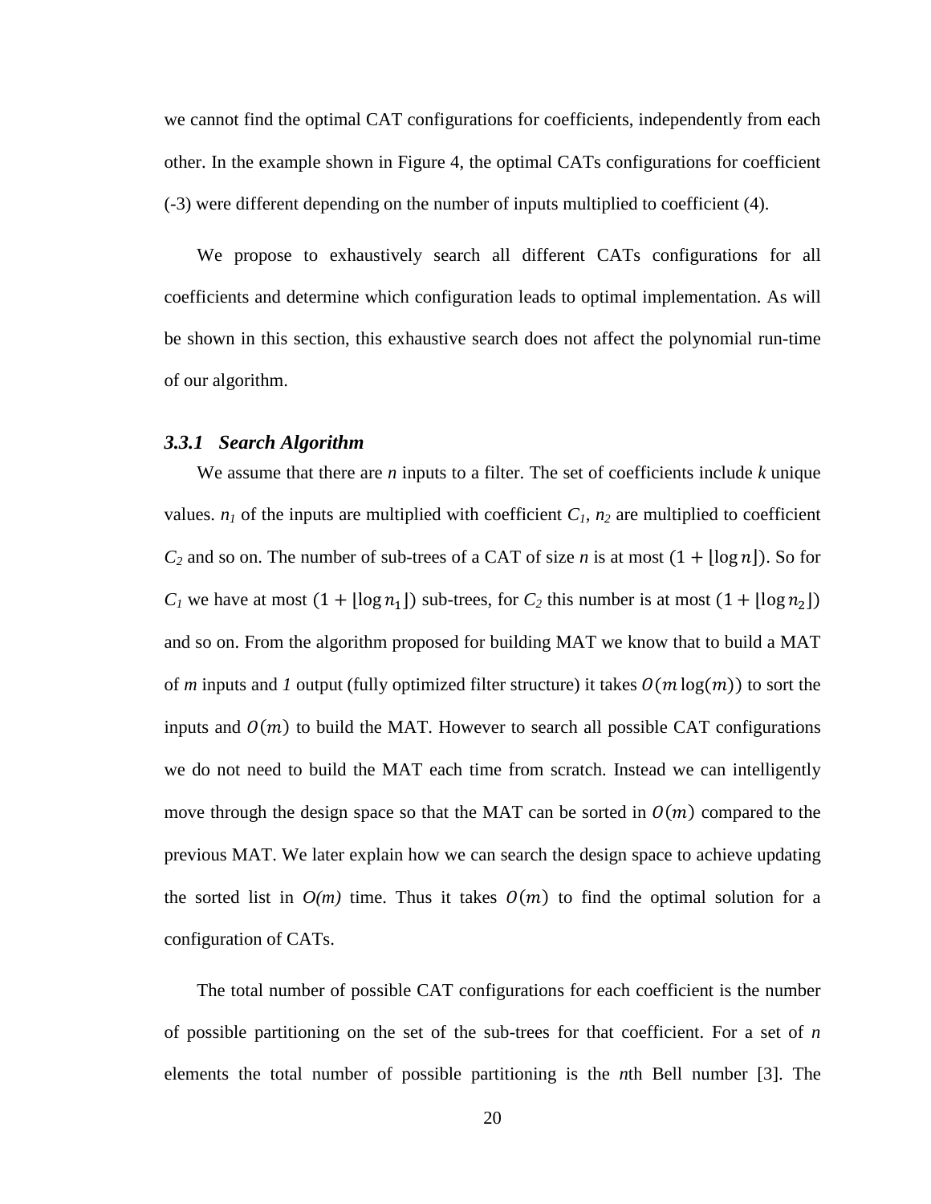we cannot find the optimal CAT configurations for coefficients, independently from each other. In the example shown in Figure 4, the optimal CATs configurations for coefficient (-3) were different depending on the number of inputs multiplied to coefficient (4).

We propose to exhaustively search all different CATs configurations for all coefficients and determine which configuration leads to optimal implementation. As will be shown in this section, this exhaustive search does not affect the polynomial run-time of our algorithm.

### *3.3.1 Search Algorithm*

We assume that there are $n$ inputs to a filter. The set of coefficients include $k$ unique values. $n_1$ of the inputs are multiplied with coefficient $C_1$, $n_2$ are multiplied to coefficient $C_2$ and so on. The number of sub-trees of a CAT of size $n$ is at most $(1 + \lfloor \log n \rfloor)$. So for $C_1$ we have at most $(1 + \lfloor \log n_1 \rfloor)$ sub-trees, for $C_2$ this number is at most $(1 + \lfloor \log n_2 \rfloor)$ and so on. From the algorithm proposed for building MAT we know that to build a MAT of $m$ inputs and $1$ output (fully optimized filter structure) it takes $O(m \log(m))$ to sort the inputs and $O(m)$ to build the MAT. However to search all possible CAT configurations we do not need to build the MAT each time from scratch. Instead we can intelligently move through the design space so that the MAT can be sorted in $O(m)$ compared to the previous MAT. We later explain how we can search the design space to achieve updating the sorted list in $O(m)$ time. Thus it takes $O(m)$ to find the optimal solution for a configuration of CATs.

The total number of possible CAT configurations for each coefficient is the number of possible partitioning on the set of the sub-trees for that coefficient. For a set of $n$ elements the total number of possible partitioning is the $n$th Bell number [3]. The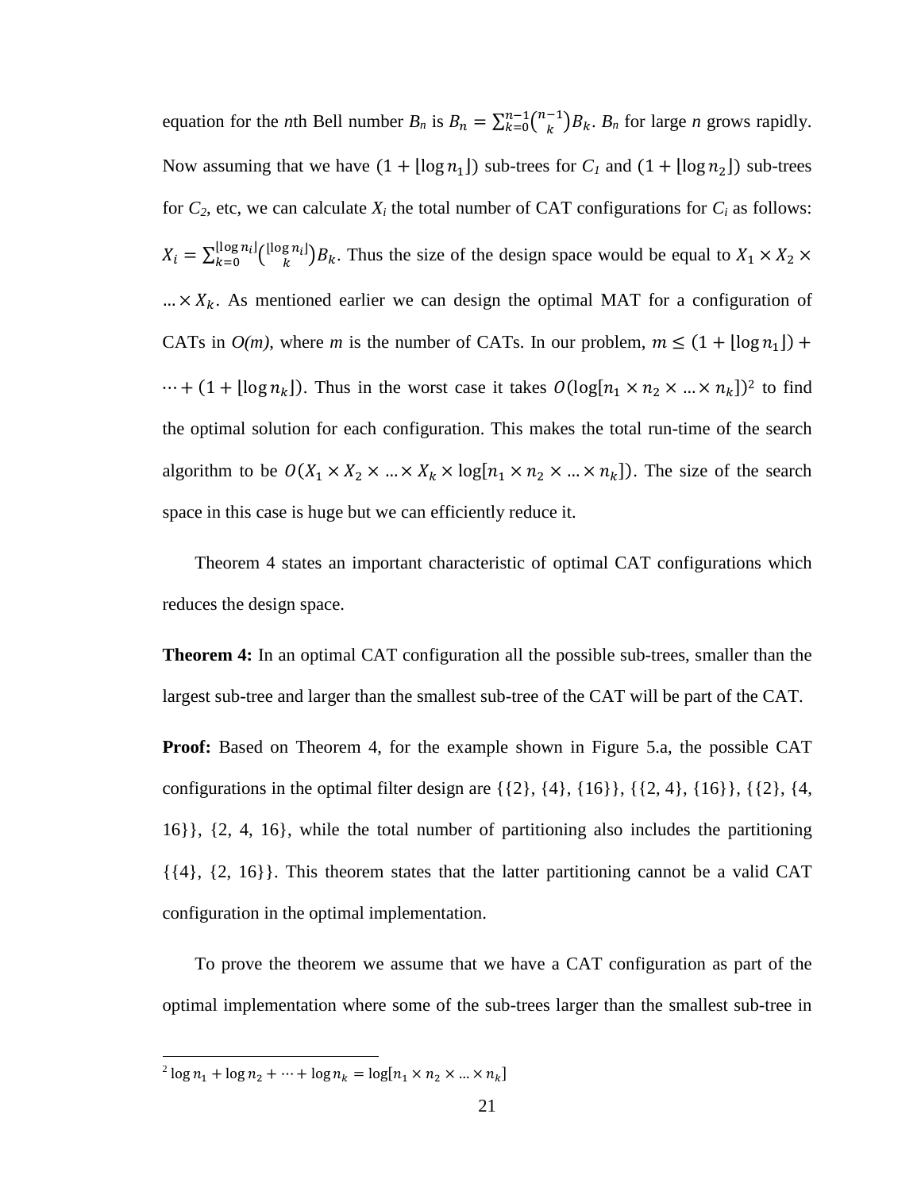equation for the $n$th Bell number $B_n$ is $B_n = \sum_{k=0}^{n-1} \binom{n-1}{k} B_k$. $B_n$ for large $n$ grows rapidly. Now assuming that we have $(1 + \lfloor \log n_1 \rfloor)$ sub-trees for $C_1$ and $(1 + \lfloor \log n_2 \rfloor)$ sub-trees for $C_2$, etc, we can calculate $X_i$ the total number of CAT configurations for $C_i$ as follows: $X_i = \sum_{k=0}^{\lfloor \log n_i \rfloor} \binom{\lfloor \log n_i \rfloor}{k} B_k$. Thus the size of the design space would be equal to $X_1 \times X_2 \times \ldots \times X_k$. As mentioned earlier we can design the optimal MAT for a configuration of CATs in $O(m)$, where $m$ is the number of CATs. In our problem, $m \leq (1 + \lfloor \log n_1 \rfloor) + \cdots + (1 + \lfloor \log n_k \rfloor)$. Thus in the worst case it takes $O(\log[n_1 \times n_2 \times \ldots \times n_k])$[2] to find the optimal solution for each configuration. This makes the total run-time of the search algorithm to be $O(X_1 \times X_2 \times \ldots \times X_k \times \log[n_1 \times n_2 \times \ldots \times n_k])$. The size of the search space in this case is huge but we can efficiently reduce it.

Theorem 4 states an important characteristic of optimal CAT configurations which reduces the design space.

**Theorem 4:** In an optimal CAT configuration all the possible sub-trees, smaller than the largest sub-tree and larger than the smallest sub-tree of the CAT will be part of the CAT.

**Proof:** Based on Theorem 4, for the example shown in Figure 5.a, the possible CAT configurations in the optimal filter design are {{2}, {4}, {16}}, {{2, 4}, {16}}, {{2}, {4, 16}}, {2, 4, 16}, while the total number of partitioning also includes the partitioning {{4}, {2, 16}}. This theorem states that the latter partitioning cannot be a valid CAT configuration in the optimal implementation.

To prove the theorem we assume that we have a CAT configuration as part of the optimal implementation where some of the sub-trees larger than the smallest sub-tree in

[2] $\log n_1 + \log n_2 + \cdots + \log n_k = \log[n_1 \times n_2 \times \ldots \times n_k]$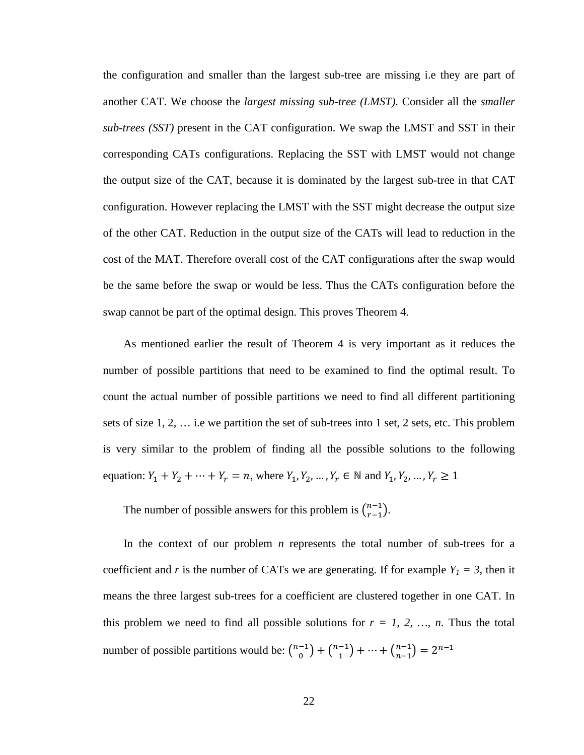the configuration and smaller than the largest sub-tree are missing i.e they are part of another CAT. We choose the *largest missing sub-tree (LMST)*. Consider all the *smaller sub-trees (SST)* present in the CAT configuration. We swap the LMST and SST in their corresponding CATs configurations. Replacing the SST with LMST would not change the output size of the CAT, because it is dominated by the largest sub-tree in that CAT configuration. However replacing the LMST with the SST might decrease the output size of the other CAT. Reduction in the output size of the CATs will lead to reduction in the cost of the MAT. Therefore overall cost of the CAT configurations after the swap would be the same before the swap or would be less. Thus the CATs configuration before the swap cannot be part of the optimal design. This proves Theorem 4.

As mentioned earlier the result of Theorem 4 is very important as it reduces the number of possible partitions that need to be examined to find the optimal result. To count the actual number of possible partitions we need to find all different partitioning sets of size 1, 2, … i.e we partition the set of sub-trees into 1 set, 2 sets, etc. This problem is very similar to the problem of finding all the possible solutions to the following equation: $Y_1 + Y_2 + \cdots + Y_r = n$, where $Y_1, Y_2, \dots, Y_r \in \mathbb{N}$ and $Y_1, Y_2, \dots, Y_r \geq 1$

The number of possible answers for this problem is $\binom{n-1}{r-1}$.

In the context of our problem *n* represents the total number of sub-trees for a coefficient and *r* is the number of CATs we are generating. If for example $Y_1 = 3$, then it means the three largest sub-trees for a coefficient are clustered together in one CAT. In this problem we need to find all possible solutions for $r = 1, 2, \dots, n$. Thus the total number of possible partitions would be: $\binom{n-1}{0} + \binom{n-1}{1} + \cdots + \binom{n-1}{n-1} = 2^{n-1}$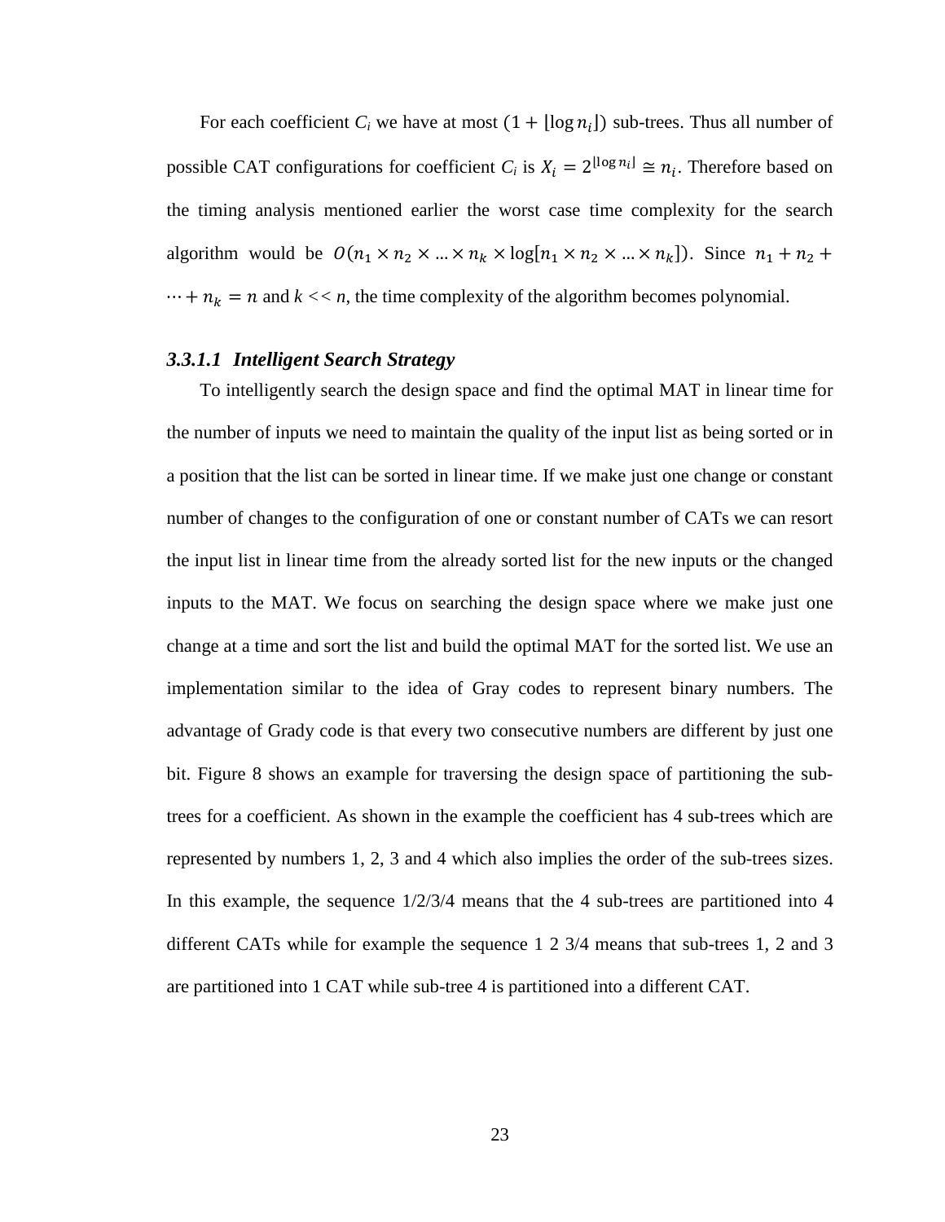For each coefficient $C_i$ we have at most $(1 + \lfloor \log n_i \rfloor)$ sub-trees. Thus all number of possible CAT configurations for coefficient $C_i$ is $X_i = 2^{\lfloor \log n_i \rfloor} \cong n_i$. Therefore based on the timing analysis mentioned earlier the worst case time complexity for the search algorithm would be $O(n_1 \times n_2 \times ... \times n_k \times \log[n_1 \times n_2 \times ... \times n_k])$. Since $n_1 + n_2 + \cdots + n_k = n$ and $k << n$, the time complexity of the algorithm becomes polynomial.

#### *3.3.1.1 Intelligent Search Strategy*

To intelligently search the design space and find the optimal MAT in linear time for the number of inputs we need to maintain the quality of the input list as being sorted or in a position that the list can be sorted in linear time. If we make just one change or constant number of changes to the configuration of one or constant number of CATs we can resort the input list in linear time from the already sorted list for the new inputs or the changed inputs to the MAT. We focus on searching the design space where we make just one change at a time and sort the list and build the optimal MAT for the sorted list. We use an implementation similar to the idea of Gray codes to represent binary numbers. The advantage of Grady code is that every two consecutive numbers are different by just one bit. Figure 8 shows an example for traversing the design space of partitioning the sub-trees for a coefficient. As shown in the example the coefficient has 4 sub-trees which are represented by numbers 1, 2, 3 and 4 which also implies the order of the sub-trees sizes. In this example, the sequence 1/2/3/4 means that the 4 sub-trees are partitioned into 4 different CATs while for example the sequence 1 2 3/4 means that sub-trees 1, 2 and 3 are partitioned into 1 CAT while sub-tree 4 is partitioned into a different CAT.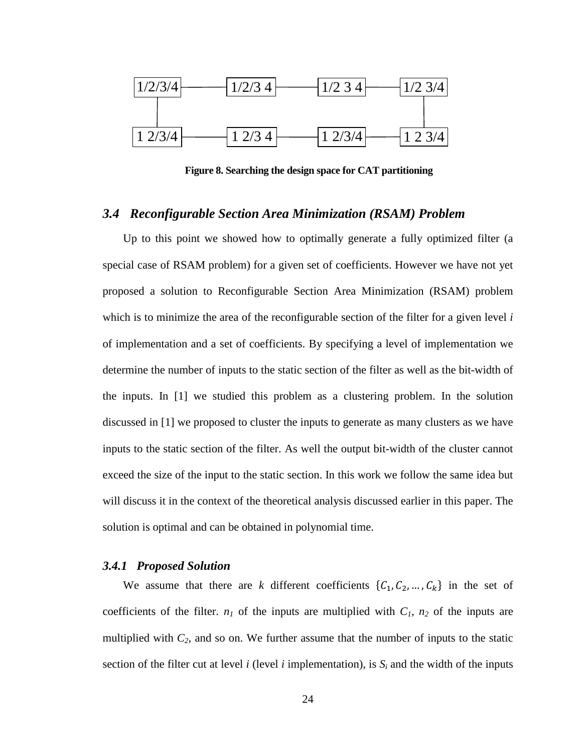| 1/2/3/4 | 1/2/3 4 | 1/2 3 4 | 1/2 3/4 |
|---|---|---|---|
| 1 2/3/4 | 1 2/3 4 | 1 2/3/4 | 1 2 3/4 |

**Figure 8. Searching the design space for CAT partitioning**

### *3.4 Reconfigurable Section Area Minimization (RSAM) Problem*

Up to this point we showed how to optimally generate a fully optimized filter (a special case of RSAM problem) for a given set of coefficients. However we have not yet proposed a solution to Reconfigurable Section Area Minimization (RSAM) problem which is to minimize the area of the reconfigurable section of the filter for a given level $i$ of implementation and a set of coefficients. By specifying a level of implementation we determine the number of inputs to the static section of the filter as well as the bit-width of the inputs. In [1] we studied this problem as a clustering problem. In the solution discussed in [1] we proposed to cluster the inputs to generate as many clusters as we have inputs to the static section of the filter. As well the output bit-width of the cluster cannot exceed the size of the input to the static section. In this work we follow the same idea but will discuss it in the context of the theoretical analysis discussed earlier in this paper. The solution is optimal and can be obtained in polynomial time.

#### *3.4.1 Proposed Solution*

We assume that there are $k$ different coefficients $\{C_1, C_2, \ldots, C_k\}$ in the set of coefficients of the filter. $n_1$ of the inputs are multiplied with $C_1$, $n_2$ of the inputs are multiplied with $C_2$, and so on. We further assume that the number of inputs to the static section of the filter cut at level $i$ (level $i$ implementation), is $S_i$ and the width of the inputs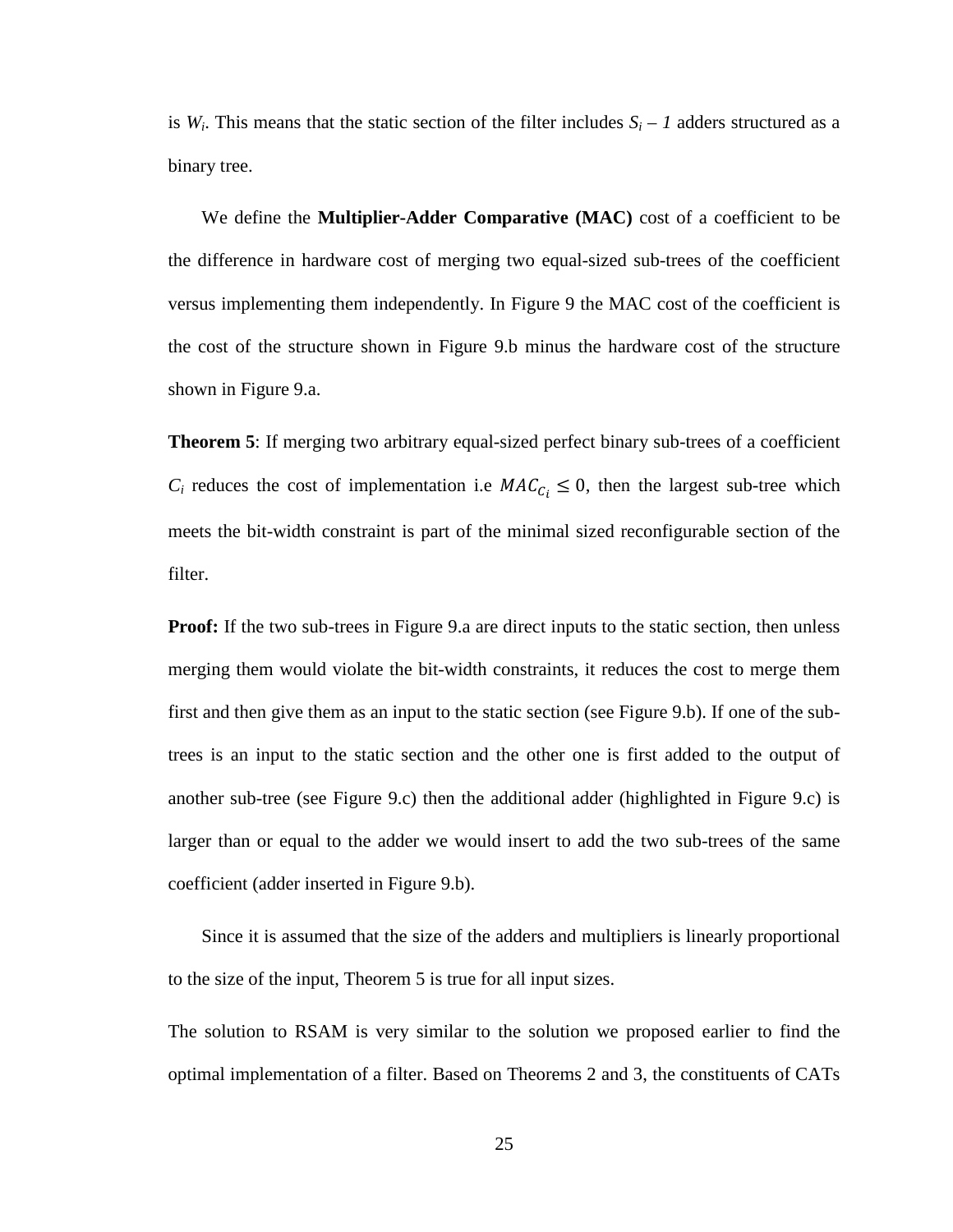is $W_i$. This means that the static section of the filter includes $S_i - 1$ adders structured as a binary tree.

We define the **Multiplier-Adder Comparative (MAC)** cost of a coefficient to be the difference in hardware cost of merging two equal-sized sub-trees of the coefficient versus implementing them independently. In Figure 9 the MAC cost of the coefficient is the cost of the structure shown in Figure 9.b minus the hardware cost of the structure shown in Figure 9.a.

**Theorem 5**: If merging two arbitrary equal-sized perfect binary sub-trees of a coefficient $C_i$ reduces the cost of implementation i.e $MAC_{C_i} \leq 0$, then the largest sub-tree which meets the bit-width constraint is part of the minimal sized reconfigurable section of the filter.

**Proof:** If the two sub-trees in Figure 9.a are direct inputs to the static section, then unless merging them would violate the bit-width constraints, it reduces the cost to merge them first and then give them as an input to the static section (see Figure 9.b). If one of the sub-trees is an input to the static section and the other one is first added to the output of another sub-tree (see Figure 9.c) then the additional adder (highlighted in Figure 9.c) is larger than or equal to the adder we would insert to add the two sub-trees of the same coefficient (adder inserted in Figure 9.b).

Since it is assumed that the size of the adders and multipliers is linearly proportional to the size of the input, Theorem 5 is true for all input sizes.

The solution to RSAM is very similar to the solution we proposed earlier to find the optimal implementation of a filter. Based on Theorems 2 and 3, the constituents of CATs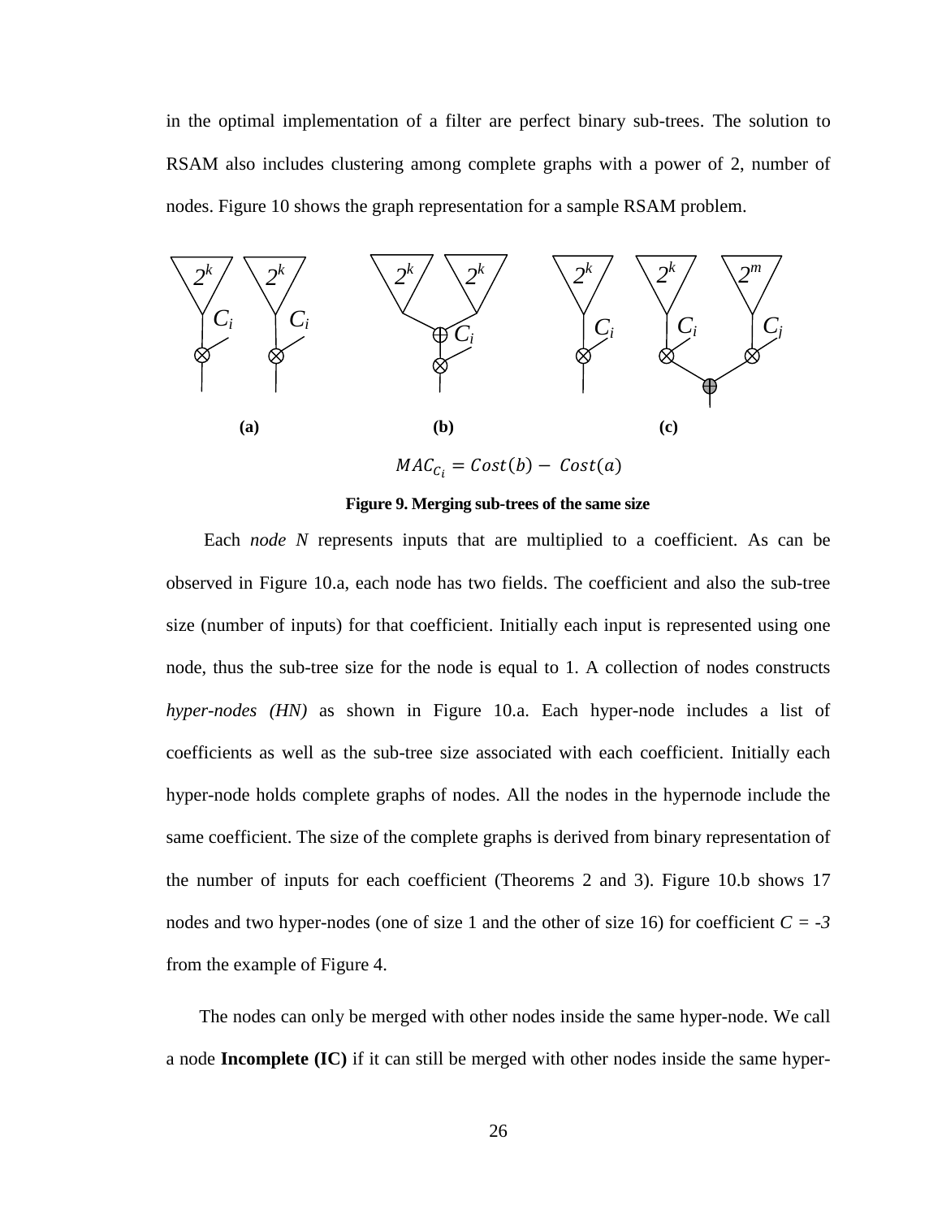in the optimal implementation of a filter are perfect binary sub-trees. The solution to RSAM also includes clustering among complete graphs with a power of 2, number of nodes. Figure 10 shows the graph representation for a sample RSAM problem.

$2^k$ $2^k$ $C_i$ $C_i$ (a) $2^k$ $2^k$ $C_i$ (b) $2^k$ $2^k$ $2^m$ $C_i$ $C_i$ $C_j$ (c)

$$MAC_{C_i} = Cost(b) - Cost(a)$$

**Figure 9. Merging sub-trees of the same size**

Each *node N* represents inputs that are multiplied to a coefficient. As can be observed in Figure 10.a, each node has two fields. The coefficient and also the sub-tree size (number of inputs) for that coefficient. Initially each input is represented using one node, thus the sub-tree size for the node is equal to 1. A collection of nodes constructs *hyper-nodes (HN)* as shown in Figure 10.a. Each hyper-node includes a list of coefficients as well as the sub-tree size associated with each coefficient. Initially each hyper-node holds complete graphs of nodes. All the nodes in the hypernode include the same coefficient. The size of the complete graphs is derived from binary representation of the number of inputs for each coefficient (Theorems 2 and 3). Figure 10.b shows 17 nodes and two hyper-nodes (one of size 1 and the other of size 16) for coefficient $C = -3$ from the example of Figure 4.

The nodes can only be merged with other nodes inside the same hyper-node. We call a node **Incomplete (IC)** if it can still be merged with other nodes inside the same hyper-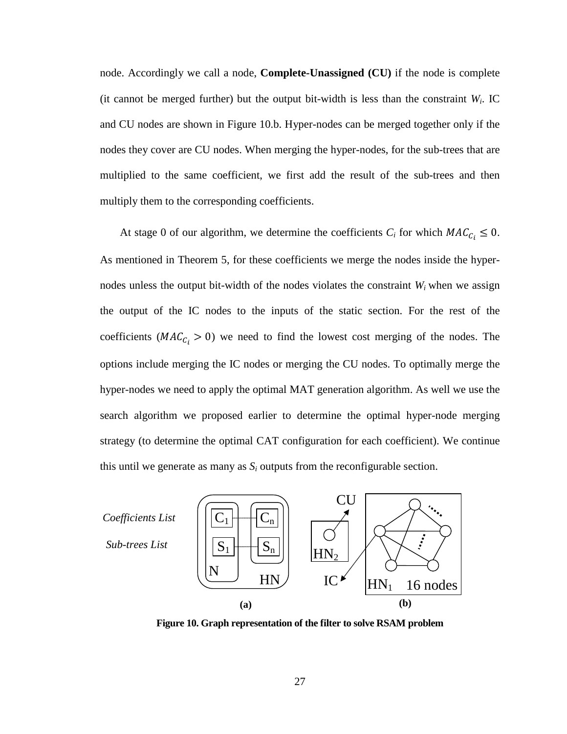node. Accordingly we call a node, **Complete-Unassigned (CU)** if the node is complete (it cannot be merged further) but the output bit-width is less than the constraint $W_i$. IC and CU nodes are shown in Figure 10.b. Hyper-nodes can be merged together only if the nodes they cover are CU nodes. When merging the hyper-nodes, for the sub-trees that are multiplied to the same coefficient, we first add the result of the sub-trees and then multiply them to the corresponding coefficients.

At stage 0 of our algorithm, we determine the coefficients $C_i$ for which $MAC_{C_i} \leq 0$. As mentioned in Theorem 5, for these coefficients we merge the nodes inside the hyper-nodes unless the output bit-width of the nodes violates the constraint $W_i$ when we assign the output of the IC nodes to the inputs of the static section. For the rest of the coefficients ($MAC_{C_i} > 0$) we need to find the lowest cost merging of the nodes. The options include merging the IC nodes or merging the CU nodes. To optimally merge the hyper-nodes we need to apply the optimal MAT generation algorithm. As well we use the search algorithm we proposed earlier to determine the optimal hyper-node merging strategy (to determine the optimal CAT configuration for each coefficient). We continue this until we generate as many as $S_i$ outputs from the reconfigurable section.

**Figure 10. Graph representation of the filter to solve RSAM problem**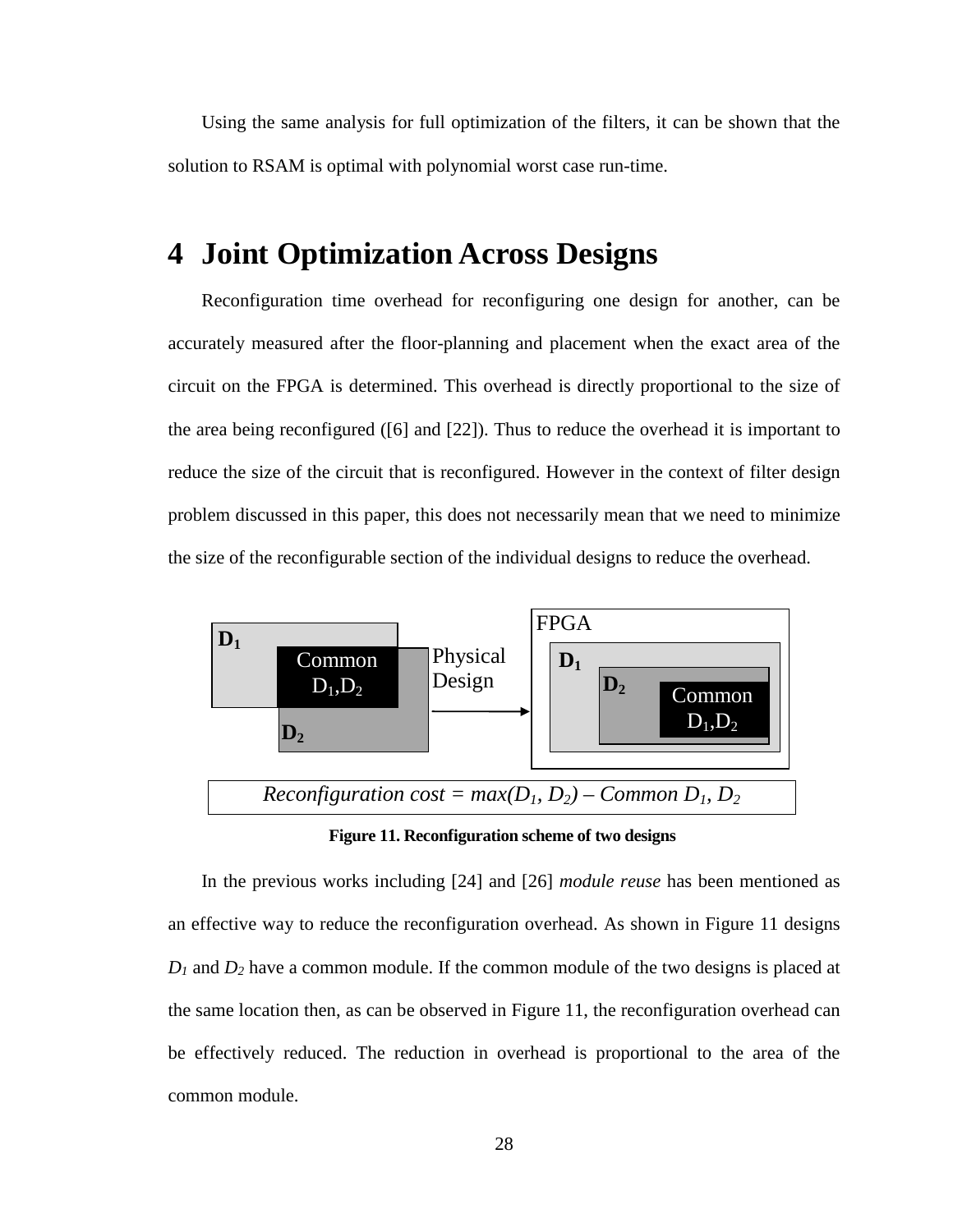Using the same analysis for full optimization of the filters, it can be shown that the solution to RSAM is optimal with polynomial worst case run-time.

# 4 Joint Optimization Across Designs

Reconfiguration time overhead for reconfiguring one design for another, can be accurately measured after the floor-planning and placement when the exact area of the circuit on the FPGA is determined. This overhead is directly proportional to the size of the area being reconfigured ([6] and [22]). Thus to reduce the overhead it is important to reduce the size of the circuit that is reconfigured. However in the context of filter design problem discussed in this paper, this does not necessarily mean that we need to minimize the size of the reconfigurable section of the individual designs to reduce the overhead.

*Reconfiguration cost = max($D_1$, $D_2$) – Common $D_1$, $D_2$*

**Figure 11. Reconfiguration scheme of two designs**

In the previous works including [24] and [26] *module reuse* has been mentioned as an effective way to reduce the reconfiguration overhead. As shown in Figure 11 designs $D_1$ and $D_2$ have a common module. If the common module of the two designs is placed at the same location then, as can be observed in Figure 11, the reconfiguration overhead can be effectively reduced. The reduction in overhead is proportional to the area of the common module.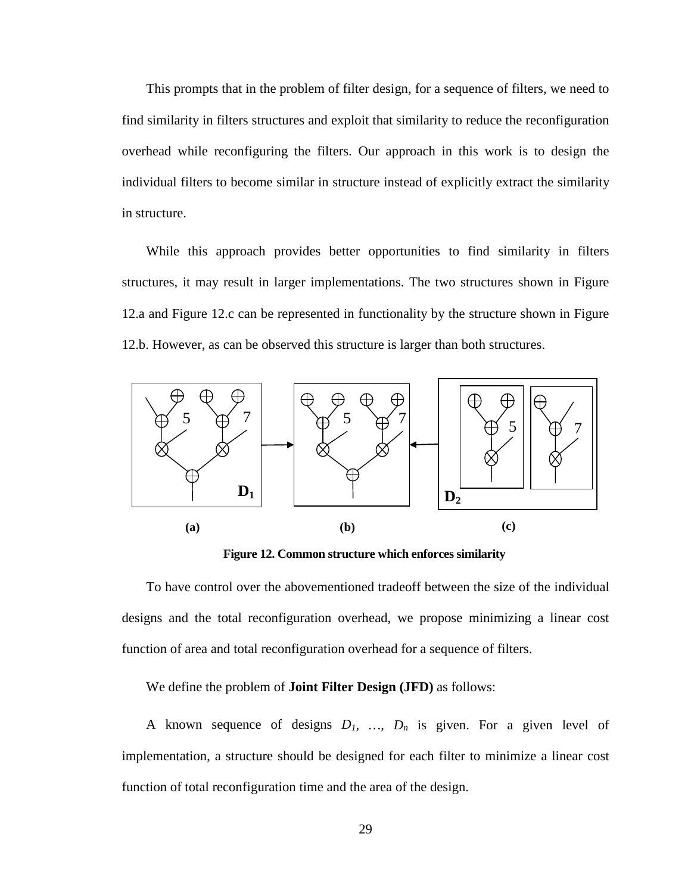This prompts that in the problem of filter design, for a sequence of filters, we need to find similarity in filters structures and exploit that similarity to reduce the reconfiguration overhead while reconfiguring the filters. Our approach in this work is to design the individual filters to become similar in structure instead of explicitly extract the similarity in structure.

While this approach provides better opportunities to find similarity in filters structures, it may result in larger implementations. The two structures shown in Figure 12.a and Figure 12.c can be represented in functionality by the structure shown in Figure 12.b. However, as can be observed this structure is larger than both structures.

**Figure 12. Common structure which enforces similarity**

To have control over the abovementioned tradeoff between the size of the individual designs and the total reconfiguration overhead, we propose minimizing a linear cost function of area and total reconfiguration overhead for a sequence of filters.

We define the problem of **Joint Filter Design (JFD)** as follows:

A known sequence of designs $D_1$, …, $D_n$ is given. For a given level of implementation, a structure should be designed for each filter to minimize a linear cost function of total reconfiguration time and the area of the design.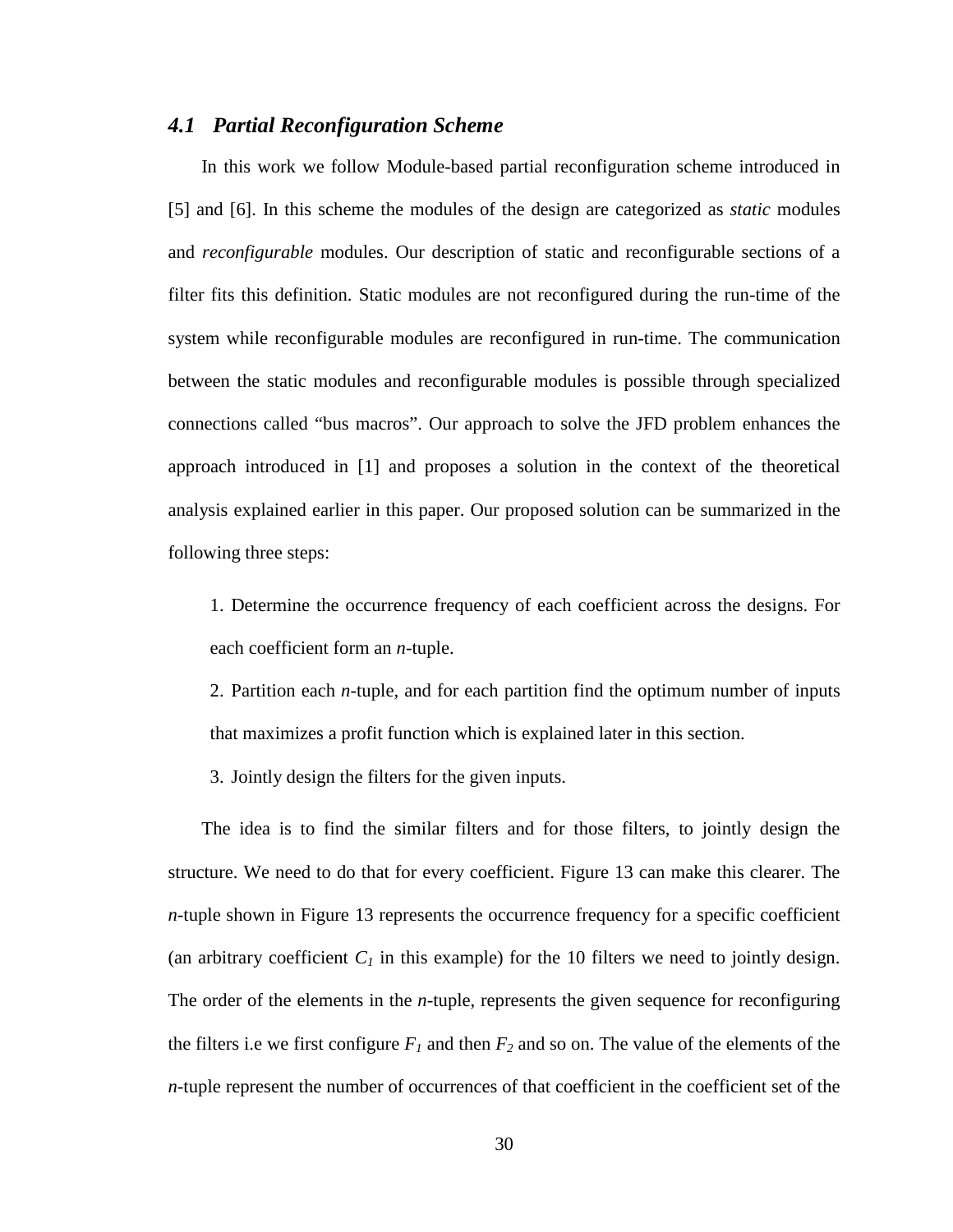### *4.1 Partial Reconfiguration Scheme*

In this work we follow Module-based partial reconfiguration scheme introduced in [5] and [6]. In this scheme the modules of the design are categorized as *static* modules and *reconfigurable* modules. Our description of static and reconfigurable sections of a filter fits this definition. Static modules are not reconfigured during the run-time of the system while reconfigurable modules are reconfigured in run-time. The communication between the static modules and reconfigurable modules is possible through specialized connections called "bus macros". Our approach to solve the JFD problem enhances the approach introduced in [1] and proposes a solution in the context of the theoretical analysis explained earlier in this paper. Our proposed solution can be summarized in the following three steps:

1. Determine the occurrence frequency of each coefficient across the designs. For each coefficient form an *n*-tuple.
2. Partition each *n*-tuple, and for each partition find the optimum number of inputs that maximizes a profit function which is explained later in this section.
3. Jointly design the filters for the given inputs.

The idea is to find the similar filters and for those filters, to jointly design the structure. We need to do that for every coefficient. Figure 13 can make this clearer. The *n*-tuple shown in Figure 13 represents the occurrence frequency for a specific coefficient (an arbitrary coefficient $C_1$ in this example) for the 10 filters we need to jointly design. The order of the elements in the *n*-tuple, represents the given sequence for reconfiguring the filters i.e we first configure $F_1$ and then $F_2$ and so on. The value of the elements of the *n*-tuple represent the number of occurrences of that coefficient in the coefficient set of the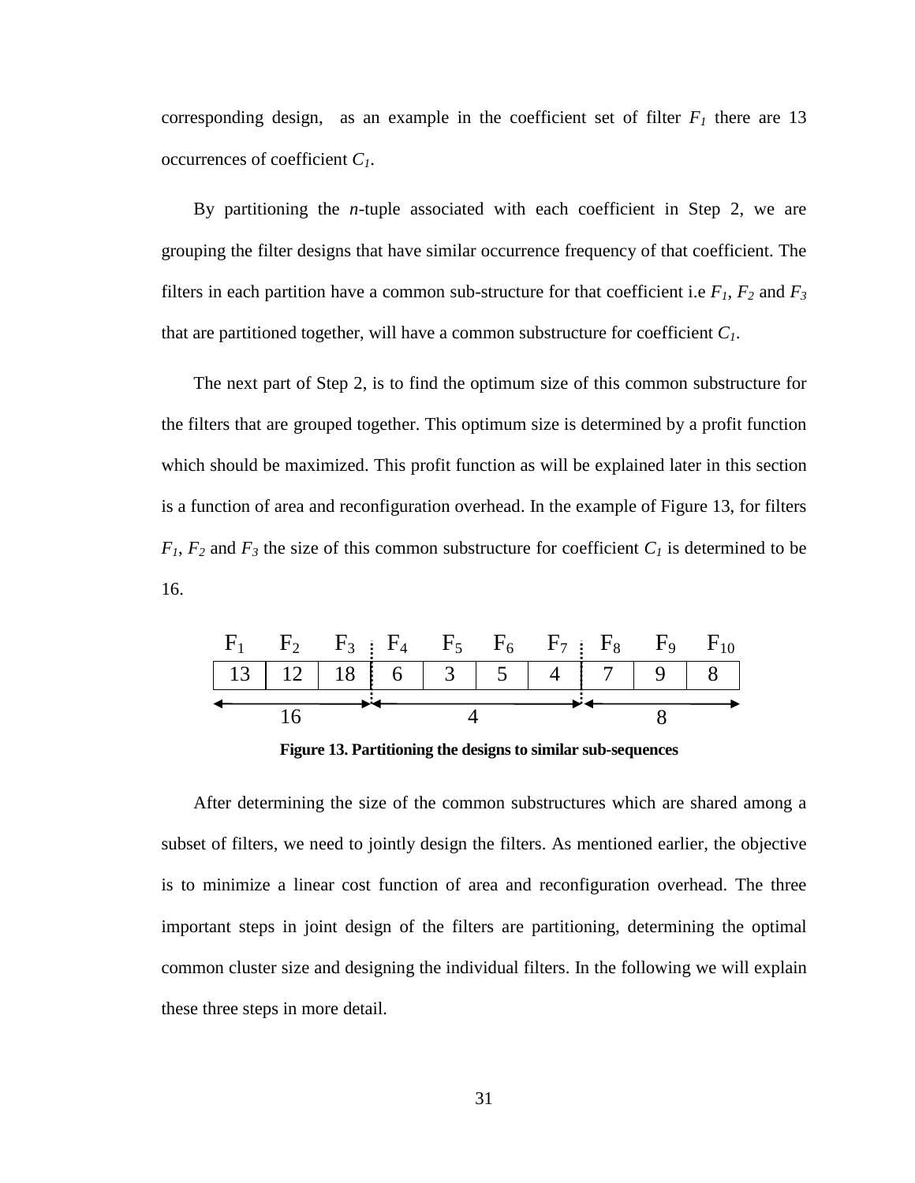corresponding design, as an example in the coefficient set of filter $F_1$ there are 13 occurrences of coefficient $C_1$.

By partitioning the *n*-tuple associated with each coefficient in Step 2, we are grouping the filter designs that have similar occurrence frequency of that coefficient. The filters in each partition have a common sub-structure for that coefficient i.e $F_1$, $F_2$ and $F_3$ that are partitioned together, will have a common substructure for coefficient $C_1$.

The next part of Step 2, is to find the optimum size of this common substructure for the filters that are grouped together. This optimum size is determined by a profit function which should be maximized. This profit function as will be explained later in this section is a function of area and reconfiguration overhead. In the example of Figure 13, for filters $F_1$, $F_2$ and $F_3$ the size of this common substructure for coefficient $C_1$ is determined to be 16.

| $F_1$ | $F_2$ | $F_3$ | $F_4$ | $F_5$ | $F_6$ | $F_7$ | $F_8$ | $F_9$ | $F_{10}$ |
|---|---|---|---|---|---|---|---|---|---|
| 13 | 12 | 18 | 6 | 3 | 5 | 4 | 7 | 9 | 8 |
| 16 | | | 4 | | | | 8 | | |

**Figure 13. Partitioning the designs to similar sub-sequences**

After determining the size of the common substructures which are shared among a subset of filters, we need to jointly design the filters. As mentioned earlier, the objective is to minimize a linear cost function of area and reconfiguration overhead. The three important steps in joint design of the filters are partitioning, determining the optimal common cluster size and designing the individual filters. In the following we will explain these three steps in more detail.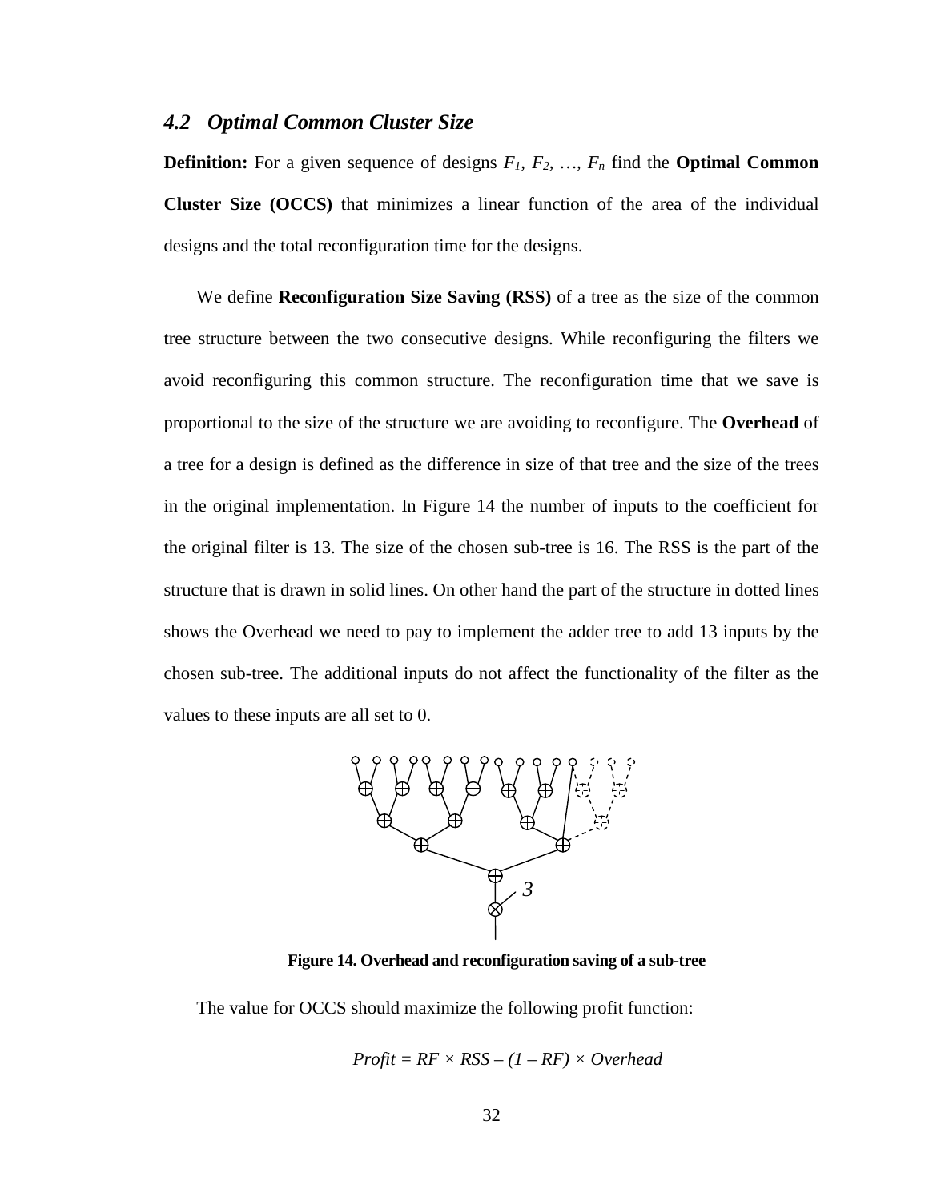### *4.2 Optimal Common Cluster Size*

**Definition:** For a given sequence of designs $F_1, F_2, \ldots, F_n$ find the **Optimal Common Cluster Size (OCCS)** that minimizes a linear function of the area of the individual designs and the total reconfiguration time for the designs.

We define **Reconfiguration Size Saving (RSS)** of a tree as the size of the common tree structure between the two consecutive designs. While reconfiguring the filters we avoid reconfiguring this common structure. The reconfiguration time that we save is proportional to the size of the structure we are avoiding to reconfigure. The **Overhead** of a tree for a design is defined as the difference in size of that tree and the size of the trees in the original implementation. In Figure 14 the number of inputs to the coefficient for the original filter is 13. The size of the chosen sub-tree is 16. The RSS is the part of the structure that is drawn in solid lines. On other hand the part of the structure in dotted lines shows the Overhead we need to pay to implement the adder tree to add 13 inputs by the chosen sub-tree. The additional inputs do not affect the functionality of the filter as the values to these inputs are all set to 0.

**Figure 14. Overhead and reconfiguration saving of a sub-tree**

The value for OCCS should maximize the following profit function:

$$Profit = RF \times RSS - (1 - RF) \times Overhead$$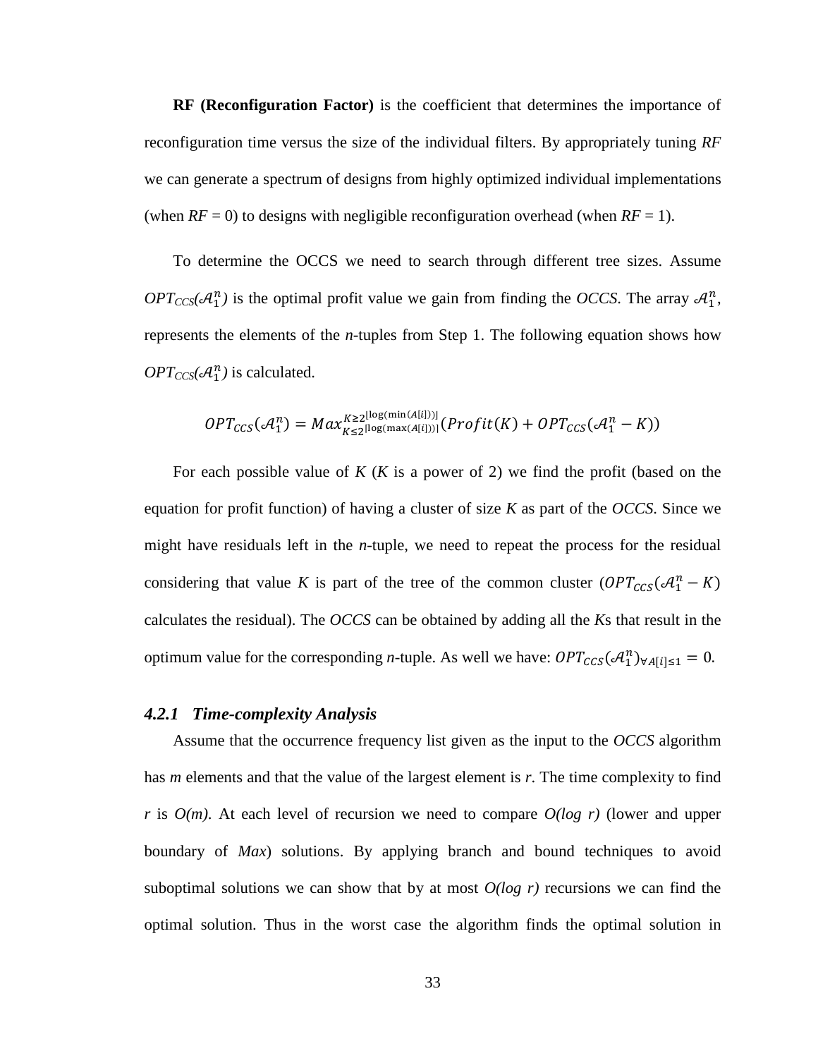**RF (Reconfiguration Factor)** is the coefficient that determines the importance of reconfiguration time versus the size of the individual filters. By appropriately tuning *RF* we can generate a spectrum of designs from highly optimized individual implementations (when *RF* = 0) to designs with negligible reconfiguration overhead (when *RF* = 1).

To determine the OCCS we need to search through different tree sizes. Assume $OPT_{CCS}(\mathcal{A}_1^n)$ is the optimal profit value we gain from finding the *OCCS*. The array $\mathcal{A}_1^n$, represents the elements of the *n*-tuples from Step 1. The following equation shows how $OPT_{CCS}(\mathcal{A}_1^n)$ is calculated.

$$OPT_{CCS}(\mathcal{A}_1^n) = Max_{K \leq 2^{\lfloor \log(\max(A[i])) \rfloor}}^{K \geq 2^{\lfloor \log(\min(A[i])) \rfloor}} \left( Profit(K) + OPT_{CCS}(\mathcal{A}_1^n - K) \right)$$

For each possible value of *K* (*K* is a power of 2) we find the profit (based on the equation for profit function) of having a cluster of size *K* as part of the *OCCS*. Since we might have residuals left in the *n*-tuple, we need to repeat the process for the residual considering that value *K* is part of the tree of the common cluster ($OPT_{CCS}(\mathcal{A}_1^n - K)$ calculates the residual). The *OCCS* can be obtained by adding all the *K*s that result in the optimum value for the corresponding *n*-tuple. As well we have: $OPT_{CCS}(\mathcal{A}_1^n)_{\forall A[i] \leq 1} = 0$.

### 4.2.1 Time-complexity Analysis

Assume that the occurrence frequency list given as the input to the *OCCS* algorithm has *m* elements and that the value of the largest element is *r*. The time complexity to find *r* is *O(m)*. At each level of recursion we need to compare *O(log r)* (lower and upper boundary of *Max*) solutions. By applying branch and bound techniques to avoid suboptimal solutions we can show that by at most *O(log r)* recursions we can find the optimal solution. Thus in the worst case the algorithm finds the optimal solution in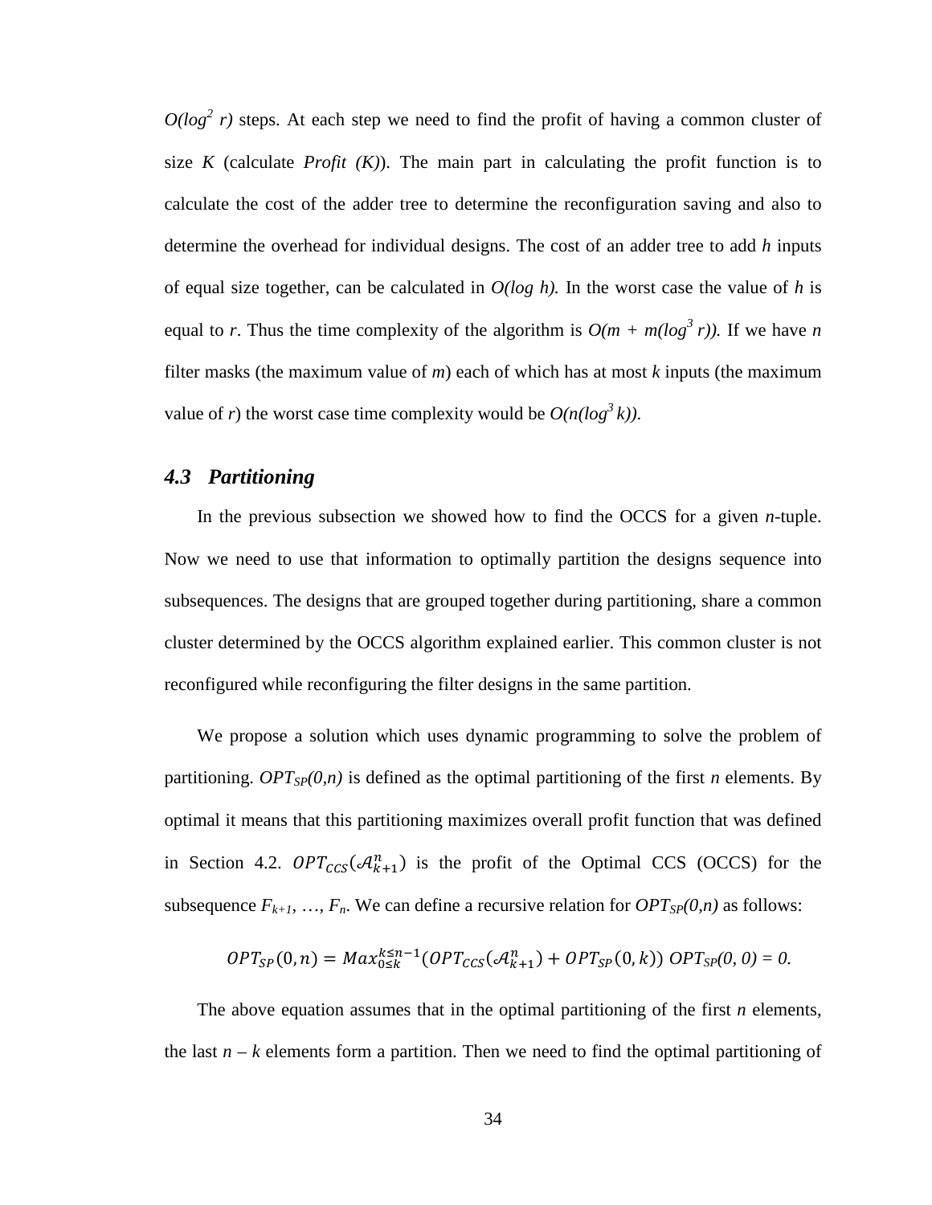$O(\log^2 r)$ steps. At each step we need to find the profit of having a common cluster of size $K$ (calculate $Profit(K)$). The main part in calculating the profit function is to calculate the cost of the adder tree to determine the reconfiguration saving and also to determine the overhead for individual designs. The cost of an adder tree to add $h$ inputs of equal size together, can be calculated in $O(\log h)$. In the worst case the value of $h$ is equal to $r$. Thus the time complexity of the algorithm is $O(m + m(\log^3 r))$. If we have $n$ filter masks (the maximum value of $m$) each of which has at most $k$ inputs (the maximum value of $r$) the worst case time complexity would be $O(n(\log^3 k))$.

### *4.3 Partitioning*

In the previous subsection we showed how to find the OCCS for a given $n$-tuple. Now we need to use that information to optimally partition the designs sequence into subsequences. The designs that are grouped together during partitioning, share a common cluster determined by the OCCS algorithm explained earlier. This common cluster is not reconfigured while reconfiguring the filter designs in the same partition.

We propose a solution which uses dynamic programming to solve the problem of partitioning. $OPT_{SP}(0,n)$ is defined as the optimal partitioning of the first $n$ elements. By optimal it means that this partitioning maximizes overall profit function that was defined in Section 4.2. $OPT_{CCS}(\mathcal{A}_{k+1}^{n})$ is the profit of the Optimal CCS (OCCS) for the subsequence $F_{k+1}, \ldots, F_n$. We can define a recursive relation for $OPT_{SP}(0,n)$ as follows:

$$OPT_{SP}(0,n) = Max_{0 \le k}^{k \le n-1}\left(OPT_{CCS}(\mathcal{A}_{k+1}^{n}) + OPT_{SP}(0,k)\right) \quad OPT_{SP}(0,0) = 0.$$

The above equation assumes that in the optimal partitioning of the first $n$ elements, the last $n - k$ elements form a partition. Then we need to find the optimal partitioning of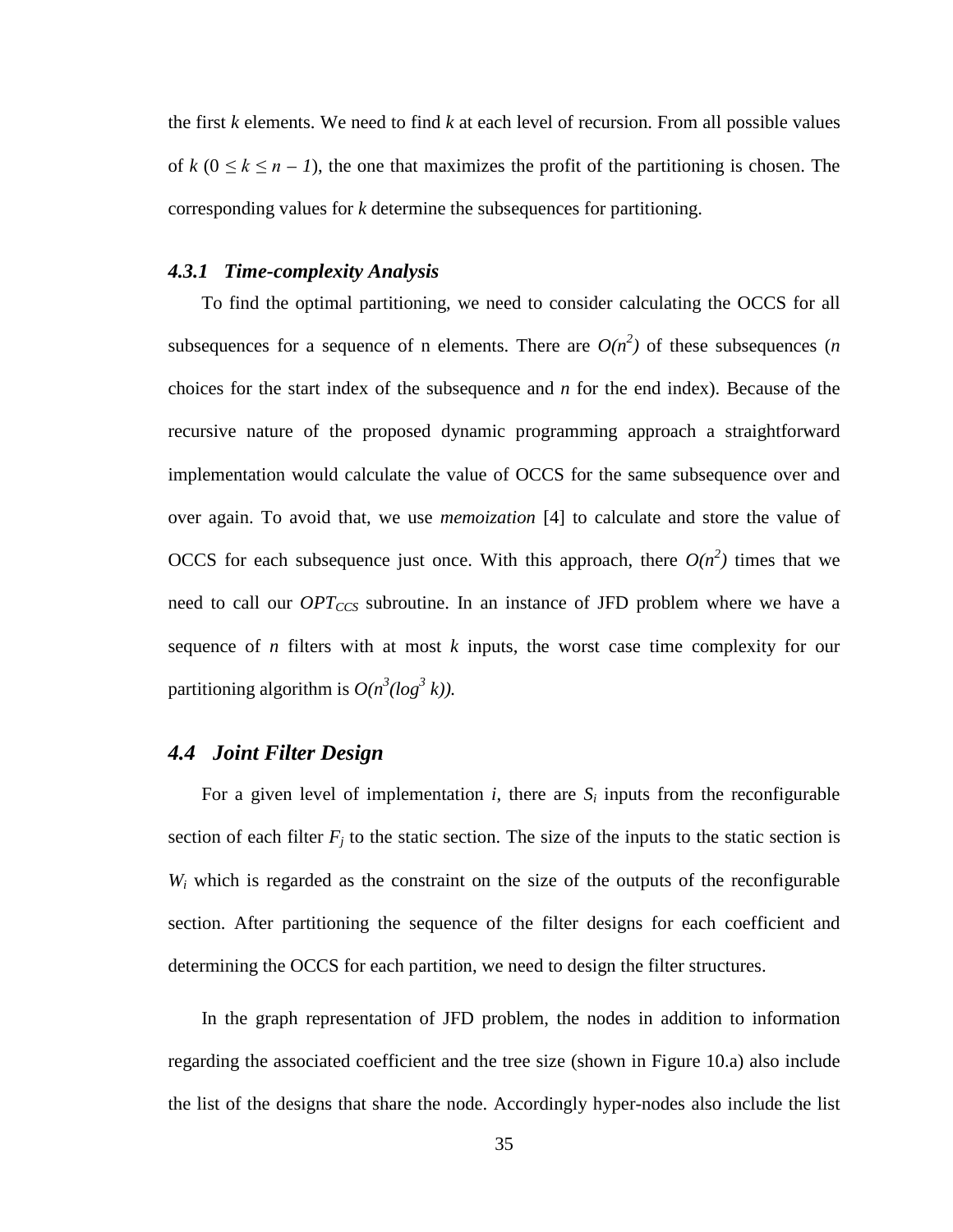the first $k$ elements. We need to find $k$ at each level of recursion. From all possible values of $k$ ($0 \leq k \leq n - 1$), the one that maximizes the profit of the partitioning is chosen. The corresponding values for $k$ determine the subsequences for partitioning.

### *4.3.1 Time-complexity Analysis*

To find the optimal partitioning, we need to consider calculating the OCCS for all subsequences for a sequence of n elements. There are $O(n^2)$ of these subsequences ($n$ choices for the start index of the subsequence and $n$ for the end index). Because of the recursive nature of the proposed dynamic programming approach a straightforward implementation would calculate the value of OCCS for the same subsequence over and over again. To avoid that, we use *memoization* [4] to calculate and store the value of OCCS for each subsequence just once. With this approach, there $O(n^2)$ times that we need to call our $OPT_{CCS}$ subroutine. In an instance of JFD problem where we have a sequence of $n$ filters with at most $k$ inputs, the worst case time complexity for our partitioning algorithm is $O(n^3(\log^3 k))$.

## *4.4 Joint Filter Design*

For a given level of implementation $i$, there are $S_i$ inputs from the reconfigurable section of each filter $F_j$ to the static section. The size of the inputs to the static section is $W_i$ which is regarded as the constraint on the size of the outputs of the reconfigurable section. After partitioning the sequence of the filter designs for each coefficient and determining the OCCS for each partition, we need to design the filter structures.

In the graph representation of JFD problem, the nodes in addition to information regarding the associated coefficient and the tree size (shown in Figure 10.a) also include the list of the designs that share the node. Accordingly hyper-nodes also include the list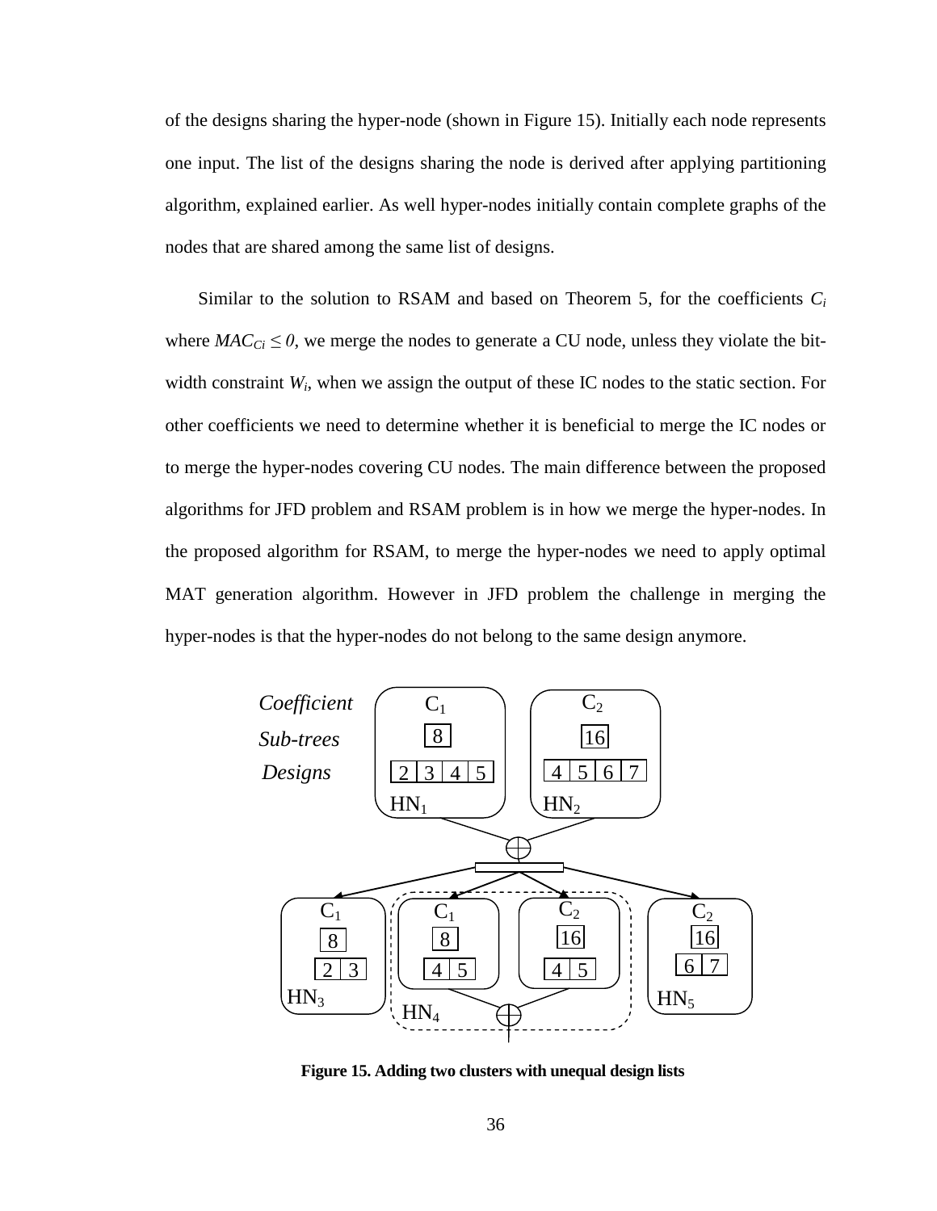of the designs sharing the hyper-node (shown in Figure 15). Initially each node represents one input. The list of the designs sharing the node is derived after applying partitioning algorithm, explained earlier. As well hyper-nodes initially contain complete graphs of the nodes that are shared among the same list of designs.

Similar to the solution to RSAM and based on Theorem 5, for the coefficients $C_i$ where $MAC_{Ci} \leq 0$, we merge the nodes to generate a CU node, unless they violate the bit-width constraint $W_i$, when we assign the output of these IC nodes to the static section. For other coefficients we need to determine whether it is beneficial to merge the IC nodes or to merge the hyper-nodes covering CU nodes. The main difference between the proposed algorithms for JFD problem and RSAM problem is in how we merge the hyper-nodes. In the proposed algorithm for RSAM, to merge the hyper-nodes we need to apply optimal MAT generation algorithm. However in JFD problem the challenge in merging the hyper-nodes is that the hyper-nodes do not belong to the same design anymore.

**Figure 15. Adding two clusters with unequal design lists**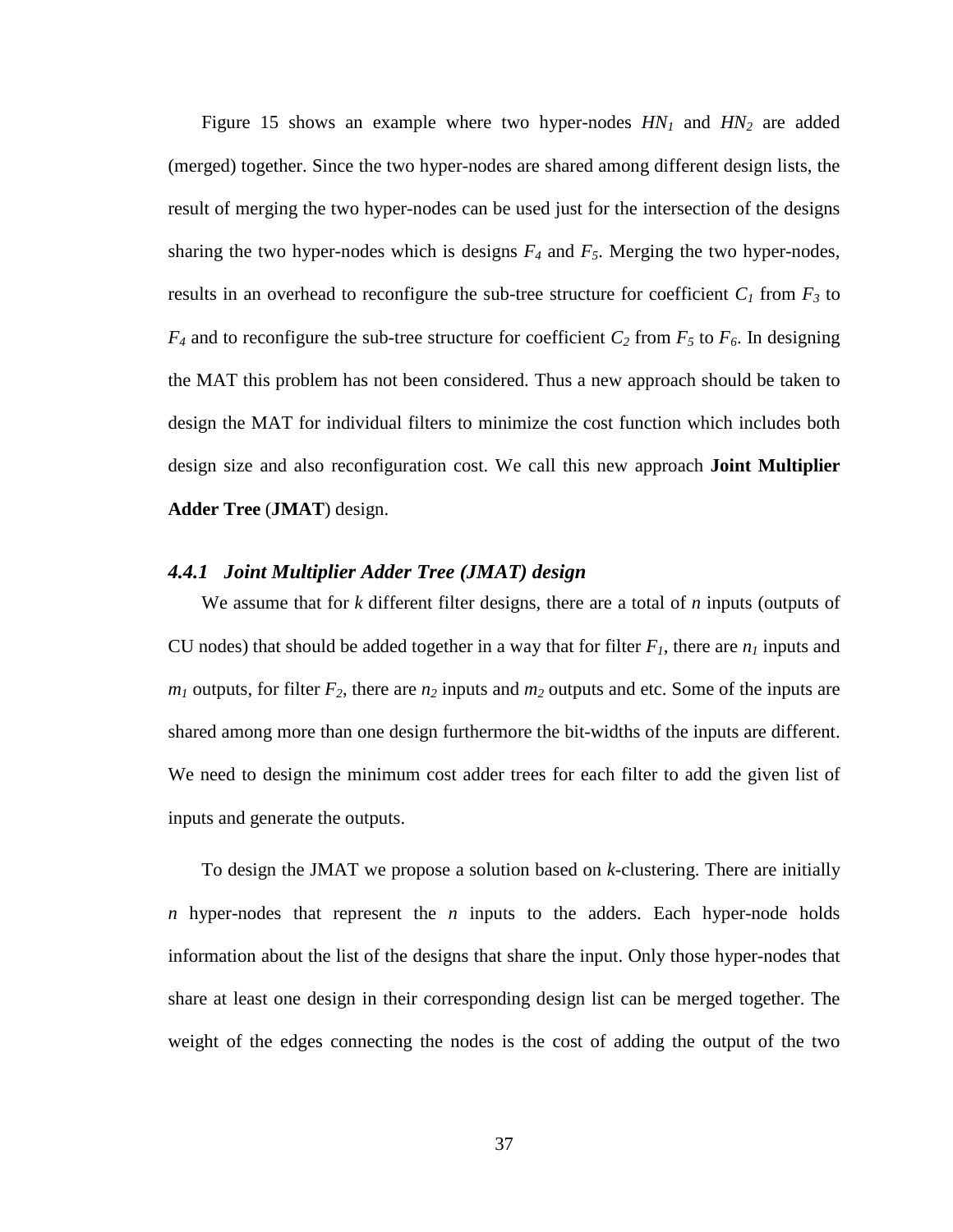Figure 15 shows an example where two hyper-nodes $HN_1$ and $HN_2$ are added (merged) together. Since the two hyper-nodes are shared among different design lists, the result of merging the two hyper-nodes can be used just for the intersection of the designs sharing the two hyper-nodes which is designs $F_4$ and $F_5$. Merging the two hyper-nodes, results in an overhead to reconfigure the sub-tree structure for coefficient $C_1$ from $F_3$ to $F_4$ and to reconfigure the sub-tree structure for coefficient $C_2$ from $F_5$ to $F_6$. In designing the MAT this problem has not been considered. Thus a new approach should be taken to design the MAT for individual filters to minimize the cost function which includes both design size and also reconfiguration cost. We call this new approach **Joint Multiplier Adder Tree** (**JMAT**) design.

### *4.4.1 Joint Multiplier Adder Tree (JMAT) design*

We assume that for *k* different filter designs, there are a total of *n* inputs (outputs of CU nodes) that should be added together in a way that for filter $F_1$, there are $n_1$ inputs and $m_1$ outputs, for filter $F_2$, there are $n_2$ inputs and $m_2$ outputs and etc. Some of the inputs are shared among more than one design furthermore the bit-widths of the inputs are different. We need to design the minimum cost adder trees for each filter to add the given list of inputs and generate the outputs.

To design the JMAT we propose a solution based on *k*-clustering. There are initially *n* hyper-nodes that represent the *n* inputs to the adders. Each hyper-node holds information about the list of the designs that share the input. Only those hyper-nodes that share at least one design in their corresponding design list can be merged together. The weight of the edges connecting the nodes is the cost of adding the output of the two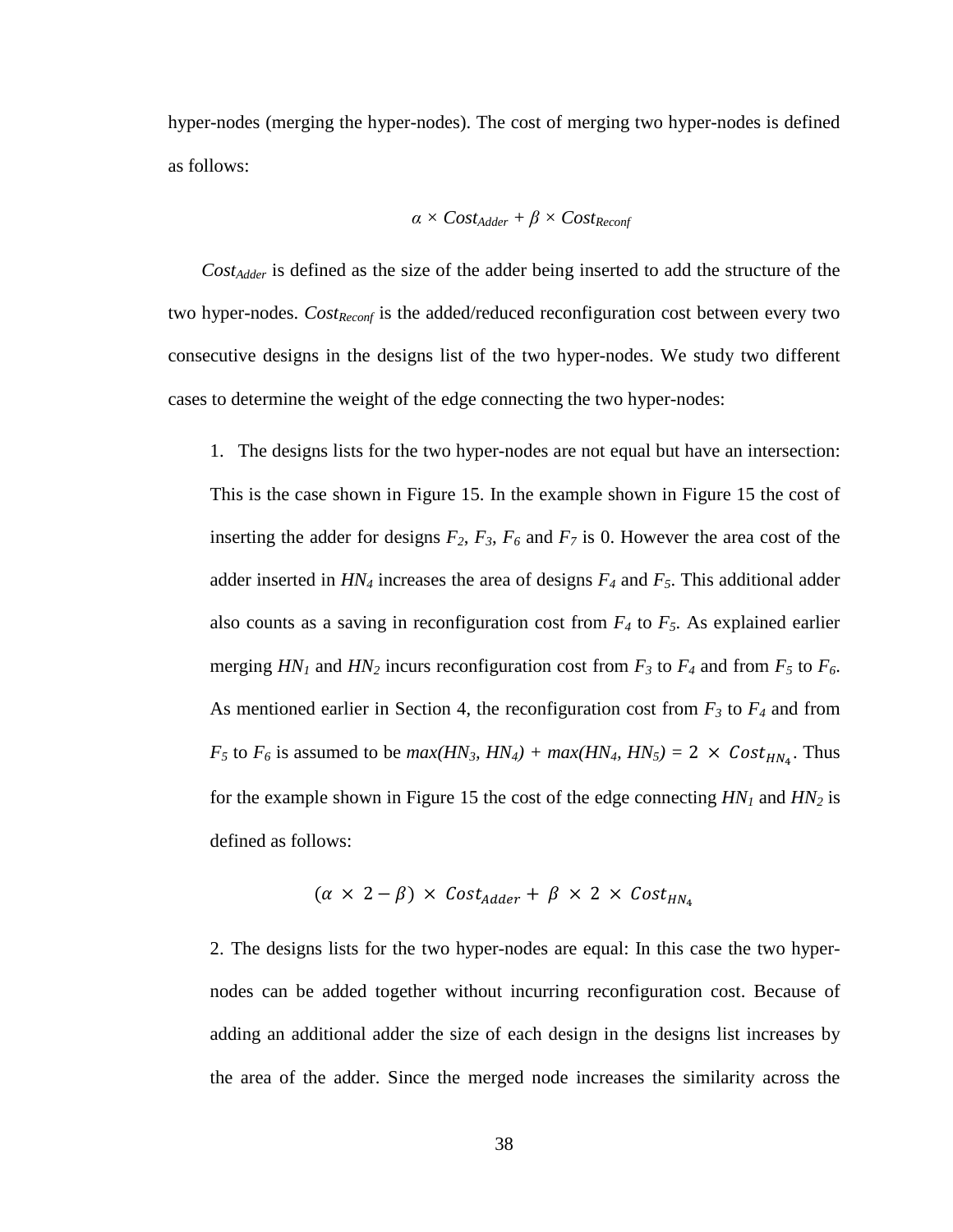hyper-nodes (merging the hyper-nodes). The cost of merging two hyper-nodes is defined as follows:

$$\alpha \times Cost_{Adder} + \beta \times Cost_{Reconf}$$

$Cost_{Adder}$ is defined as the size of the adder being inserted to add the structure of the two hyper-nodes. $Cost_{Reconf}$ is the added/reduced reconfiguration cost between every two consecutive designs in the designs list of the two hyper-nodes. We study two different cases to determine the weight of the edge connecting the two hyper-nodes:

1. The designs lists for the two hyper-nodes are not equal but have an intersection: This is the case shown in Figure 15. In the example shown in Figure 15 the cost of inserting the adder for designs $F_2$, $F_3$, $F_6$ and $F_7$ is 0. However the area cost of the adder inserted in $HN_4$ increases the area of designs $F_4$ and $F_5$. This additional adder also counts as a saving in reconfiguration cost from $F_4$ to $F_5$. As explained earlier merging $HN_1$ and $HN_2$ incurs reconfiguration cost from $F_3$ to $F_4$ and from $F_5$ to $F_6$. As mentioned earlier in Section 4, the reconfiguration cost from $F_3$ to $F_4$ and from $F_5$ to $F_6$ is assumed to be $max(HN_3, HN_4) + max(HN_4, HN_5) = 2 \times Cost_{HN_4}$. Thus for the example shown in Figure 15 the cost of the edge connecting $HN_1$ and $HN_2$ is defined as follows:

$$(\alpha \times 2 - \beta) \times Cost_{Adder} + \beta \times 2 \times Cost_{HN_4}$$

2. The designs lists for the two hyper-nodes are equal: In this case the two hyper-nodes can be added together without incurring reconfiguration cost. Because of adding an additional adder the size of each design in the designs list increases by the area of the adder. Since the merged node increases the similarity across the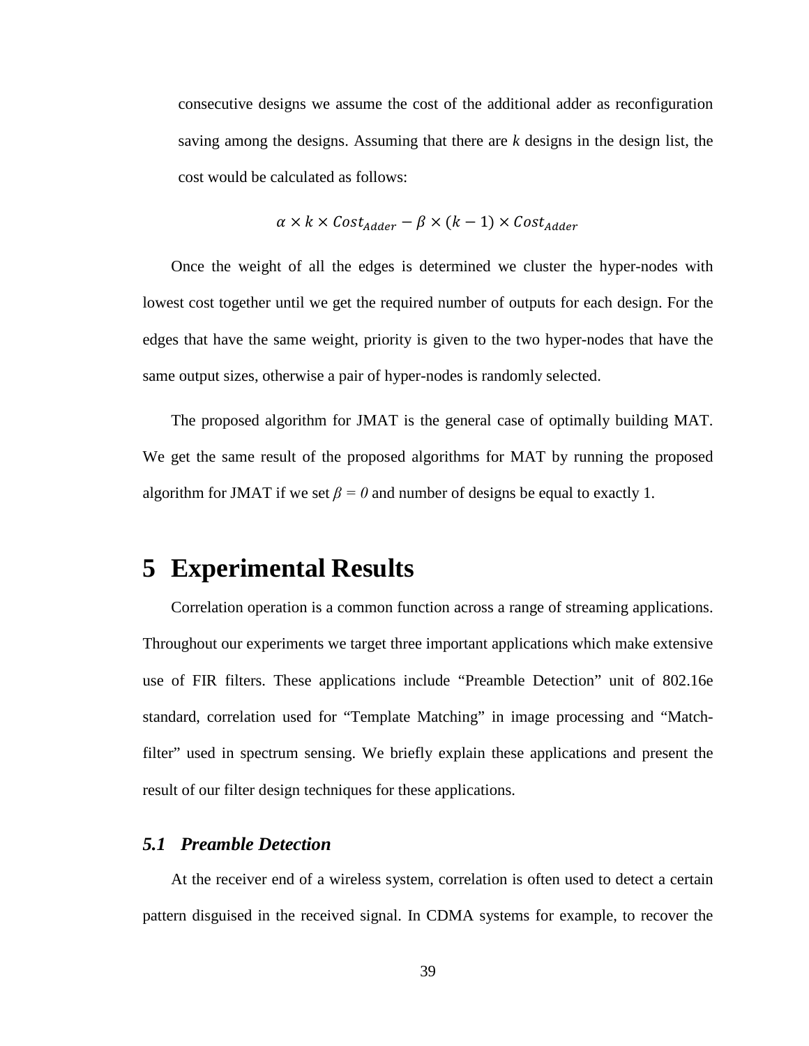consecutive designs we assume the cost of the additional adder as reconfiguration saving among the designs. Assuming that there are $k$ designs in the design list, the cost would be calculated as follows:

$$\alpha \times k \times Cost_{Adder} - \beta \times (k-1) \times Cost_{Adder}$$

Once the weight of all the edges is determined we cluster the hyper-nodes with lowest cost together until we get the required number of outputs for each design. For the edges that have the same weight, priority is given to the two hyper-nodes that have the same output sizes, otherwise a pair of hyper-nodes is randomly selected.

The proposed algorithm for JMAT is the general case of optimally building MAT. We get the same result of the proposed algorithms for MAT by running the proposed algorithm for JMAT if we set $\beta = 0$ and number of designs be equal to exactly 1.

# 5 Experimental Results

Correlation operation is a common function across a range of streaming applications. Throughout our experiments we target three important applications which make extensive use of FIR filters. These applications include "Preamble Detection" unit of 802.16e standard, correlation used for "Template Matching" in image processing and "Match-filter" used in spectrum sensing. We briefly explain these applications and present the result of our filter design techniques for these applications.

## *5.1 Preamble Detection*

At the receiver end of a wireless system, correlation is often used to detect a certain pattern disguised in the received signal. In CDMA systems for example, to recover the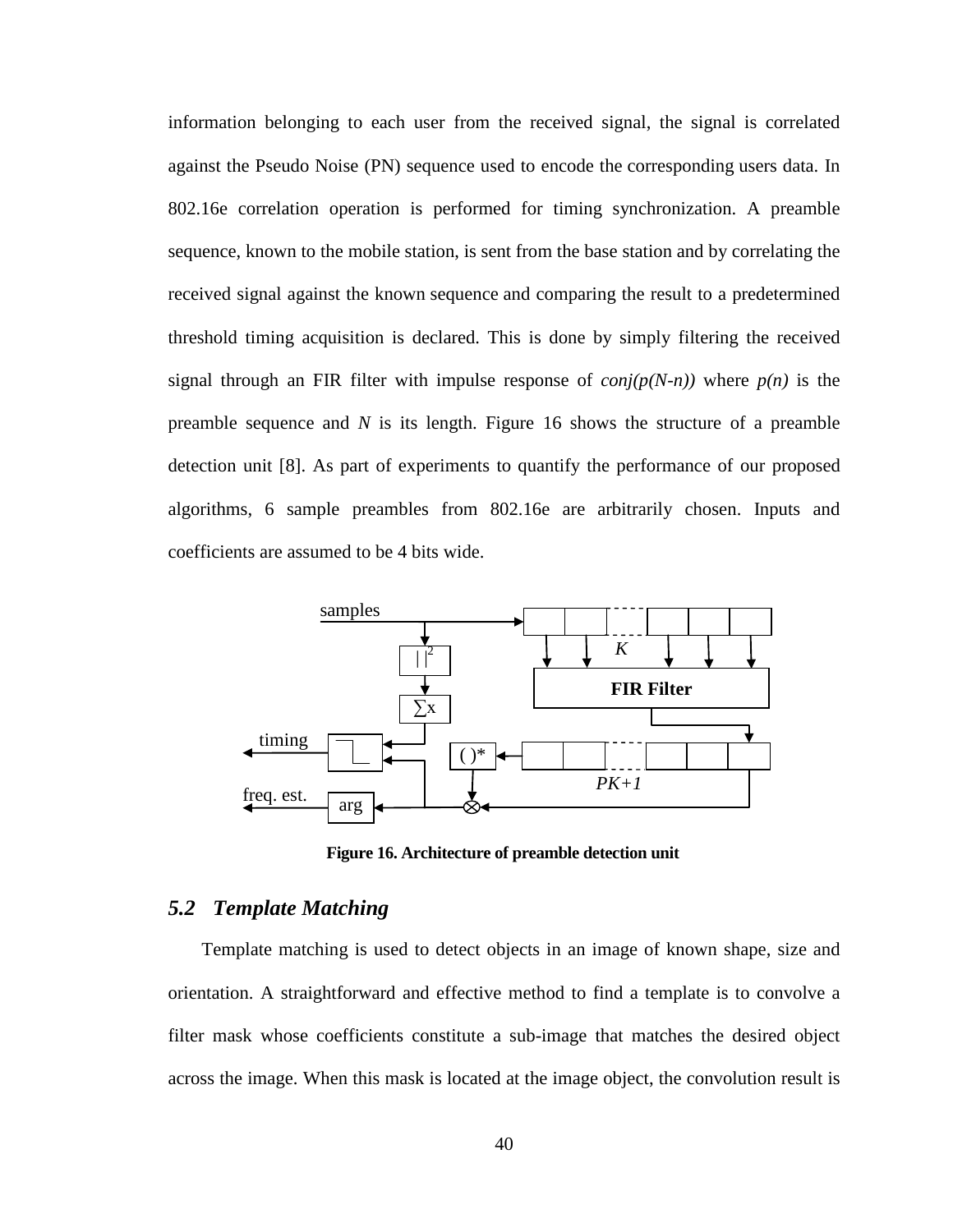information belonging to each user from the received signal, the signal is correlated against the Pseudo Noise (PN) sequence used to encode the corresponding users data. In 802.16e correlation operation is performed for timing synchronization. A preamble sequence, known to the mobile station, is sent from the base station and by correlating the received signal against the known sequence and comparing the result to a predetermined threshold timing acquisition is declared. This is done by simply filtering the received signal through an FIR filter with impulse response of *conj(p(N-n))* where *p(n)* is the preamble sequence and *N* is its length. Figure 16 shows the structure of a preamble detection unit [8]. As part of experiments to quantify the performance of our proposed algorithms, 6 sample preambles from 802.16e are arbitrarily chosen. Inputs and coefficients are assumed to be 4 bits wide.

**Figure 16. Architecture of preamble detection unit**

### *5.2 Template Matching*

Template matching is used to detect objects in an image of known shape, size and orientation. A straightforward and effective method to find a template is to convolve a filter mask whose coefficients constitute a sub-image that matches the desired object across the image. When this mask is located at the image object, the convolution result is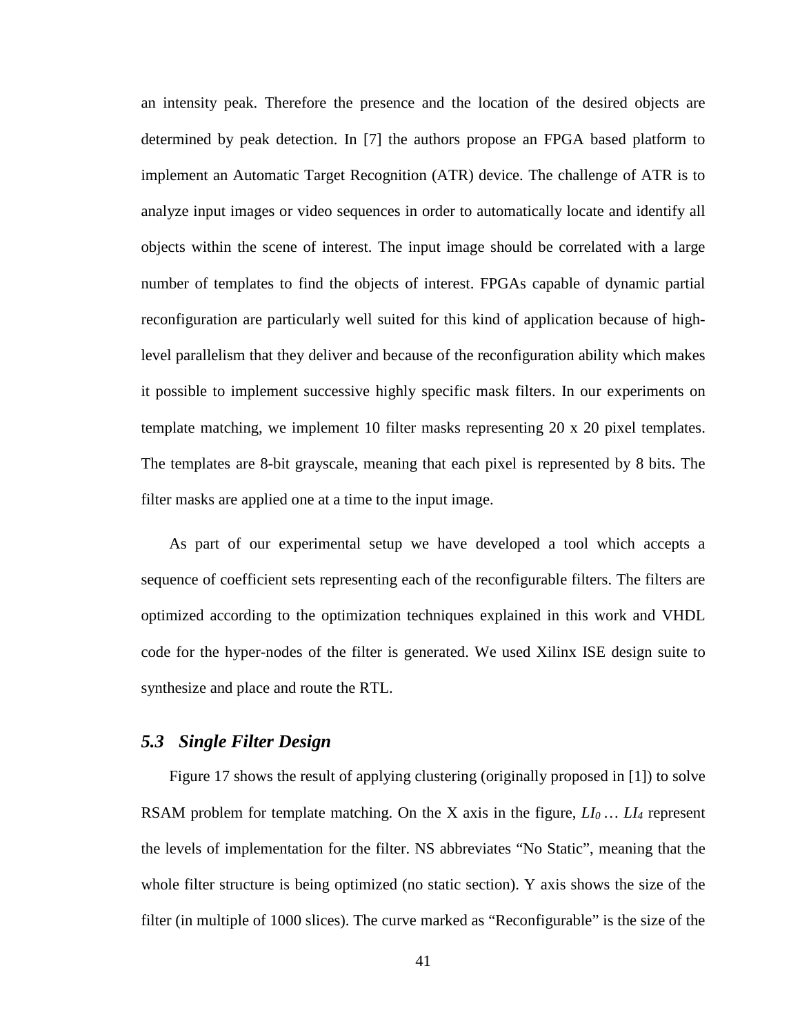an intensity peak. Therefore the presence and the location of the desired objects are determined by peak detection. In [7] the authors propose an FPGA based platform to implement an Automatic Target Recognition (ATR) device. The challenge of ATR is to analyze input images or video sequences in order to automatically locate and identify all objects within the scene of interest. The input image should be correlated with a large number of templates to find the objects of interest. FPGAs capable of dynamic partial reconfiguration are particularly well suited for this kind of application because of high-level parallelism that they deliver and because of the reconfiguration ability which makes it possible to implement successive highly specific mask filters. In our experiments on template matching, we implement 10 filter masks representing 20 x 20 pixel templates. The templates are 8-bit grayscale, meaning that each pixel is represented by 8 bits. The filter masks are applied one at a time to the input image.

As part of our experimental setup we have developed a tool which accepts a sequence of coefficient sets representing each of the reconfigurable filters. The filters are optimized according to the optimization techniques explained in this work and VHDL code for the hyper-nodes of the filter is generated. We used Xilinx ISE design suite to synthesize and place and route the RTL.

### *5.3 Single Filter Design*

Figure 17 shows the result of applying clustering (originally proposed in [1]) to solve RSAM problem for template matching. On the X axis in the figure, $LI_0 \ldots LI_4$ represent the levels of implementation for the filter. NS abbreviates "No Static", meaning that the whole filter structure is being optimized (no static section). Y axis shows the size of the filter (in multiple of 1000 slices). The curve marked as "Reconfigurable" is the size of the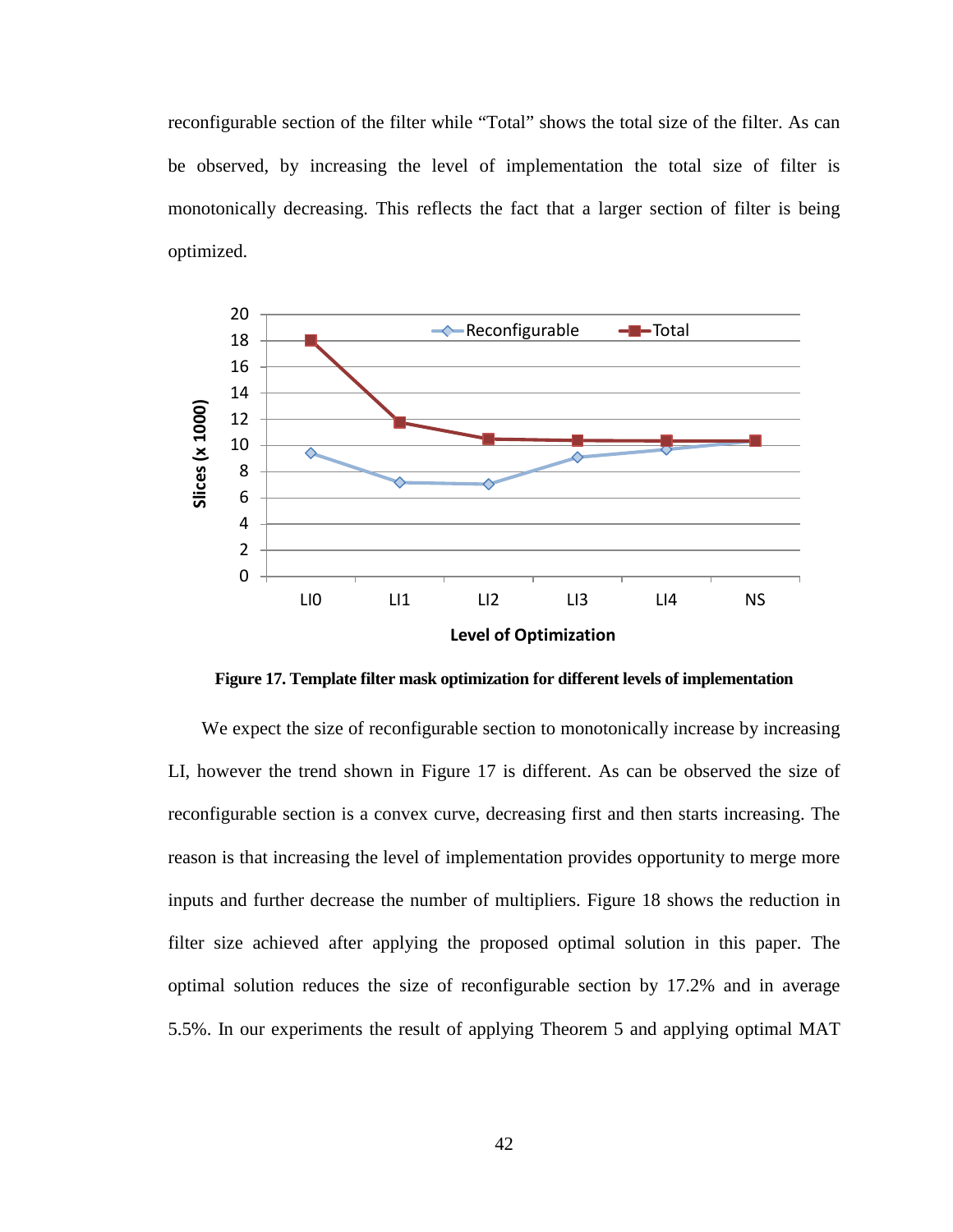reconfigurable section of the filter while "Total" shows the total size of the filter. As can be observed, by increasing the level of implementation the total size of filter is monotonically decreasing. This reflects the fact that a larger section of filter is being optimized.

**Figure 17. Template filter mask optimization for different levels of implementation**

We expect the size of reconfigurable section to monotonically increase by increasing LI, however the trend shown in Figure 17 is different. As can be observed the size of reconfigurable section is a convex curve, decreasing first and then starts increasing. The reason is that increasing the level of implementation provides opportunity to merge more inputs and further decrease the number of multipliers. Figure 18 shows the reduction in filter size achieved after applying the proposed optimal solution in this paper. The optimal solution reduces the size of reconfigurable section by 17.2% and in average 5.5%. In our experiments the result of applying Theorem 5 and applying optimal MAT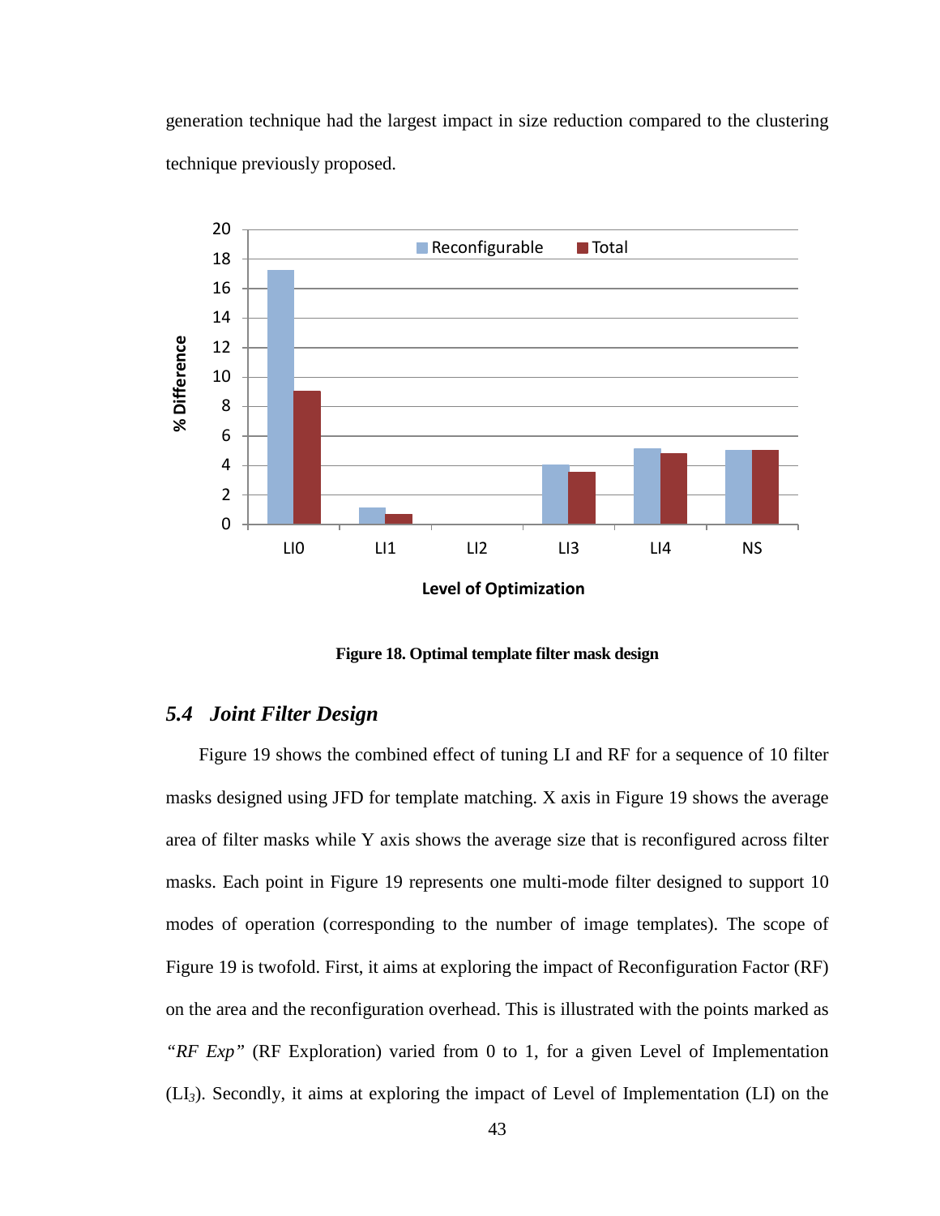generation technique had the largest impact in size reduction compared to the clustering technique previously proposed.

**Figure 18. Optimal template filter mask design**

## *5.4 Joint Filter Design*

Figure 19 shows the combined effect of tuning LI and RF for a sequence of 10 filter masks designed using JFD for template matching. X axis in Figure 19 shows the average area of filter masks while Y axis shows the average size that is reconfigured across filter masks. Each point in Figure 19 represents one multi-mode filter designed to support 10 modes of operation (corresponding to the number of image templates). The scope of Figure 19 is twofold. First, it aims at exploring the impact of Reconfiguration Factor (RF) on the area and the reconfiguration overhead. This is illustrated with the points marked as *"RF Exp"* (RF Exploration) varied from 0 to 1, for a given Level of Implementation ($LI_3$). Secondly, it aims at exploring the impact of Level of Implementation (LI) on the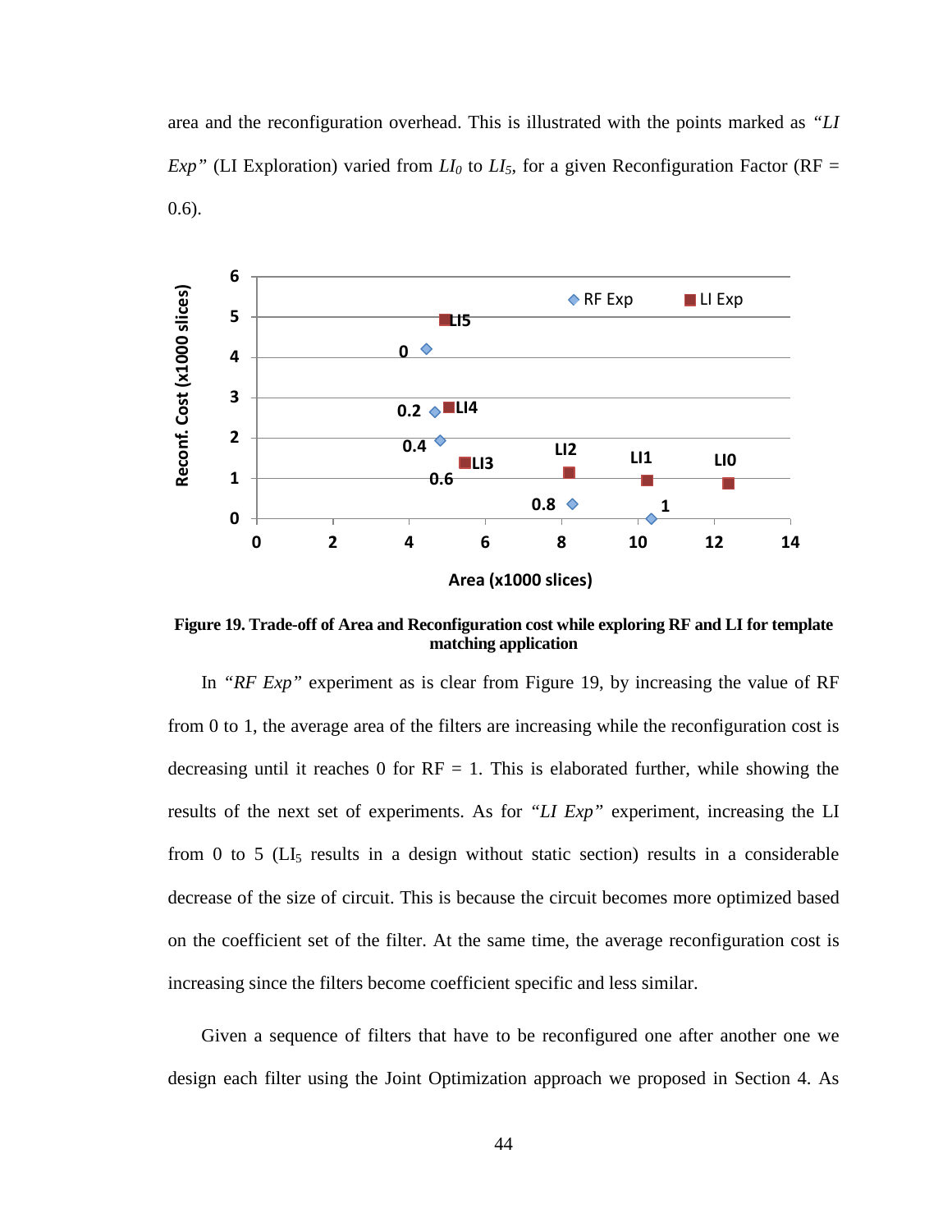area and the reconfiguration overhead. This is illustrated with the points marked as *"LI Exp"* (LI Exploration) varied from $LI_0$ to $LI_5$, for a given Reconfiguration Factor (RF = 0.6).

**Figure 19. Trade-off of Area and Reconfiguration cost while exploring RF and LI for template matching application**

In *"RF Exp"* experiment as is clear from Figure 19, by increasing the value of RF from 0 to 1, the average area of the filters are increasing while the reconfiguration cost is decreasing until it reaches 0 for RF = 1. This is elaborated further, while showing the results of the next set of experiments. As for *"LI Exp"* experiment, increasing the LI from 0 to 5 ($LI_5$ results in a design without static section) results in a considerable decrease of the size of circuit. This is because the circuit becomes more optimized based on the coefficient set of the filter. At the same time, the average reconfiguration cost is increasing since the filters become coefficient specific and less similar.

Given a sequence of filters that have to be reconfigured one after another one we design each filter using the Joint Optimization approach we proposed in Section 4. As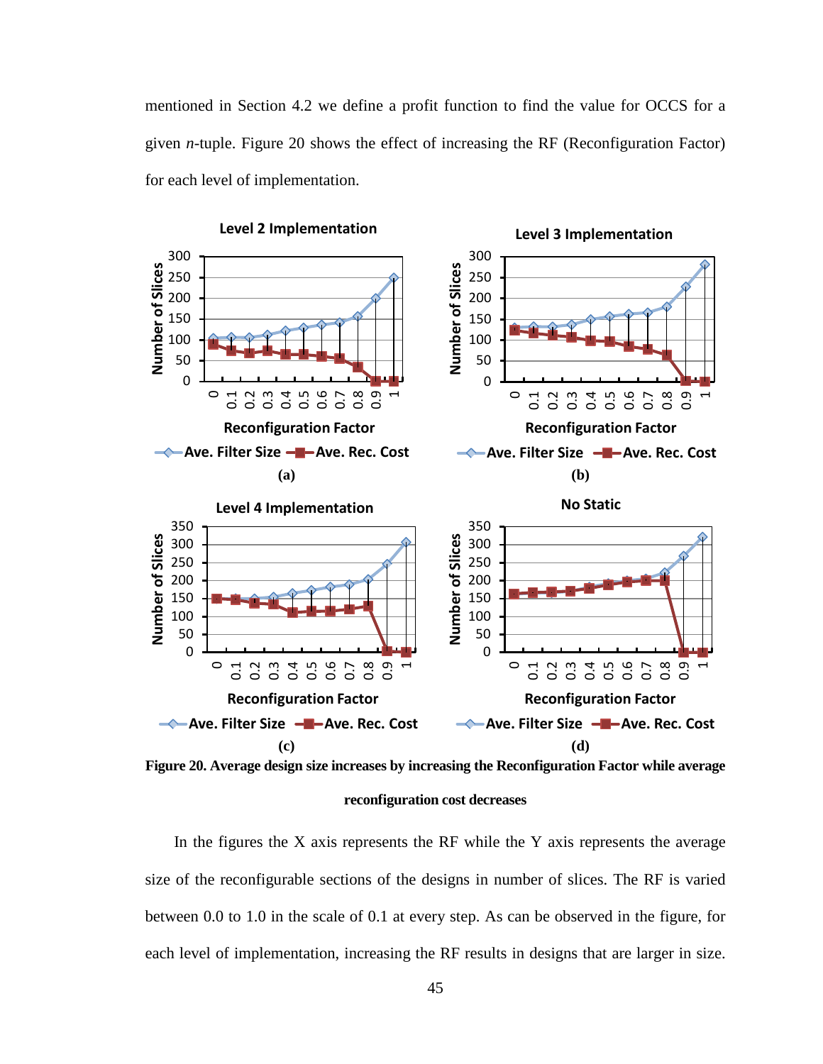mentioned in Section 4.2 we define a profit function to find the value for OCCS for a given *n*-tuple. Figure 20 shows the effect of increasing the RF (Reconfiguration Factor) for each level of implementation.

**Figure 20. Average design size increases by increasing the Reconfiguration Factor while average reconfiguration cost decreases**

In the figures the X axis represents the RF while the Y axis represents the average size of the reconfigurable sections of the designs in number of slices. The RF is varied between 0.0 to 1.0 in the scale of 0.1 at every step. As can be observed in the figure, for each level of implementation, increasing the RF results in designs that are larger in size.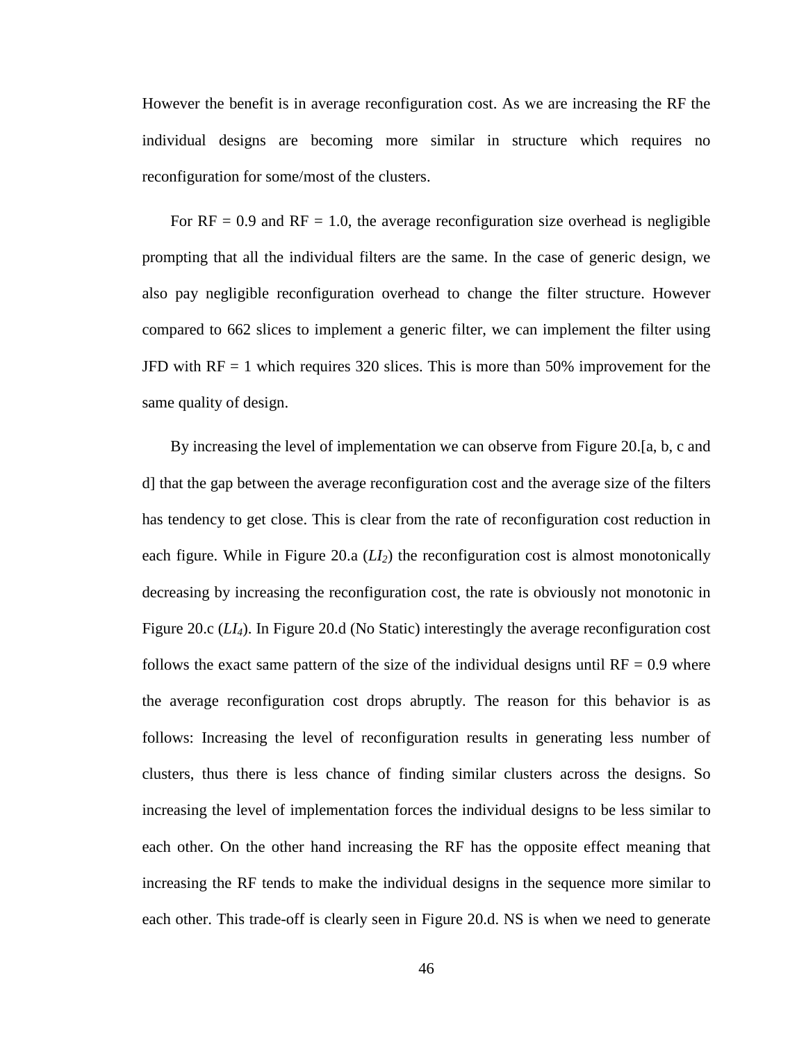However the benefit is in average reconfiguration cost. As we are increasing the RF the individual designs are becoming more similar in structure which requires no reconfiguration for some/most of the clusters.

For RF = 0.9 and RF = 1.0, the average reconfiguration size overhead is negligible prompting that all the individual filters are the same. In the case of generic design, we also pay negligible reconfiguration overhead to change the filter structure. However compared to 662 slices to implement a generic filter, we can implement the filter using JFD with RF = 1 which requires 320 slices. This is more than 50% improvement for the same quality of design.

By increasing the level of implementation we can observe from Figure 20.[a, b, c and d] that the gap between the average reconfiguration cost and the average size of the filters has tendency to get close. This is clear from the rate of reconfiguration cost reduction in each figure. While in Figure 20.a ($LI_2$) the reconfiguration cost is almost monotonically decreasing by increasing the reconfiguration cost, the rate is obviously not monotonic in Figure 20.c ($LI_4$). In Figure 20.d (No Static) interestingly the average reconfiguration cost follows the exact same pattern of the size of the individual designs until RF = 0.9 where the average reconfiguration cost drops abruptly. The reason for this behavior is as follows: Increasing the level of reconfiguration results in generating less number of clusters, thus there is less chance of finding similar clusters across the designs. So increasing the level of implementation forces the individual designs to be less similar to each other. On the other hand increasing the RF has the opposite effect meaning that increasing the RF tends to make the individual designs in the sequence more similar to each other. This trade-off is clearly seen in Figure 20.d. NS is when we need to generate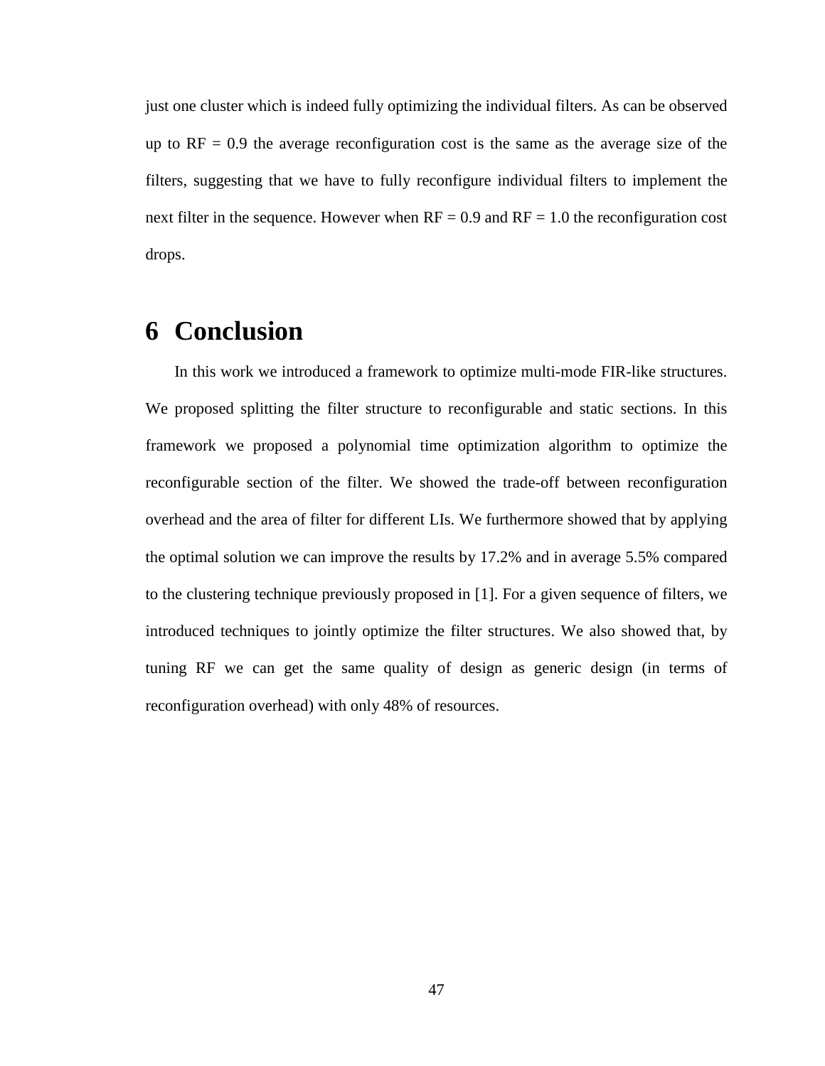just one cluster which is indeed fully optimizing the individual filters. As can be observed up to RF = 0.9 the average reconfiguration cost is the same as the average size of the filters, suggesting that we have to fully reconfigure individual filters to implement the next filter in the sequence. However when RF = 0.9 and RF = 1.0 the reconfiguration cost drops.

# 6 Conclusion

In this work we introduced a framework to optimize multi-mode FIR-like structures. We proposed splitting the filter structure to reconfigurable and static sections. In this framework we proposed a polynomial time optimization algorithm to optimize the reconfigurable section of the filter. We showed the trade-off between reconfiguration overhead and the area of filter for different LIs. We furthermore showed that by applying the optimal solution we can improve the results by 17.2% and in average 5.5% compared to the clustering technique previously proposed in [1]. For a given sequence of filters, we introduced techniques to jointly optimize the filter structures. We also showed that, by tuning RF we can get the same quality of design as generic design (in terms of reconfiguration overhead) with only 48% of resources.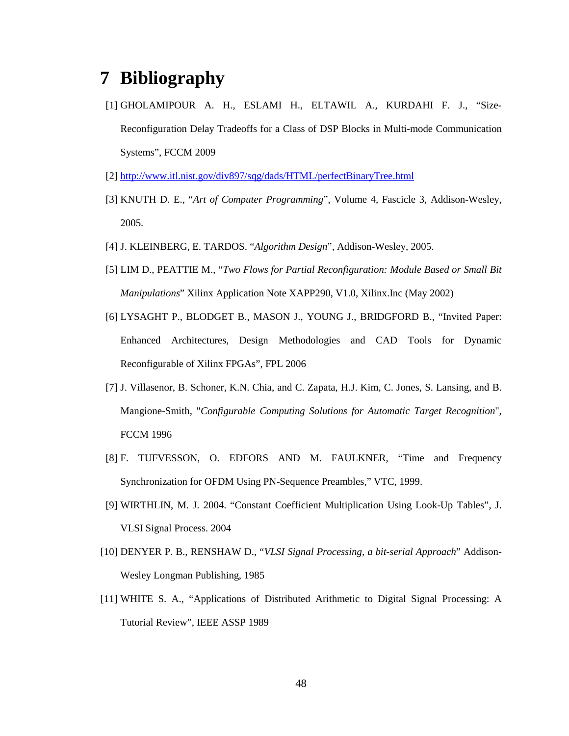# 7 Bibliography

[1] GHOLAMIPOUR A. H., ESLAMI H., ELTAWIL A., KURDAHI F. J., “Size-Reconfiguration Delay Tradeoffs for a Class of DSP Blocks in Multi-mode Communication Systems”, FCCM 2009

[2] http://www.itl.nist.gov/div897/sqg/dads/HTML/perfectBinaryTree.html

[3] KNUTH D. E., “*Art of Computer Programming*”, Volume 4, Fascicle 3, Addison-Wesley, 2005.

[4] J. KLEINBERG, E. TARDOS. “*Algorithm Design*”, Addison-Wesley, 2005.

[5] LIM D., PEATTIE M., “*Two Flows for Partial Reconfiguration: Module Based or Small Bit Manipulations*” Xilinx Application Note XAPP290, V1.0, Xilinx.Inc (May 2002)

[6] LYSAGHT P., BLODGET B., MASON J., YOUNG J., BRIDGFORD B., “Invited Paper: Enhanced Architectures, Design Methodologies and CAD Tools for Dynamic Reconfigurable of Xilinx FPGAs”, FPL 2006

[7] J. Villasenor, B. Schoner, K.N. Chia, and C. Zapata, H.J. Kim, C. Jones, S. Lansing, and B. Mangione-Smith, "*Configurable Computing Solutions for Automatic Target Recognition*", FCCM 1996

[8] F. TUFVESSON, O. EDFORS AND M. FAULKNER, “Time and Frequency Synchronization for OFDM Using PN-Sequence Preambles,” VTC, 1999.

[9] WIRTHLIN, M. J. 2004. “Constant Coefficient Multiplication Using Look-Up Tables”, J. VLSI Signal Process. 2004

[10] DENYER P. B., RENSHAW D., “*VLSI Signal Processing, a bit-serial Approach*” Addison-Wesley Longman Publishing, 1985

[11] WHITE S. A., “Applications of Distributed Arithmetic to Digital Signal Processing: A Tutorial Review”, IEEE ASSP 1989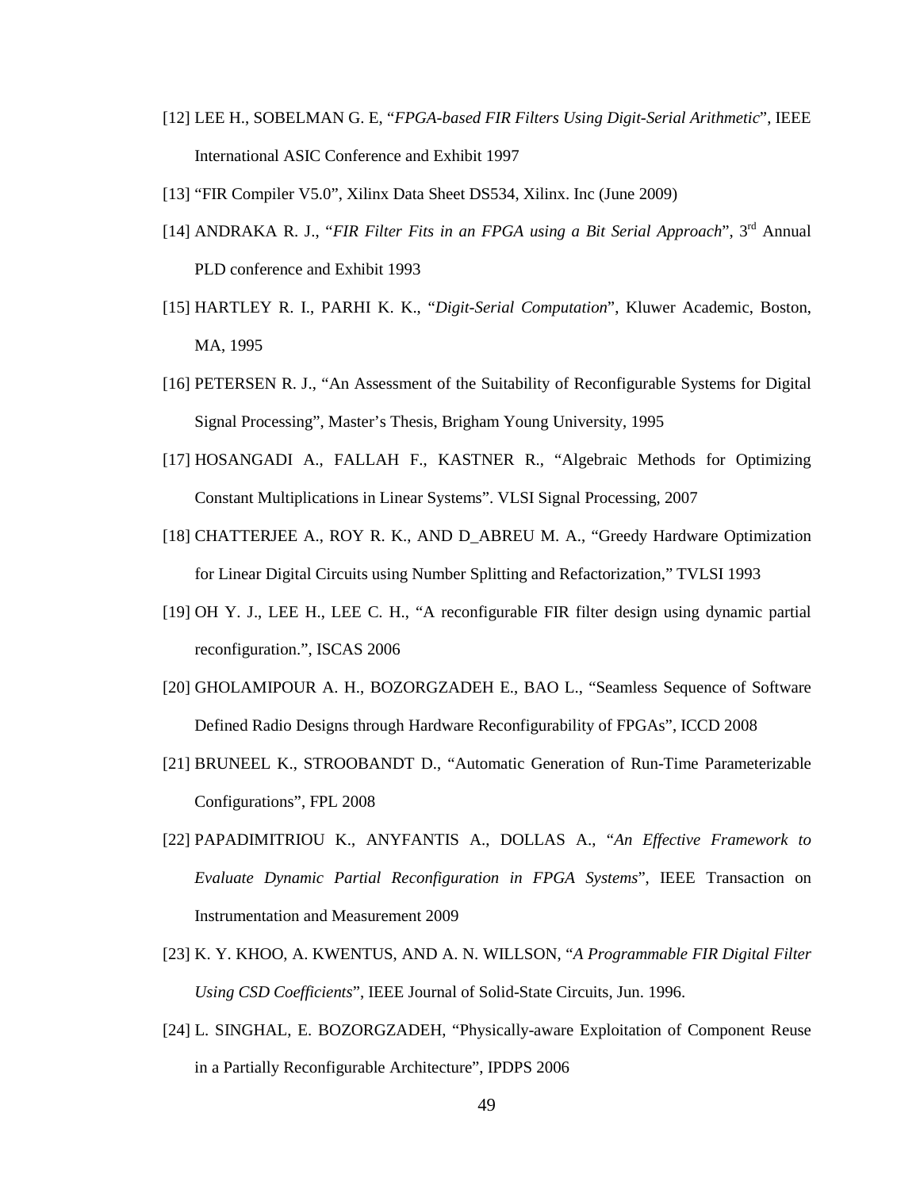[12] LEE H., SOBELMAN G. E, "*FPGA-based FIR Filters Using Digit-Serial Arithmetic*", IEEE International ASIC Conference and Exhibit 1997

[13] "FIR Compiler V5.0", Xilinx Data Sheet DS534, Xilinx. Inc (June 2009)

[14] ANDRAKA R. J., "*FIR Filter Fits in an FPGA using a Bit Serial Approach*", 3rd Annual PLD conference and Exhibit 1993

[15] HARTLEY R. I., PARHI K. K., "*Digit-Serial Computation*", Kluwer Academic, Boston, MA, 1995

[16] PETERSEN R. J., "An Assessment of the Suitability of Reconfigurable Systems for Digital Signal Processing", Master's Thesis, Brigham Young University, 1995

[17] HOSANGADI A., FALLAH F., KASTNER R., "Algebraic Methods for Optimizing Constant Multiplications in Linear Systems". VLSI Signal Processing, 2007

[18] CHATTERJEE A., ROY R. K., AND D_ABREU M. A., "Greedy Hardware Optimization for Linear Digital Circuits using Number Splitting and Refactorization," TVLSI 1993

[19] OH Y. J., LEE H., LEE C. H., "A reconfigurable FIR filter design using dynamic partial reconfiguration.", ISCAS 2006

[20] GHOLAMIPOUR A. H., BOZORGZADEH E., BAO L., "Seamless Sequence of Software Defined Radio Designs through Hardware Reconfigurability of FPGAs", ICCD 2008

[21] BRUNEEL K., STROOBANDT D., "Automatic Generation of Run-Time Parameterizable Configurations", FPL 2008

[22] PAPADIMITRIOU K., ANYFANTIS A., DOLLAS A., "*An Effective Framework to Evaluate Dynamic Partial Reconfiguration in FPGA Systems*", IEEE Transaction on Instrumentation and Measurement 2009

[23] K. Y. KHOO, A. KWENTUS, AND A. N. WILLSON, "*A Programmable FIR Digital Filter Using CSD Coefficients*", IEEE Journal of Solid-State Circuits, Jun. 1996.

[24] L. SINGHAL, E. BOZORGZADEH, "Physically-aware Exploitation of Component Reuse in a Partially Reconfigurable Architecture", IPDPS 2006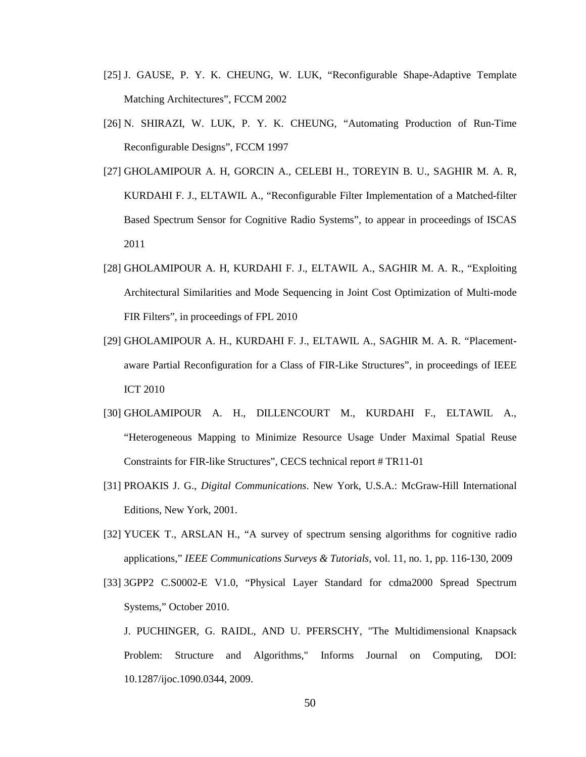[25] J. GAUSE, P. Y. K. CHEUNG, W. LUK, "Reconfigurable Shape-Adaptive Template Matching Architectures", FCCM 2002

[26] N. SHIRAZI, W. LUK, P. Y. K. CHEUNG, "Automating Production of Run-Time Reconfigurable Designs", FCCM 1997

[27] GHOLAMIPOUR A. H, GORCIN A., CELEBI H., TOREYIN B. U., SAGHIR M. A. R, KURDAHI F. J., ELTAWIL A., "Reconfigurable Filter Implementation of a Matched-filter Based Spectrum Sensor for Cognitive Radio Systems", to appear in proceedings of ISCAS 2011

[28] GHOLAMIPOUR A. H, KURDAHI F. J., ELTAWIL A., SAGHIR M. A. R., "Exploiting Architectural Similarities and Mode Sequencing in Joint Cost Optimization of Multi-mode FIR Filters", in proceedings of FPL 2010

[29] GHOLAMIPOUR A. H., KURDAHI F. J., ELTAWIL A., SAGHIR M. A. R. "Placement-aware Partial Reconfiguration for a Class of FIR-Like Structures", in proceedings of IEEE ICT 2010

[30] GHOLAMIPOUR A. H., DILLENCOURT M., KURDAHI F., ELTAWIL A., "Heterogeneous Mapping to Minimize Resource Usage Under Maximal Spatial Reuse Constraints for FIR-like Structures", CECS technical report # TR11-01

[31] PROAKIS J. G., *Digital Communications*. New York, U.S.A.: McGraw-Hill International Editions, New York, 2001.

[32] YUCEK T., ARSLAN H., "A survey of spectrum sensing algorithms for cognitive radio applications," *IEEE Communications Surveys & Tutorials*, vol. 11, no. 1, pp. 116-130, 2009

[33] 3GPP2 C.S0002-E V1.0, "Physical Layer Standard for cdma2000 Spread Spectrum Systems," October 2010.

J. PUCHINGER, G. RAIDL, AND U. PFERSCHY, "The Multidimensional Knapsack Problem: Structure and Algorithms," Informs Journal on Computing, DOI: 10.1287/ijoc.1090.0344, 2009.